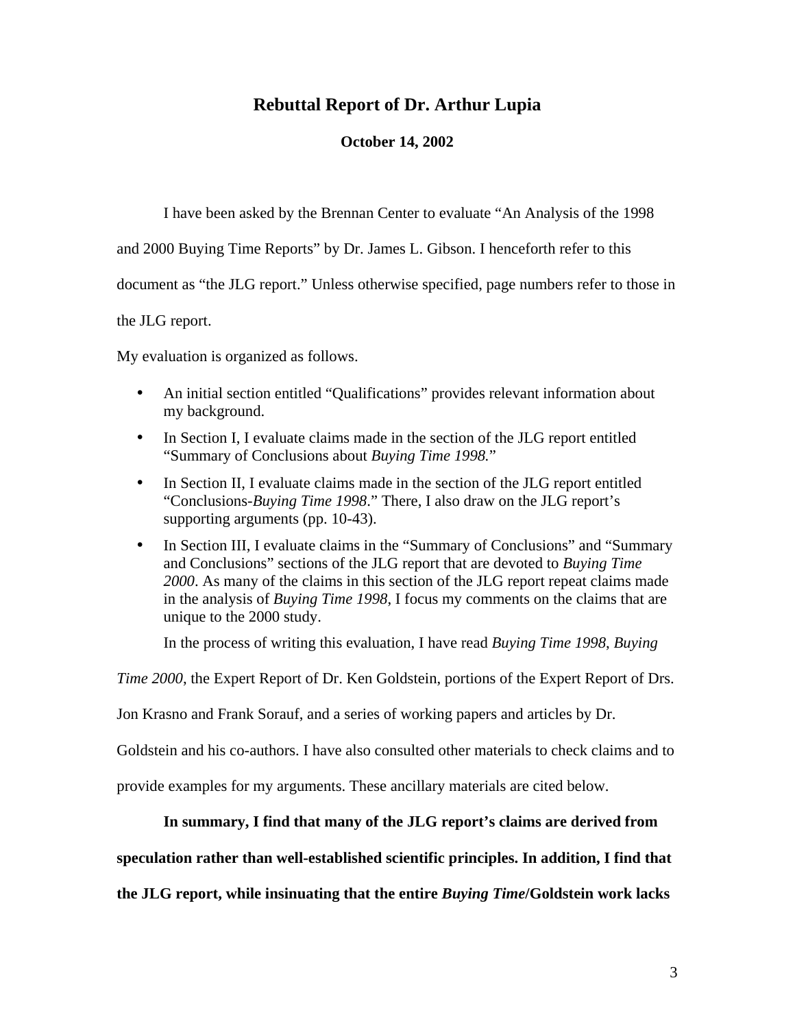# Rebuttal Report of Dr. Arthur Lupia

**October 14, 2002**

I have been asked by the Brennan Center to evaluate "An Analysis of the 1998 and 2000 Buying Time Reports" by Dr. James L. Gibson. I henceforth refer to this document as "the JLG report." Unless otherwise specified, page numbers refer to those in the JLG report.

My evaluation is organized as follows.

- An initial section entitled "Qualifications" provides relevant information about my background.
- In Section I, I evaluate claims made in the section of the JLG report entitled "Summary of Conclusions about *Buying Time 1998.*"
- In Section II, I evaluate claims made in the section of the JLG report entitled "Conclusions-*Buying Time 1998*." There, I also draw on the JLG report's supporting arguments (pp. 10-43).
- In Section III, I evaluate claims in the "Summary of Conclusions" and "Summary and Conclusions" sections of the JLG report that are devoted to *Buying Time 2000*. As many of the claims in this section of the JLG report repeat claims made in the analysis of *Buying Time 1998*, I focus my comments on the claims that are unique to the 2000 study.

In the process of writing this evaluation, I have read *Buying Time 1998*, *Buying Time 2000*, the Expert Report of Dr. Ken Goldstein, portions of the Expert Report of Drs. Jon Krasno and Frank Sorauf, and a series of working papers and articles by Dr. Goldstein and his co-authors. I have also consulted other materials to check claims and to provide examples for my arguments. These ancillary materials are cited below.

**In summary, I find that many of the JLG report's claims are derived from speculation rather than well-established scientific principles. In addition, I find that the JLG report, while insinuating that the entire *Buying Time*/Goldstein work lacks**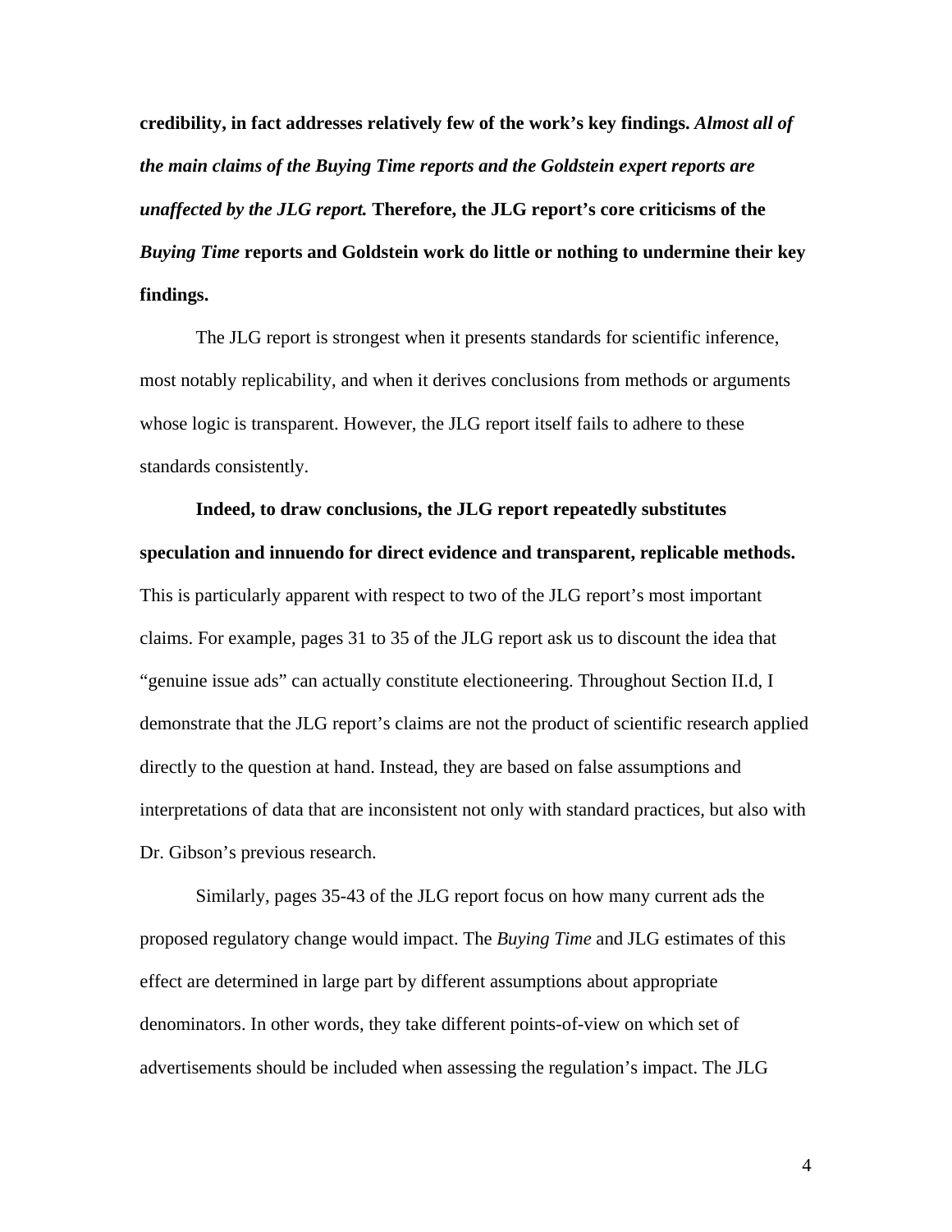**credibility, in fact addresses relatively few of the work's key findings.** ***Almost all of the main claims of the Buying Time reports and the Goldstein expert reports are unaffected by the JLG report.*** **Therefore, the JLG report's core criticisms of the** ***Buying Time*** **reports and Goldstein work do little or nothing to undermine their key findings.**

The JLG report is strongest when it presents standards for scientific inference, most notably replicability, and when it derives conclusions from methods or arguments whose logic is transparent. However, the JLG report itself fails to adhere to these standards consistently.

**Indeed, to draw conclusions, the JLG report repeatedly substitutes speculation and innuendo for direct evidence and transparent, replicable methods.** This is particularly apparent with respect to two of the JLG report's most important claims. For example, pages 31 to 35 of the JLG report ask us to discount the idea that "genuine issue ads" can actually constitute electioneering. Throughout Section II.d, I demonstrate that the JLG report's claims are not the product of scientific research applied directly to the question at hand. Instead, they are based on false assumptions and interpretations of data that are inconsistent not only with standard practices, but also with Dr. Gibson's previous research.

Similarly, pages 35-43 of the JLG report focus on how many current ads the proposed regulatory change would impact. The *Buying Time* and JLG estimates of this effect are determined in large part by different assumptions about appropriate denominators. In other words, they take different points-of-view on which set of advertisements should be included when assessing the regulation's impact. The JLG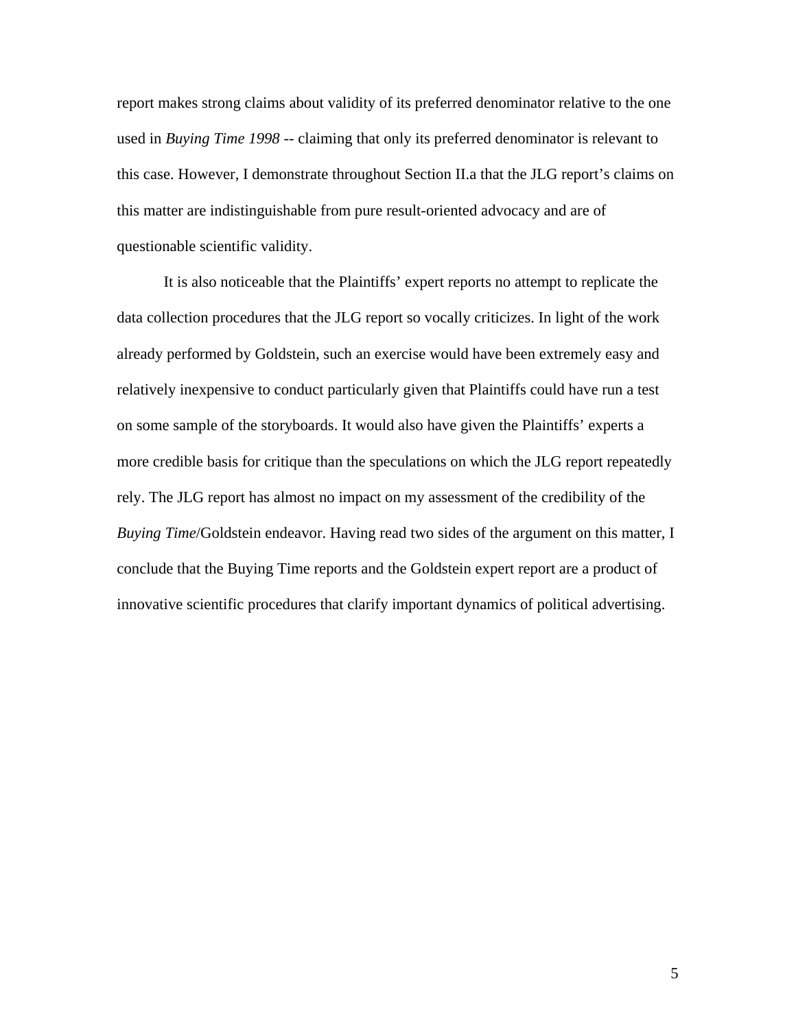report makes strong claims about validity of its preferred denominator relative to the one used in *Buying Time 1998* -- claiming that only its preferred denominator is relevant to this case. However, I demonstrate throughout Section II.a that the JLG report's claims on this matter are indistinguishable from pure result-oriented advocacy and are of questionable scientific validity.

It is also noticeable that the Plaintiffs' expert reports no attempt to replicate the data collection procedures that the JLG report so vocally criticizes. In light of the work already performed by Goldstein, such an exercise would have been extremely easy and relatively inexpensive to conduct particularly given that Plaintiffs could have run a test on some sample of the storyboards. It would also have given the Plaintiffs' experts a more credible basis for critique than the speculations on which the JLG report repeatedly rely. The JLG report has almost no impact on my assessment of the credibility of the *Buying Time*/Goldstein endeavor. Having read two sides of the argument on this matter, I conclude that the Buying Time reports and the Goldstein expert report are a product of innovative scientific procedures that clarify important dynamics of political advertising.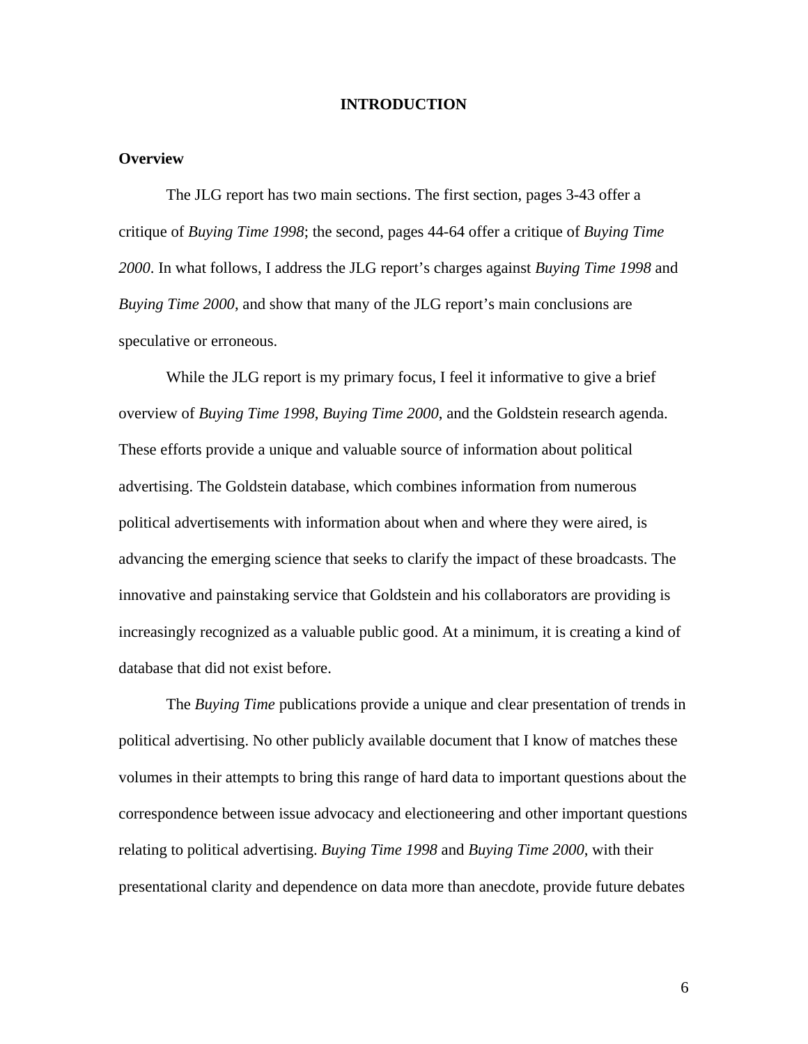# INTRODUCTION

## Overview

The JLG report has two main sections. The first section, pages 3-43 offer a critique of *Buying Time 1998*; the second, pages 44-64 offer a critique of *Buying Time 2000*. In what follows, I address the JLG report's charges against *Buying Time 1998* and *Buying Time 2000*, and show that many of the JLG report's main conclusions are speculative or erroneous.

While the JLG report is my primary focus, I feel it informative to give a brief overview of *Buying Time 1998*, *Buying Time 2000*, and the Goldstein research agenda. These efforts provide a unique and valuable source of information about political advertising. The Goldstein database, which combines information from numerous political advertisements with information about when and where they were aired, is advancing the emerging science that seeks to clarify the impact of these broadcasts. The innovative and painstaking service that Goldstein and his collaborators are providing is increasingly recognized as a valuable public good. At a minimum, it is creating a kind of database that did not exist before.

The *Buying Time* publications provide a unique and clear presentation of trends in political advertising. No other publicly available document that I know of matches these volumes in their attempts to bring this range of hard data to important questions about the correspondence between issue advocacy and electioneering and other important questions relating to political advertising. *Buying Time 1998* and *Buying Time 2000*, with their presentational clarity and dependence on data more than anecdote, provide future debates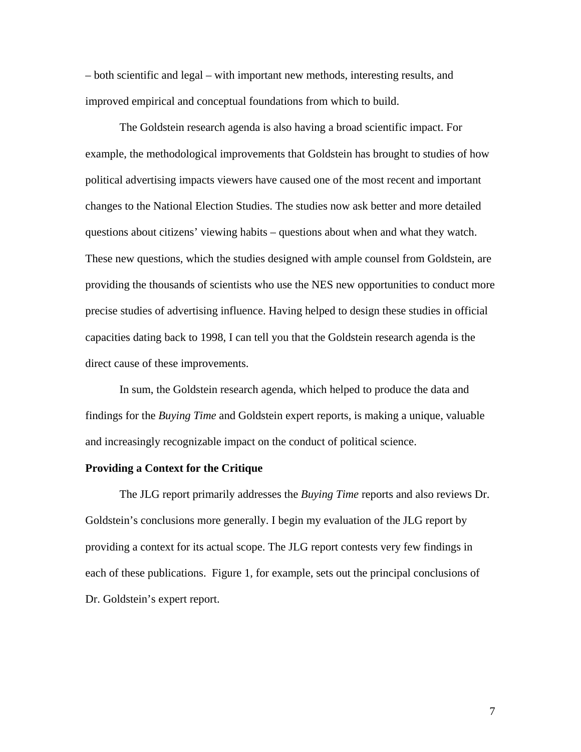– both scientific and legal – with important new methods, interesting results, and improved empirical and conceptual foundations from which to build.

The Goldstein research agenda is also having a broad scientific impact. For example, the methodological improvements that Goldstein has brought to studies of how political advertising impacts viewers have caused one of the most recent and important changes to the National Election Studies. The studies now ask better and more detailed questions about citizens' viewing habits – questions about when and what they watch. These new questions, which the studies designed with ample counsel from Goldstein, are providing the thousands of scientists who use the NES new opportunities to conduct more precise studies of advertising influence. Having helped to design these studies in official capacities dating back to 1998, I can tell you that the Goldstein research agenda is the direct cause of these improvements.

In sum, the Goldstein research agenda, which helped to produce the data and findings for the *Buying Time* and Goldstein expert reports, is making a unique, valuable and increasingly recognizable impact on the conduct of political science.

**Providing a Context for the Critique**

The JLG report primarily addresses the *Buying Time* reports and also reviews Dr. Goldstein's conclusions more generally. I begin my evaluation of the JLG report by providing a context for its actual scope. The JLG report contests very few findings in each of these publications. Figure 1, for example, sets out the principal conclusions of Dr. Goldstein's expert report.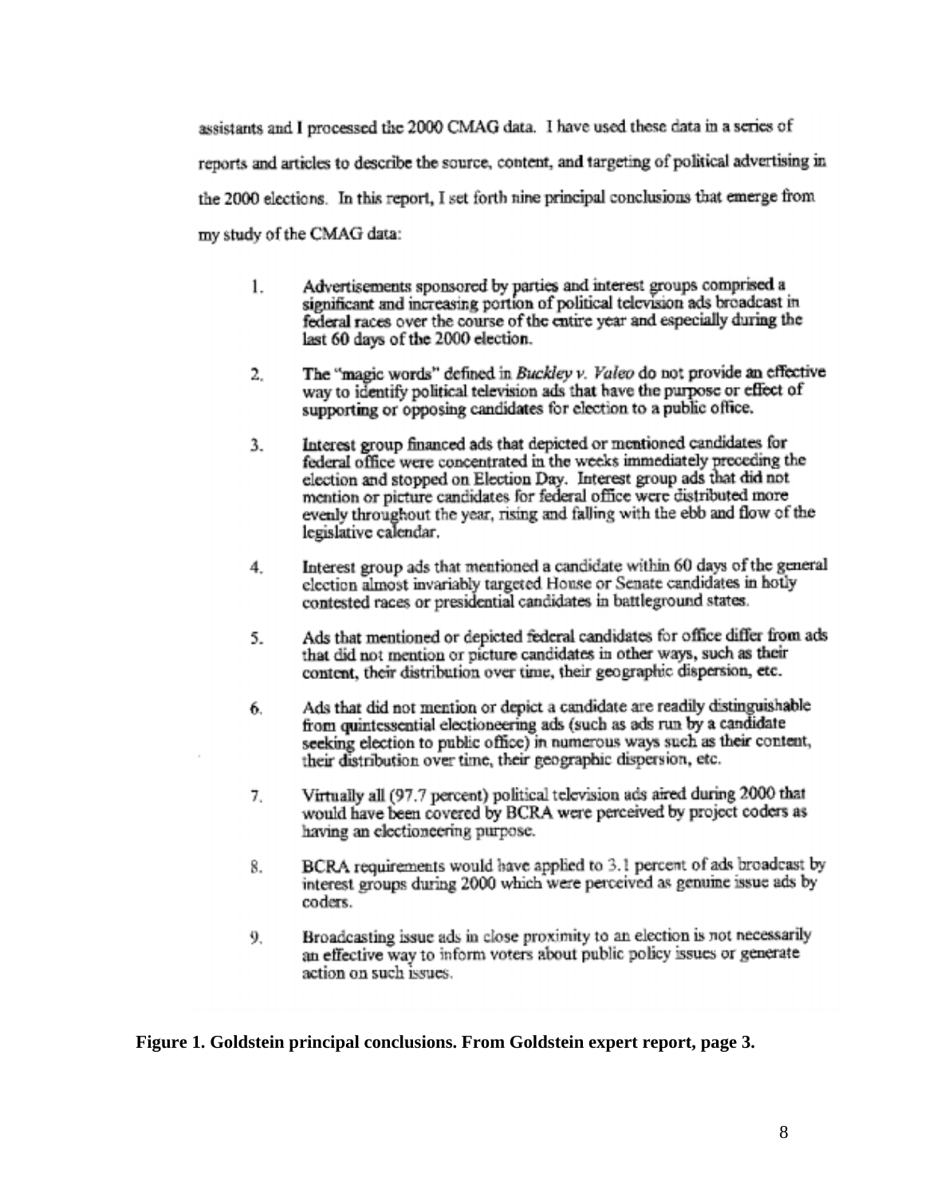assistants and I processed the 2000 CMAG data. I have used these data in a series of reports and articles to describe the source, content, and targeting of political advertising in the 2000 elections. In this report, I set forth nine principal conclusions that emerge from my study of the CMAG data:

1. Advertisements sponsored by parties and interest groups comprised a significant and increasing portion of political television ads broadcast in federal races over the course of the entire year and especially during the last 60 days of the 2000 election.

2. The "magic words" defined in *Buckley v. Valeo* do not provide an effective way to identify political television ads that have the purpose or effect of supporting or opposing candidates for election to a public office.

3. Interest group financed ads that depicted or mentioned candidates for federal office were concentrated in the weeks immediately preceding the election and stopped on Election Day. Interest group ads that did not mention or picture candidates for federal office were distributed more evenly throughout the year, rising and falling with the ebb and flow of the legislative calendar.

4. Interest group ads that mentioned a candidate within 60 days of the general election almost invariably targeted House or Senate candidates in hotly contested races or presidential candidates in battleground states.

5. Ads that mentioned or depicted federal candidates for office differ from ads that did not mention or picture candidates in other ways, such as their content, their distribution over time, their geographic dispersion, etc.

6. Ads that did not mention or depict a candidate are readily distinguishable from quintessential electioneering ads (such as ads run by a candidate seeking election to public office) in numerous ways such as their content, their distribution over time, their geographic dispersion, etc.

7. Virtually all (97.7 percent) political television ads aired during 2000 that would have been covered by BCRA were perceived by project coders as having an electioneering purpose.

8. BCRA requirements would have applied to 3.1 percent of ads broadcast by interest groups during 2000 which were perceived as genuine issue ads by coders.

9. Broadcasting issue ads in close proximity to an election is not necessarily an effective way to inform voters about public policy issues or generate action on such issues.

**Figure 1. Goldstein principal conclusions. From Goldstein expert report, page 3.**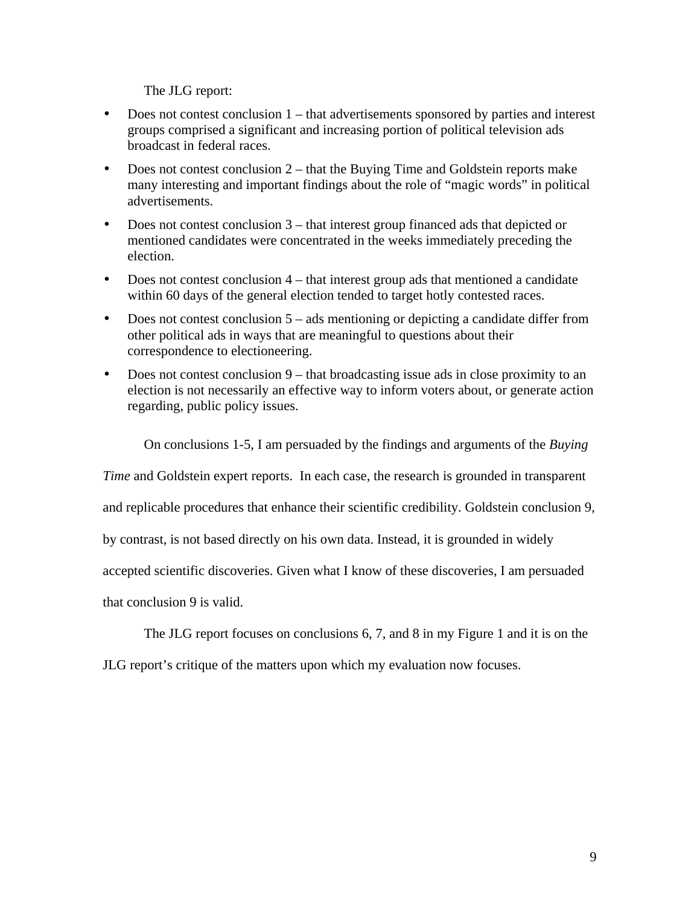The JLG report:

- Does not contest conclusion 1 – that advertisements sponsored by parties and interest groups comprised a significant and increasing portion of political television ads broadcast in federal races.
- Does not contest conclusion 2 – that the Buying Time and Goldstein reports make many interesting and important findings about the role of "magic words" in political advertisements.
- Does not contest conclusion 3 – that interest group financed ads that depicted or mentioned candidates were concentrated in the weeks immediately preceding the election.
- Does not contest conclusion 4 – that interest group ads that mentioned a candidate within 60 days of the general election tended to target hotly contested races.
- Does not contest conclusion 5 – ads mentioning or depicting a candidate differ from other political ads in ways that are meaningful to questions about their correspondence to electioneering.
- Does not contest conclusion 9 – that broadcasting issue ads in close proximity to an election is not necessarily an effective way to inform voters about, or generate action regarding, public policy issues.

On conclusions 1-5, I am persuaded by the findings and arguments of the *Buying Time* and Goldstein expert reports. In each case, the research is grounded in transparent and replicable procedures that enhance their scientific credibility. Goldstein conclusion 9, by contrast, is not based directly on his own data. Instead, it is grounded in widely accepted scientific discoveries. Given what I know of these discoveries, I am persuaded that conclusion 9 is valid.

The JLG report focuses on conclusions 6, 7, and 8 in my Figure 1 and it is on the JLG report's critique of the matters upon which my evaluation now focuses.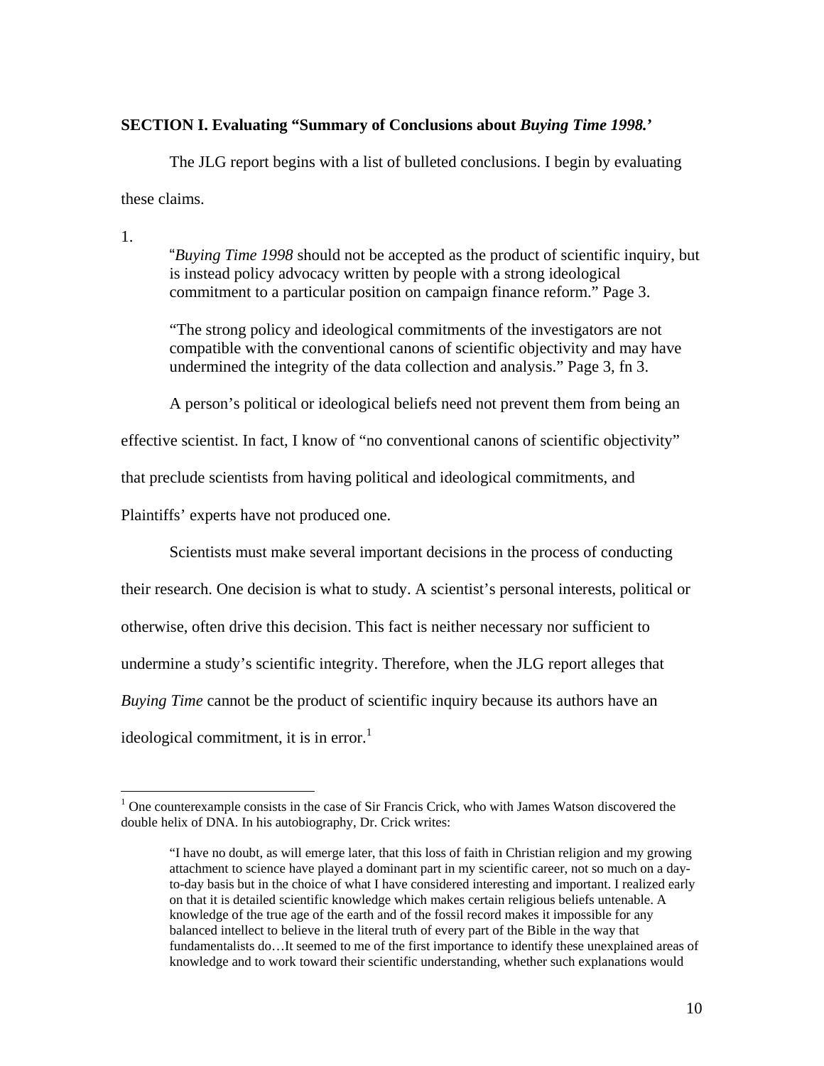**SECTION I. Evaluating "Summary of Conclusions about *Buying Time 1998.*'**

The JLG report begins with a list of bulleted conclusions. I begin by evaluating these claims.

1.

> "*Buying Time 1998* should not be accepted as the product of scientific inquiry, but is instead policy advocacy written by people with a strong ideological commitment to a particular position on campaign finance reform." Page 3.
>
> "The strong policy and ideological commitments of the investigators are not compatible with the conventional canons of scientific objectivity and may have undermined the integrity of the data collection and analysis." Page 3, fn 3.

A person's political or ideological beliefs need not prevent them from being an effective scientist. In fact, I know of "no conventional canons of scientific objectivity" that preclude scientists from having political and ideological commitments, and Plaintiffs' experts have not produced one.

Scientists must make several important decisions in the process of conducting their research. One decision is what to study. A scientist's personal interests, political or otherwise, often drive this decision. This fact is neither necessary nor sufficient to undermine a study's scientific integrity. Therefore, when the JLG report alleges that *Buying Time* cannot be the product of scientific inquiry because its authors have an ideological commitment, it is in error.[1]

---

[1] One counterexample consists in the case of Sir Francis Crick, who with James Watson discovered the double helix of DNA. In his autobiography, Dr. Crick writes:

> "I have no doubt, as will emerge later, that this loss of faith in Christian religion and my growing attachment to science have played a dominant part in my scientific career, not so much on a day-to-day basis but in the choice of what I have considered interesting and important. I realized early on that it is detailed scientific knowledge which makes certain religious beliefs untenable. A knowledge of the true age of the earth and of the fossil record makes it impossible for any balanced intellect to believe in the literal truth of every part of the Bible in the way that fundamentalists do…It seemed to me of the first importance to identify these unexplained areas of knowledge and to work toward their scientific understanding, whether such explanations would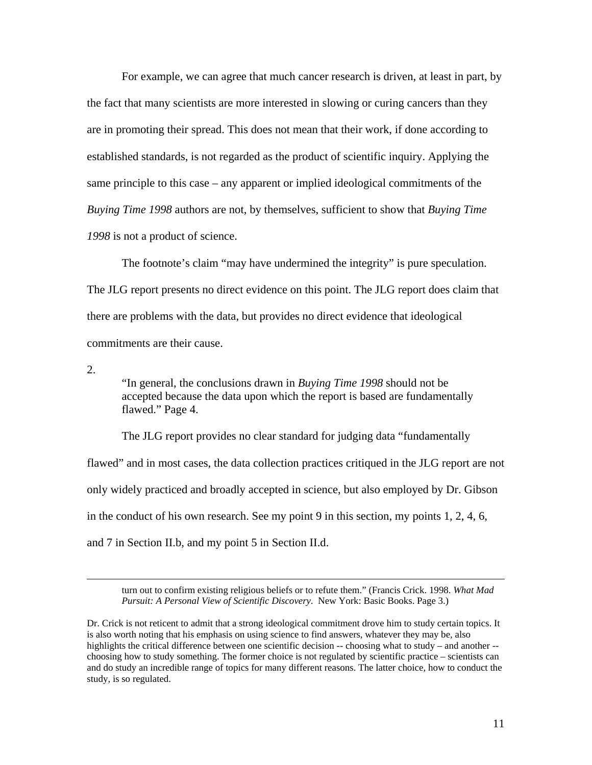For example, we can agree that much cancer research is driven, at least in part, by the fact that many scientists are more interested in slowing or curing cancers than they are in promoting their spread. This does not mean that their work, if done according to established standards, is not regarded as the product of scientific inquiry. Applying the same principle to this case – any apparent or implied ideological commitments of the *Buying Time 1998* authors are not, by themselves, sufficient to show that *Buying Time 1998* is not a product of science.

The footnote's claim "may have undermined the integrity" is pure speculation. The JLG report presents no direct evidence on this point. The JLG report does claim that there are problems with the data, but provides no direct evidence that ideological commitments are their cause.

2.

> "In general, the conclusions drawn in *Buying Time 1998* should not be accepted because the data upon which the report is based are fundamentally flawed." Page 4.

The JLG report provides no clear standard for judging data "fundamentally flawed" and in most cases, the data collection practices critiqued in the JLG report are not only widely practiced and broadly accepted in science, but also employed by Dr. Gibson in the conduct of his own research. See my point 9 in this section, my points 1, 2, 4, 6, and 7 in Section II.b, and my point 5 in Section II.d.

---

> turn out to confirm existing religious beliefs or to refute them." (Francis Crick. 1998. *What Mad Pursuit: A Personal View of Scientific Discovery*. New York: Basic Books. Page 3.)

Dr. Crick is not reticent to admit that a strong ideological commitment drove him to study certain topics. It is also worth noting that his emphasis on using science to find answers, whatever they may be, also highlights the critical difference between one scientific decision -- choosing what to study – and another -- choosing how to study something. The former choice is not regulated by scientific practice – scientists can and do study an incredible range of topics for many different reasons. The latter choice, how to conduct the study, is so regulated.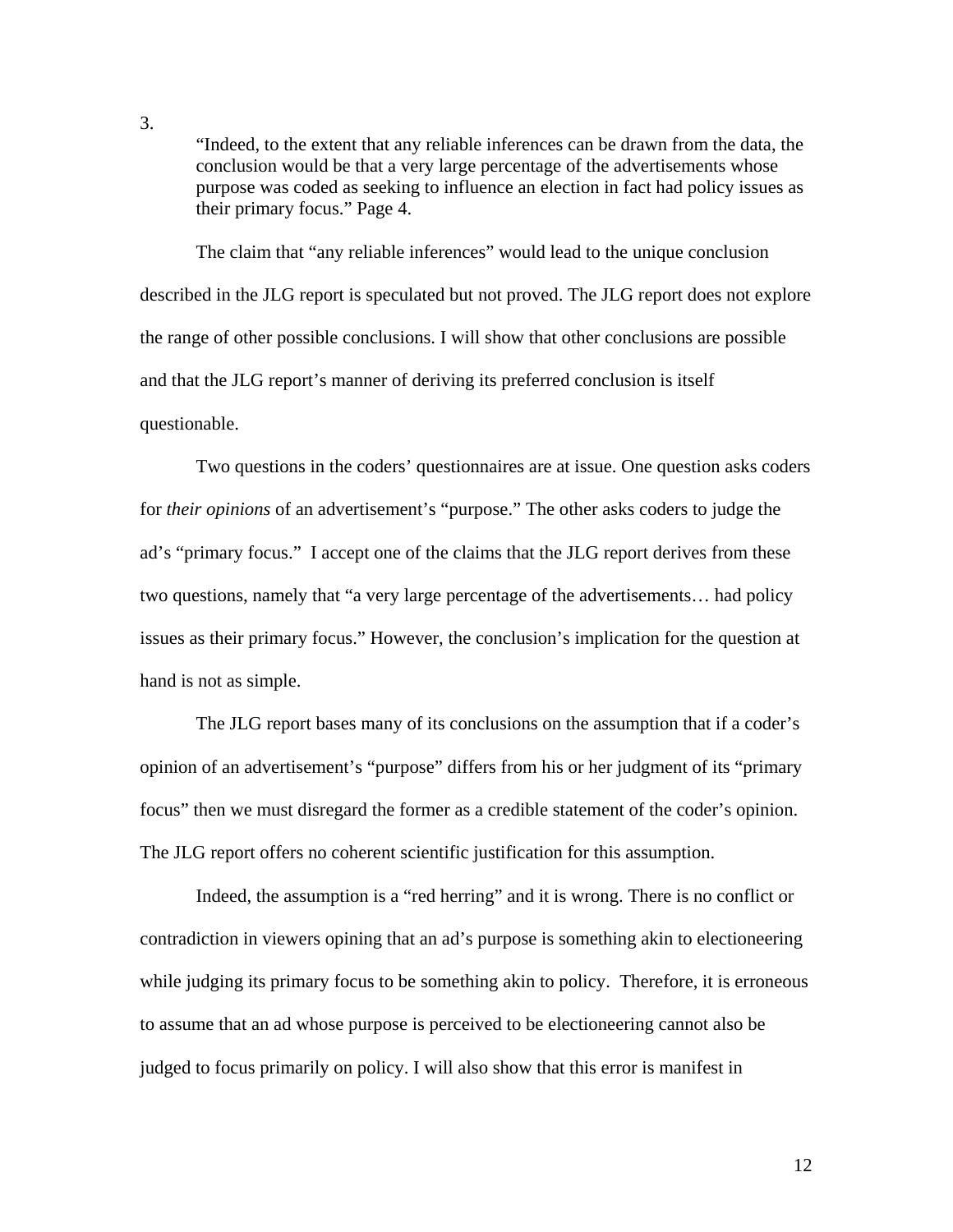3.

> "Indeed, to the extent that any reliable inferences can be drawn from the data, the conclusion would be that a very large percentage of the advertisements whose purpose was coded as seeking to influence an election in fact had policy issues as their primary focus." Page 4.

The claim that "any reliable inferences" would lead to the unique conclusion described in the JLG report is speculated but not proved. The JLG report does not explore the range of other possible conclusions. I will show that other conclusions are possible and that the JLG report's manner of deriving its preferred conclusion is itself questionable.

Two questions in the coders' questionnaires are at issue. One question asks coders for *their opinions* of an advertisement's "purpose." The other asks coders to judge the ad's "primary focus." I accept one of the claims that the JLG report derives from these two questions, namely that "a very large percentage of the advertisements… had policy issues as their primary focus." However, the conclusion's implication for the question at hand is not as simple.

The JLG report bases many of its conclusions on the assumption that if a coder's opinion of an advertisement's "purpose" differs from his or her judgment of its "primary focus" then we must disregard the former as a credible statement of the coder's opinion. The JLG report offers no coherent scientific justification for this assumption.

Indeed, the assumption is a "red herring" and it is wrong. There is no conflict or contradiction in viewers opining that an ad's purpose is something akin to electioneering while judging its primary focus to be something akin to policy. Therefore, it is erroneous to assume that an ad whose purpose is perceived to be electioneering cannot also be judged to focus primarily on policy. I will also show that this error is manifest in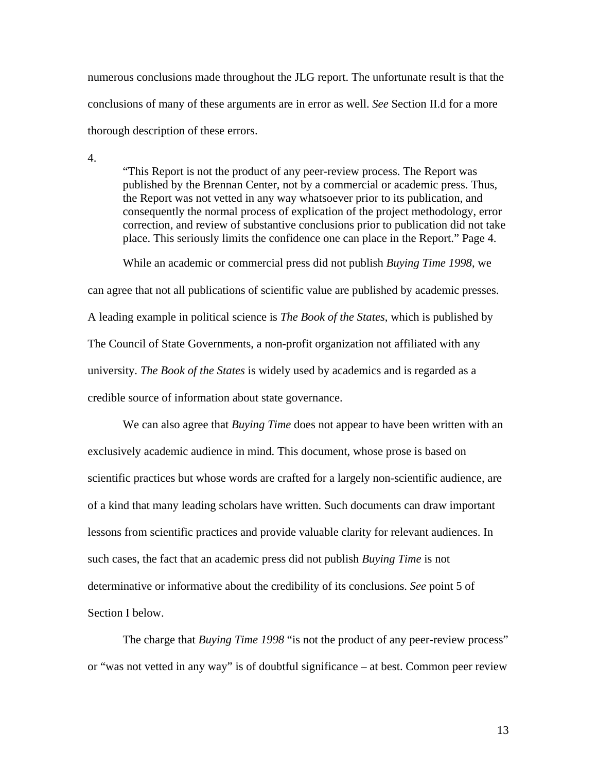numerous conclusions made throughout the JLG report. The unfortunate result is that the conclusions of many of these arguments are in error as well. *See* Section II.d for a more thorough description of these errors.

4.

> "This Report is not the product of any peer-review process. The Report was published by the Brennan Center, not by a commercial or academic press. Thus, the Report was not vetted in any way whatsoever prior to its publication, and consequently the normal process of explication of the project methodology, error correction, and review of substantive conclusions prior to publication did not take place. This seriously limits the confidence one can place in the Report." Page 4.

While an academic or commercial press did not publish *Buying Time 1998*, we can agree that not all publications of scientific value are published by academic presses. A leading example in political science is *The Book of the States*, which is published by The Council of State Governments, a non-profit organization not affiliated with any university. *The Book of the States* is widely used by academics and is regarded as a credible source of information about state governance.

We can also agree that *Buying Time* does not appear to have been written with an exclusively academic audience in mind. This document, whose prose is based on scientific practices but whose words are crafted for a largely non-scientific audience, are of a kind that many leading scholars have written. Such documents can draw important lessons from scientific practices and provide valuable clarity for relevant audiences. In such cases, the fact that an academic press did not publish *Buying Time* is not determinative or informative about the credibility of its conclusions. *See* point 5 of Section I below.

The charge that *Buying Time 1998* "is not the product of any peer-review process" or "was not vetted in any way" is of doubtful significance – at best. Common peer review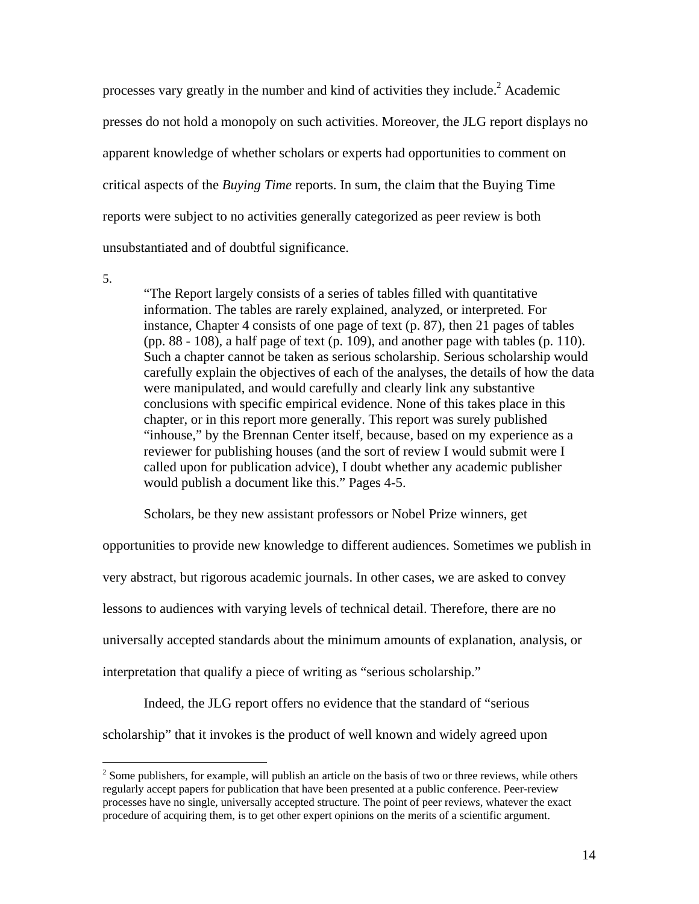processes vary greatly in the number and kind of activities they include.[2] Academic presses do not hold a monopoly on such activities. Moreover, the JLG report displays no apparent knowledge of whether scholars or experts had opportunities to comment on critical aspects of the *Buying Time* reports. In sum, the claim that the Buying Time reports were subject to no activities generally categorized as peer review is both unsubstantiated and of doubtful significance.

5.

> "The Report largely consists of a series of tables filled with quantitative information. The tables are rarely explained, analyzed, or interpreted. For instance, Chapter 4 consists of one page of text (p. 87), then 21 pages of tables (pp. 88 - 108), a half page of text (p. 109), and another page with tables (p. 110). Such a chapter cannot be taken as serious scholarship. Serious scholarship would carefully explain the objectives of each of the analyses, the details of how the data were manipulated, and would carefully and clearly link any substantive conclusions with specific empirical evidence. None of this takes place in this chapter, or in this report more generally. This report was surely published "inhouse," by the Brennan Center itself, because, based on my experience as a reviewer for publishing houses (and the sort of review I would submit were I called upon for publication advice), I doubt whether any academic publisher would publish a document like this." Pages 4-5.

Scholars, be they new assistant professors or Nobel Prize winners, get opportunities to provide new knowledge to different audiences. Sometimes we publish in very abstract, but rigorous academic journals. In other cases, we are asked to convey lessons to audiences with varying levels of technical detail. Therefore, there are no universally accepted standards about the minimum amounts of explanation, analysis, or interpretation that qualify a piece of writing as "serious scholarship."

Indeed, the JLG report offers no evidence that the standard of "serious scholarship" that it invokes is the product of well known and widely agreed upon

[2] Some publishers, for example, will publish an article on the basis of two or three reviews, while others regularly accept papers for publication that have been presented at a public conference. Peer-review processes have no single, universally accepted structure. The point of peer reviews, whatever the exact procedure of acquiring them, is to get other expert opinions on the merits of a scientific argument.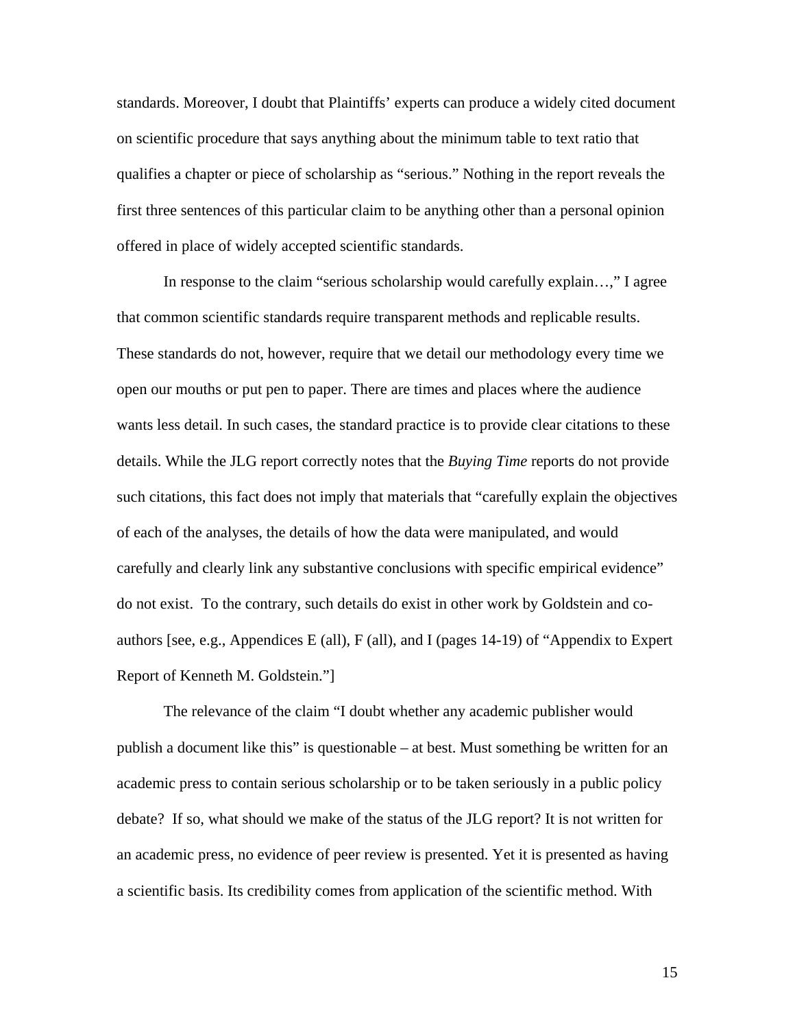standards. Moreover, I doubt that Plaintiffs' experts can produce a widely cited document on scientific procedure that says anything about the minimum table to text ratio that qualifies a chapter or piece of scholarship as "serious." Nothing in the report reveals the first three sentences of this particular claim to be anything other than a personal opinion offered in place of widely accepted scientific standards.

In response to the claim "serious scholarship would carefully explain…," I agree that common scientific standards require transparent methods and replicable results. These standards do not, however, require that we detail our methodology every time we open our mouths or put pen to paper. There are times and places where the audience wants less detail. In such cases, the standard practice is to provide clear citations to these details. While the JLG report correctly notes that the *Buying Time* reports do not provide such citations, this fact does not imply that materials that "carefully explain the objectives of each of the analyses, the details of how the data were manipulated, and would carefully and clearly link any substantive conclusions with specific empirical evidence" do not exist. To the contrary, such details do exist in other work by Goldstein and co-authors [see, e.g., Appendices E (all), F (all), and I (pages 14-19) of "Appendix to Expert Report of Kenneth M. Goldstein."]

The relevance of the claim "I doubt whether any academic publisher would publish a document like this" is questionable – at best. Must something be written for an academic press to contain serious scholarship or to be taken seriously in a public policy debate? If so, what should we make of the status of the JLG report? It is not written for an academic press, no evidence of peer review is presented. Yet it is presented as having a scientific basis. Its credibility comes from application of the scientific method. With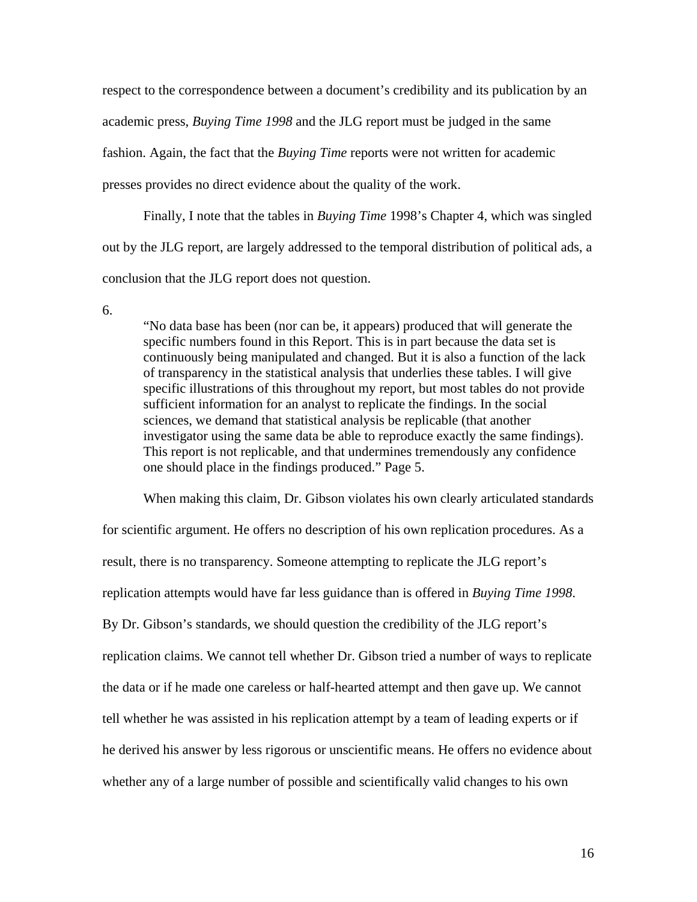respect to the correspondence between a document's credibility and its publication by an academic press, *Buying Time 1998* and the JLG report must be judged in the same fashion. Again, the fact that the *Buying Time* reports were not written for academic presses provides no direct evidence about the quality of the work.

Finally, I note that the tables in *Buying Time* 1998's Chapter 4, which was singled out by the JLG report, are largely addressed to the temporal distribution of political ads, a conclusion that the JLG report does not question.

6.

> "No data base has been (nor can be, it appears) produced that will generate the specific numbers found in this Report. This is in part because the data set is continuously being manipulated and changed. But it is also a function of the lack of transparency in the statistical analysis that underlies these tables. I will give specific illustrations of this throughout my report, but most tables do not provide sufficient information for an analyst to replicate the findings. In the social sciences, we demand that statistical analysis be replicable (that another investigator using the same data be able to reproduce exactly the same findings). This report is not replicable, and that undermines tremendously any confidence one should place in the findings produced." Page 5.

When making this claim, Dr. Gibson violates his own clearly articulated standards for scientific argument. He offers no description of his own replication procedures. As a result, there is no transparency. Someone attempting to replicate the JLG report's replication attempts would have far less guidance than is offered in *Buying Time 1998*. By Dr. Gibson's standards, we should question the credibility of the JLG report's replication claims. We cannot tell whether Dr. Gibson tried a number of ways to replicate the data or if he made one careless or half-hearted attempt and then gave up. We cannot tell whether he was assisted in his replication attempt by a team of leading experts or if he derived his answer by less rigorous or unscientific means. He offers no evidence about whether any of a large number of possible and scientifically valid changes to his own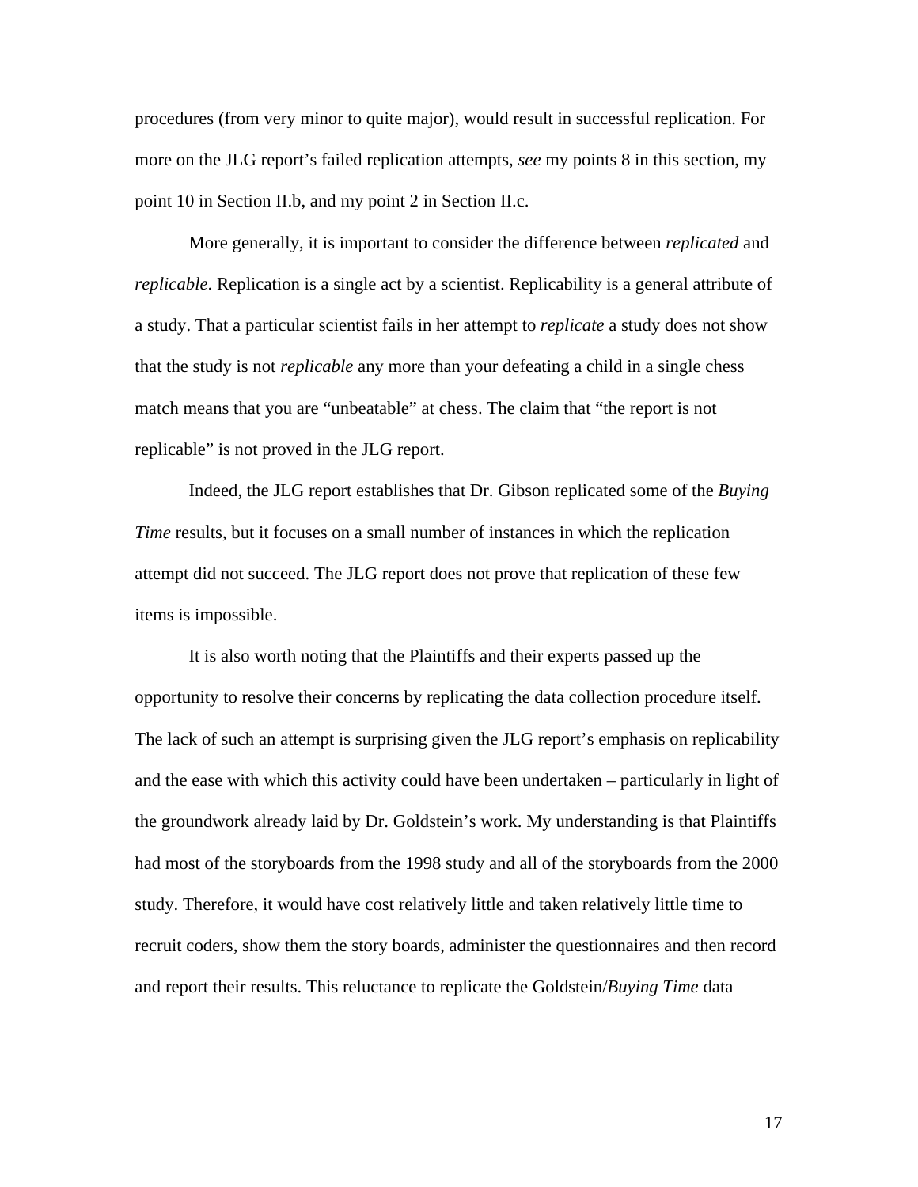procedures (from very minor to quite major), would result in successful replication. For more on the JLG report's failed replication attempts, *see* my points 8 in this section, my point 10 in Section II.b, and my point 2 in Section II.c.

More generally, it is important to consider the difference between *replicated* and *replicable*. Replication is a single act by a scientist. Replicability is a general attribute of a study. That a particular scientist fails in her attempt to *replicate* a study does not show that the study is not *replicable* any more than your defeating a child in a single chess match means that you are "unbeatable" at chess. The claim that "the report is not replicable" is not proved in the JLG report.

Indeed, the JLG report establishes that Dr. Gibson replicated some of the *Buying Time* results, but it focuses on a small number of instances in which the replication attempt did not succeed. The JLG report does not prove that replication of these few items is impossible.

It is also worth noting that the Plaintiffs and their experts passed up the opportunity to resolve their concerns by replicating the data collection procedure itself. The lack of such an attempt is surprising given the JLG report's emphasis on replicability and the ease with which this activity could have been undertaken – particularly in light of the groundwork already laid by Dr. Goldstein's work. My understanding is that Plaintiffs had most of the storyboards from the 1998 study and all of the storyboards from the 2000 study. Therefore, it would have cost relatively little and taken relatively little time to recruit coders, show them the story boards, administer the questionnaires and then record and report their results. This reluctance to replicate the Goldstein/*Buying Time* data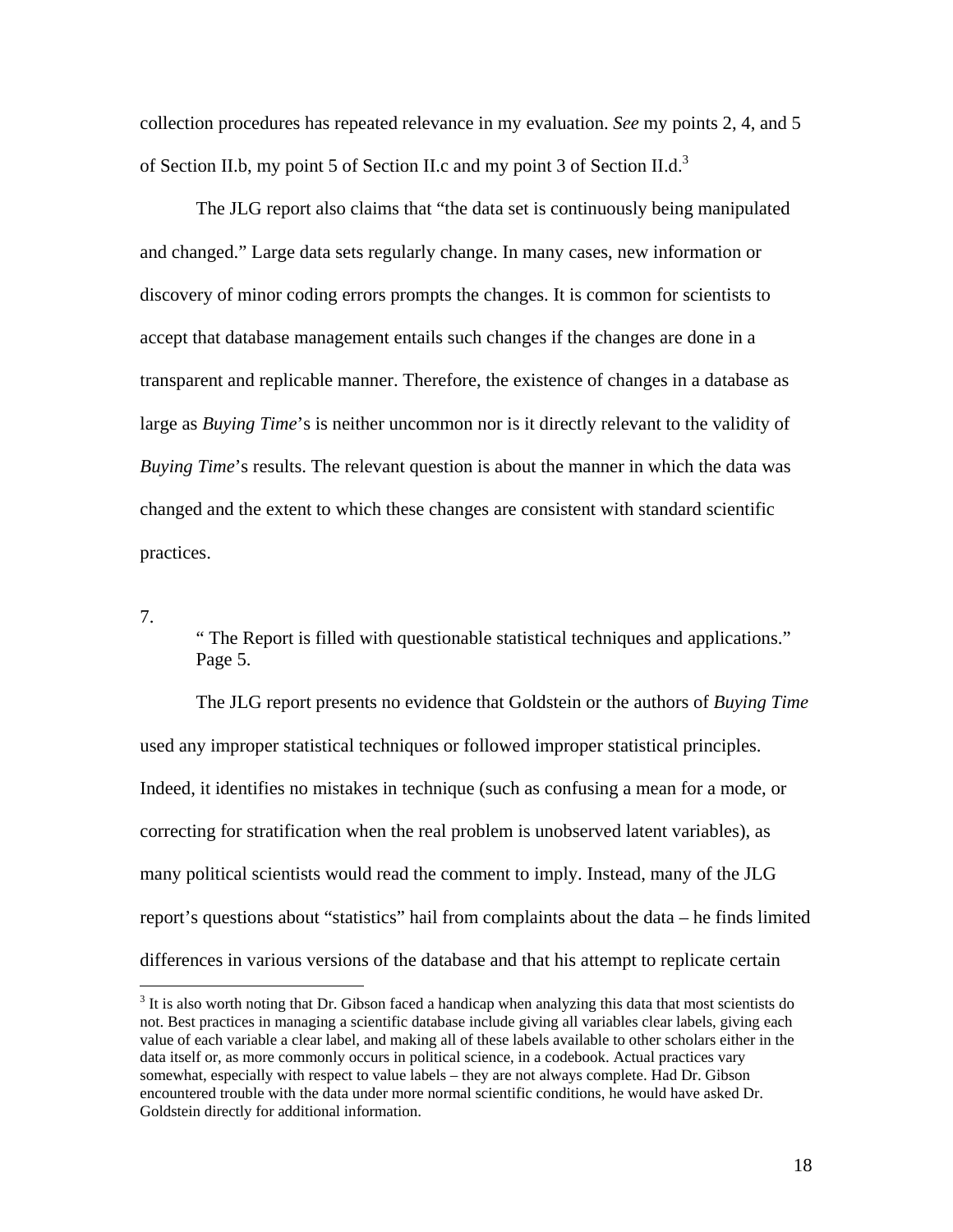collection procedures has repeated relevance in my evaluation. *See* my points 2, 4, and 5 of Section II.b, my point 5 of Section II.c and my point 3 of Section II.d.[3]

The JLG report also claims that "the data set is continuously being manipulated and changed." Large data sets regularly change. In many cases, new information or discovery of minor coding errors prompts the changes. It is common for scientists to accept that database management entails such changes if the changes are done in a transparent and replicable manner. Therefore, the existence of changes in a database as large as *Buying Time*'s is neither uncommon nor is it directly relevant to the validity of *Buying Time*'s results. The relevant question is about the manner in which the data was changed and the extent to which these changes are consistent with standard scientific practices.

7.

> " The Report is filled with questionable statistical techniques and applications." Page 5.

The JLG report presents no evidence that Goldstein or the authors of *Buying Time* used any improper statistical techniques or followed improper statistical principles. Indeed, it identifies no mistakes in technique (such as confusing a mean for a mode, or correcting for stratification when the real problem is unobserved latent variables), as many political scientists would read the comment to imply. Instead, many of the JLG report's questions about "statistics" hail from complaints about the data – he finds limited differences in various versions of the database and that his attempt to replicate certain

[3] It is also worth noting that Dr. Gibson faced a handicap when analyzing this data that most scientists do not. Best practices in managing a scientific database include giving all variables clear labels, giving each value of each variable a clear label, and making all of these labels available to other scholars either in the data itself or, as more commonly occurs in political science, in a codebook. Actual practices vary somewhat, especially with respect to value labels – they are not always complete. Had Dr. Gibson encountered trouble with the data under more normal scientific conditions, he would have asked Dr. Goldstein directly for additional information.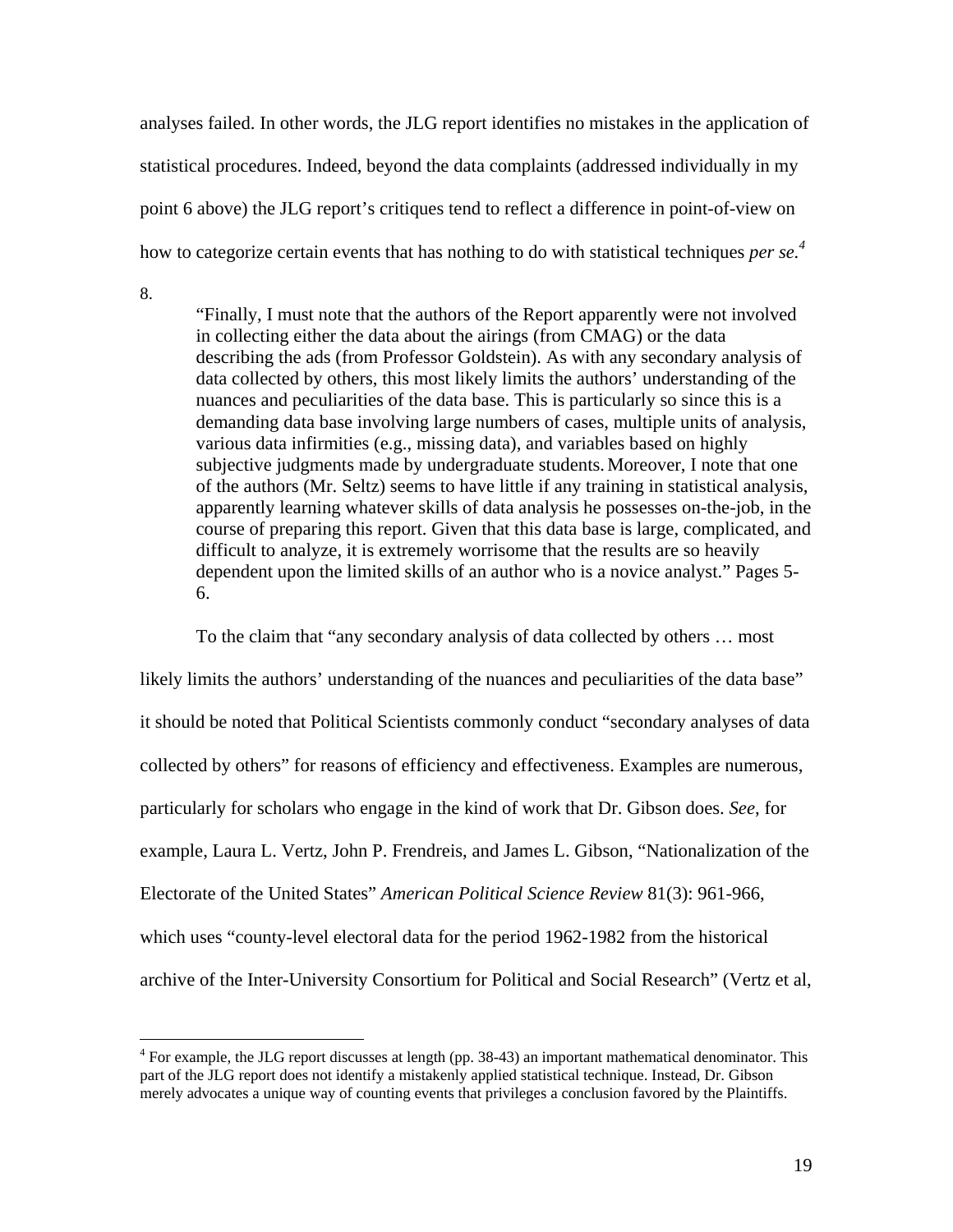analyses failed. In other words, the JLG report identifies no mistakes in the application of statistical procedures. Indeed, beyond the data complaints (addressed individually in my point 6 above) the JLG report's critiques tend to reflect a difference in point-of-view on how to categorize certain events that has nothing to do with statistical techniques *per se*.[4]

8.

> "Finally, I must note that the authors of the Report apparently were not involved in collecting either the data about the airings (from CMAG) or the data describing the ads (from Professor Goldstein). As with any secondary analysis of data collected by others, this most likely limits the authors' understanding of the nuances and peculiarities of the data base. This is particularly so since this is a demanding data base involving large numbers of cases, multiple units of analysis, various data infirmities (e.g., missing data), and variables based on highly subjective judgments made by undergraduate students. Moreover, I note that one of the authors (Mr. Seltz) seems to have little if any training in statistical analysis, apparently learning whatever skills of data analysis he possesses on-the-job, in the course of preparing this report. Given that this data base is large, complicated, and difficult to analyze, it is extremely worrisome that the results are so heavily dependent upon the limited skills of an author who is a novice analyst." Pages 5-6.

To the claim that "any secondary analysis of data collected by others … most likely limits the authors' understanding of the nuances and peculiarities of the data base" it should be noted that Political Scientists commonly conduct "secondary analyses of data collected by others" for reasons of efficiency and effectiveness. Examples are numerous, particularly for scholars who engage in the kind of work that Dr. Gibson does. *See*, for example, Laura L. Vertz, John P. Frendreis, and James L. Gibson, "Nationalization of the Electorate of the United States" *American Political Science Review* 81(3): 961-966, which uses "county-level electoral data for the period 1962-1982 from the historical archive of the Inter-University Consortium for Political and Social Research" (Vertz et al,

---

[4] For example, the JLG report discusses at length (pp. 38-43) an important mathematical denominator. This part of the JLG report does not identify a mistakenly applied statistical technique. Instead, Dr. Gibson merely advocates a unique way of counting events that privileges a conclusion favored by the Plaintiffs.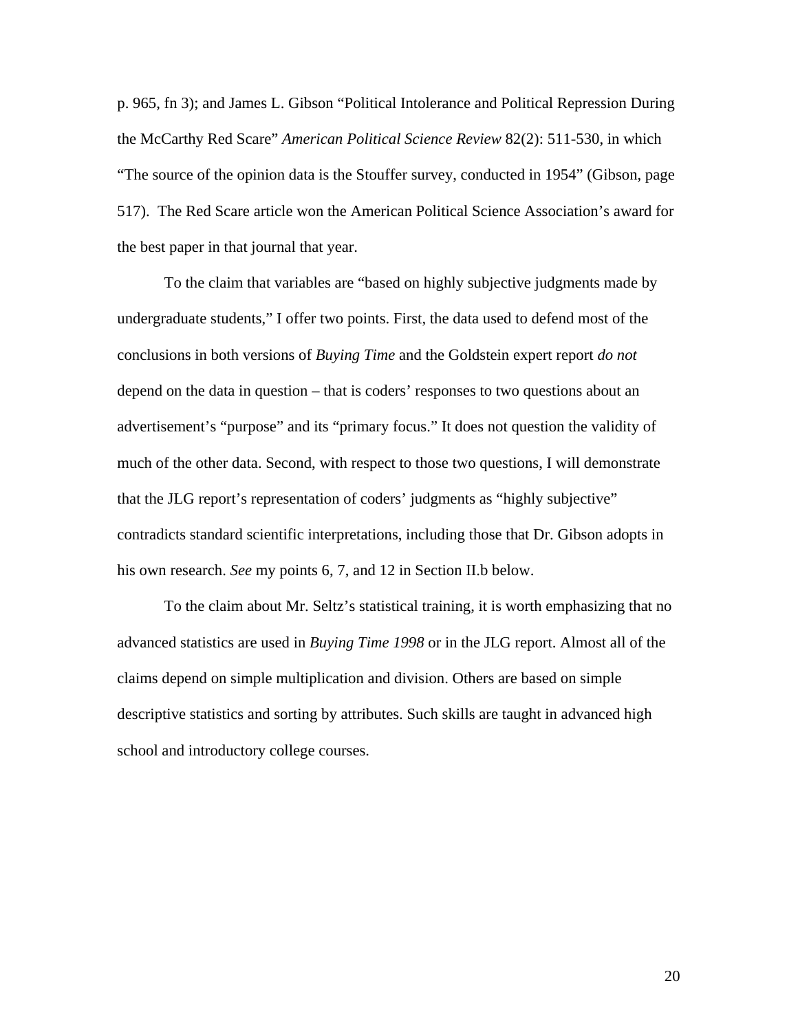p. 965, fn 3); and James L. Gibson "Political Intolerance and Political Repression During the McCarthy Red Scare" *American Political Science Review* 82(2): 511-530, in which "The source of the opinion data is the Stouffer survey, conducted in 1954" (Gibson, page 517). The Red Scare article won the American Political Science Association's award for the best paper in that journal that year.

To the claim that variables are "based on highly subjective judgments made by undergraduate students," I offer two points. First, the data used to defend most of the conclusions in both versions of *Buying Time* and the Goldstein expert report *do not* depend on the data in question – that is coders' responses to two questions about an advertisement's "purpose" and its "primary focus." It does not question the validity of much of the other data. Second, with respect to those two questions, I will demonstrate that the JLG report's representation of coders' judgments as "highly subjective" contradicts standard scientific interpretations, including those that Dr. Gibson adopts in his own research. *See* my points 6, 7, and 12 in Section II.b below.

To the claim about Mr. Seltz's statistical training, it is worth emphasizing that no advanced statistics are used in *Buying Time 1998* or in the JLG report. Almost all of the claims depend on simple multiplication and division. Others are based on simple descriptive statistics and sorting by attributes. Such skills are taught in advanced high school and introductory college courses.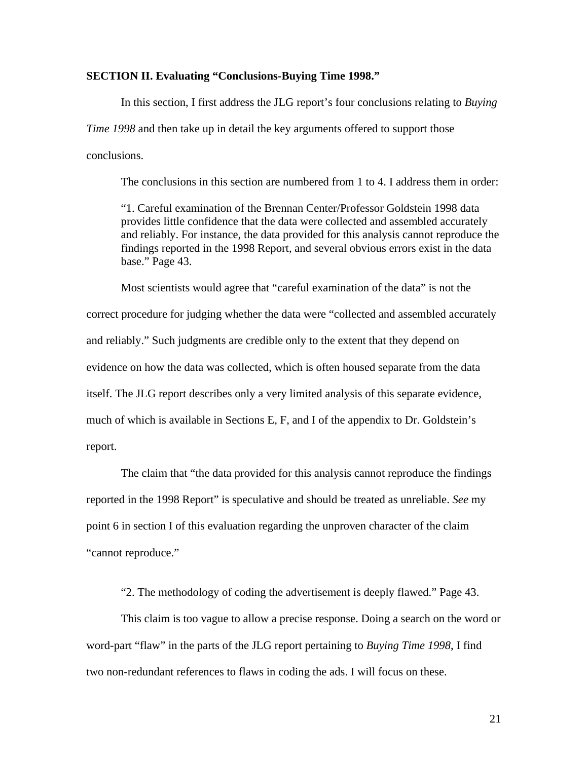**SECTION II. Evaluating "Conclusions-Buying Time 1998."**

In this section, I first address the JLG report's four conclusions relating to *Buying Time 1998* and then take up in detail the key arguments offered to support those conclusions.

The conclusions in this section are numbered from 1 to 4. I address them in order:

> "1. Careful examination of the Brennan Center/Professor Goldstein 1998 data provides little confidence that the data were collected and assembled accurately and reliably. For instance, the data provided for this analysis cannot reproduce the findings reported in the 1998 Report, and several obvious errors exist in the data base." Page 43.

Most scientists would agree that "careful examination of the data" is not the correct procedure for judging whether the data were "collected and assembled accurately and reliably." Such judgments are credible only to the extent that they depend on evidence on how the data was collected, which is often housed separate from the data itself. The JLG report describes only a very limited analysis of this separate evidence, much of which is available in Sections E, F, and I of the appendix to Dr. Goldstein's report.

The claim that "the data provided for this analysis cannot reproduce the findings reported in the 1998 Report" is speculative and should be treated as unreliable. *See* my point 6 in section I of this evaluation regarding the unproven character of the claim "cannot reproduce."

> "2. The methodology of coding the advertisement is deeply flawed." Page 43.

This claim is too vague to allow a precise response. Doing a search on the word or word-part "flaw" in the parts of the JLG report pertaining to *Buying Time 1998*, I find two non-redundant references to flaws in coding the ads. I will focus on these.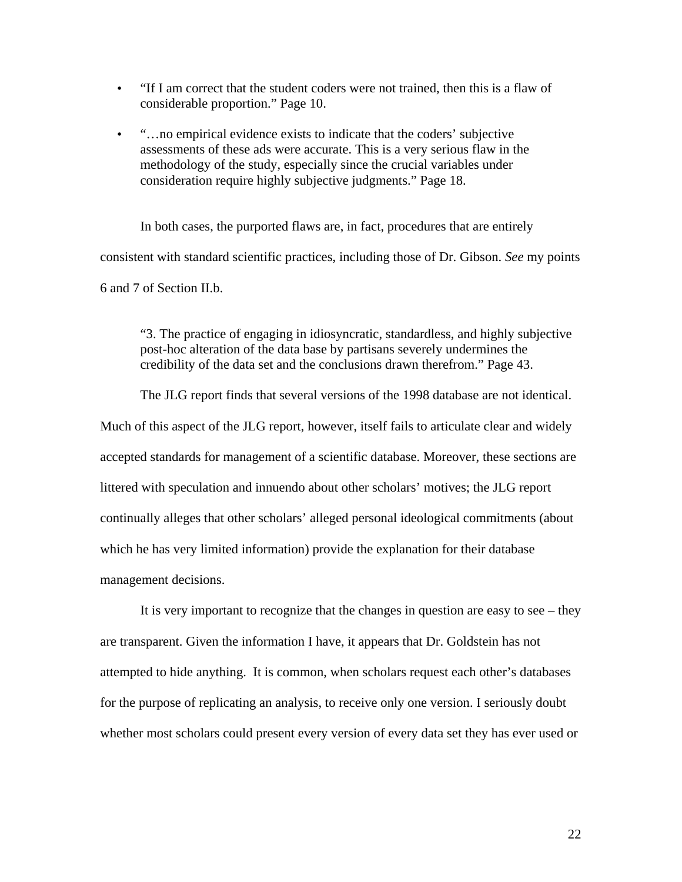- "If I am correct that the student coders were not trained, then this is a flaw of considerable proportion." Page 10.

- "…no empirical evidence exists to indicate that the coders' subjective assessments of these ads were accurate. This is a very serious flaw in the methodology of the study, especially since the crucial variables under consideration require highly subjective judgments." Page 18.

In both cases, the purported flaws are, in fact, procedures that are entirely consistent with standard scientific practices, including those of Dr. Gibson. *See* my points 6 and 7 of Section II.b.

> "3. The practice of engaging in idiosyncratic, standardless, and highly subjective post-hoc alteration of the data base by partisans severely undermines the credibility of the data set and the conclusions drawn therefrom." Page 43.

The JLG report finds that several versions of the 1998 database are not identical. Much of this aspect of the JLG report, however, itself fails to articulate clear and widely accepted standards for management of a scientific database. Moreover, these sections are littered with speculation and innuendo about other scholars' motives; the JLG report continually alleges that other scholars' alleged personal ideological commitments (about which he has very limited information) provide the explanation for their database management decisions.

It is very important to recognize that the changes in question are easy to see – they are transparent. Given the information I have, it appears that Dr. Goldstein has not attempted to hide anything. It is common, when scholars request each other's databases for the purpose of replicating an analysis, to receive only one version. I seriously doubt whether most scholars could present every version of every data set they has ever used or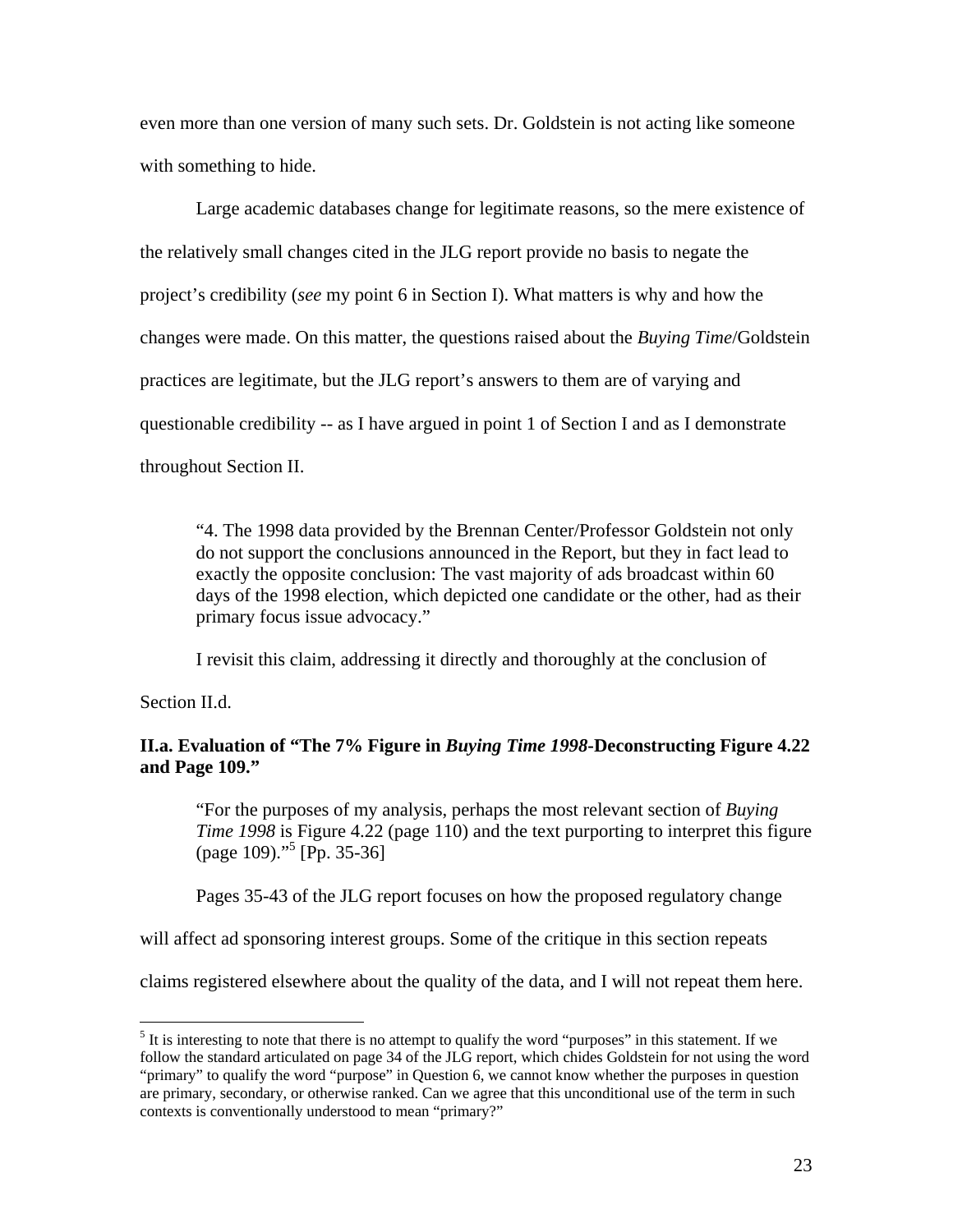even more than one version of many such sets. Dr. Goldstein is not acting like someone with something to hide.

Large academic databases change for legitimate reasons, so the mere existence of the relatively small changes cited in the JLG report provide no basis to negate the project's credibility (*see* my point 6 in Section I). What matters is why and how the changes were made. On this matter, the questions raised about the *Buying Time*/Goldstein practices are legitimate, but the JLG report's answers to them are of varying and questionable credibility -- as I have argued in point 1 of Section I and as I demonstrate throughout Section II.

> "4. The 1998 data provided by the Brennan Center/Professor Goldstein not only do not support the conclusions announced in the Report, but they in fact lead to exactly the opposite conclusion: The vast majority of ads broadcast within 60 days of the 1998 election, which depicted one candidate or the other, had as their primary focus issue advocacy."

I revisit this claim, addressing it directly and thoroughly at the conclusion of Section II.d.

### II.a. Evaluation of "The 7% Figure in *Buying Time 1998*-Deconstructing Figure 4.22 and Page 109."

> "For the purposes of my analysis, perhaps the most relevant section of *Buying Time 1998* is Figure 4.22 (page 110) and the text purporting to interpret this figure (page 109)."[5] [Pp. 35-36]

Pages 35-43 of the JLG report focuses on how the proposed regulatory change will affect ad sponsoring interest groups. Some of the critique in this section repeats claims registered elsewhere about the quality of the data, and I will not repeat them here.

---

[5] It is interesting to note that there is no attempt to qualify the word "purposes" in this statement. If we follow the standard articulated on page 34 of the JLG report, which chides Goldstein for not using the word "primary" to qualify the word "purpose" in Question 6, we cannot know whether the purposes in question are primary, secondary, or otherwise ranked. Can we agree that this unconditional use of the term in such contexts is conventionally understood to mean "primary?"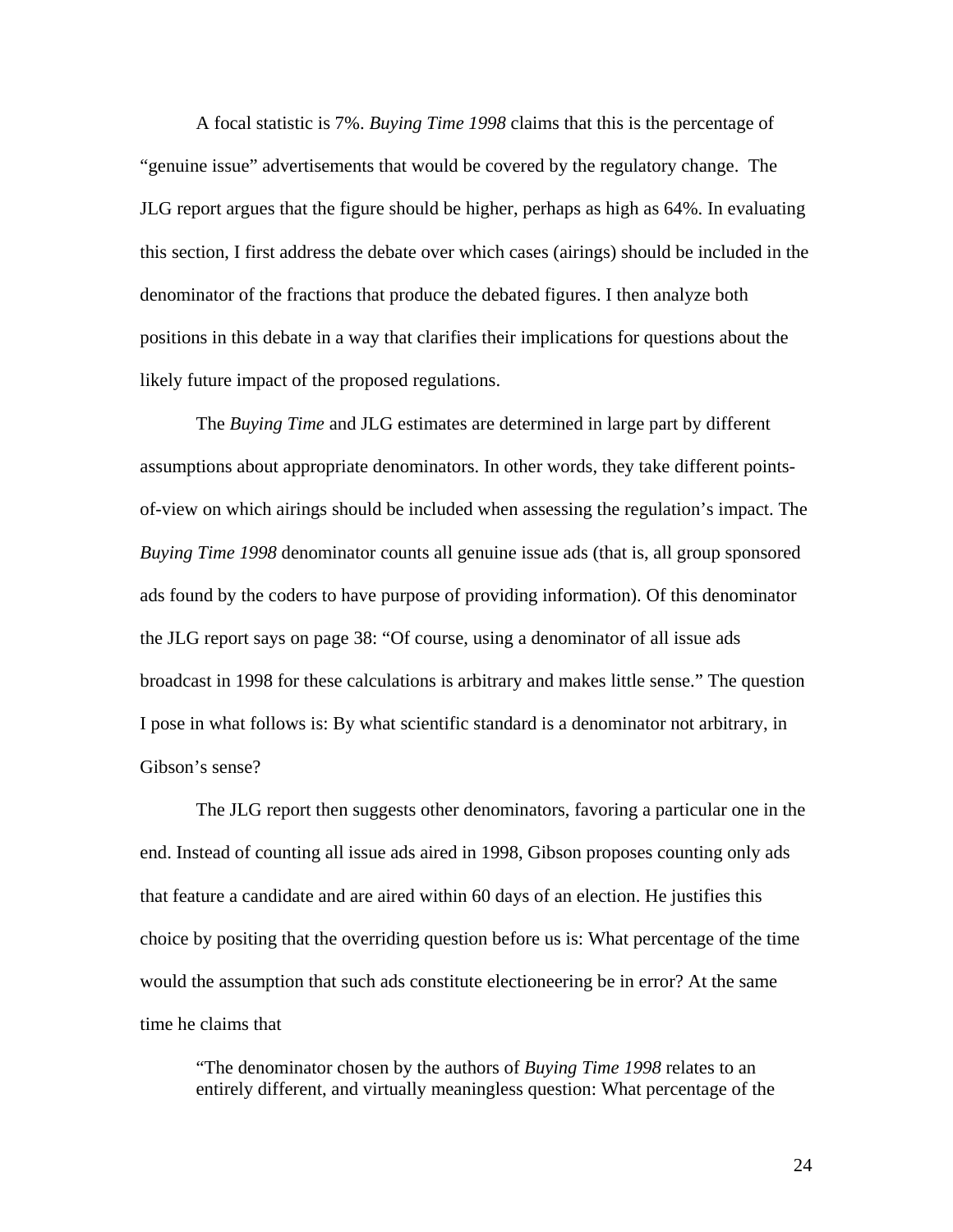A focal statistic is 7%. *Buying Time 1998* claims that this is the percentage of "genuine issue" advertisements that would be covered by the regulatory change. The JLG report argues that the figure should be higher, perhaps as high as 64%. In evaluating this section, I first address the debate over which cases (airings) should be included in the denominator of the fractions that produce the debated figures. I then analyze both positions in this debate in a way that clarifies their implications for questions about the likely future impact of the proposed regulations.

The *Buying Time* and JLG estimates are determined in large part by different assumptions about appropriate denominators. In other words, they take different points-of-view on which airings should be included when assessing the regulation's impact. The *Buying Time 1998* denominator counts all genuine issue ads (that is, all group sponsored ads found by the coders to have purpose of providing information). Of this denominator the JLG report says on page 38: "Of course, using a denominator of all issue ads broadcast in 1998 for these calculations is arbitrary and makes little sense." The question I pose in what follows is: By what scientific standard is a denominator not arbitrary, in Gibson's sense?

The JLG report then suggests other denominators, favoring a particular one in the end. Instead of counting all issue ads aired in 1998, Gibson proposes counting only ads that feature a candidate and are aired within 60 days of an election. He justifies this choice by positing that the overriding question before us is: What percentage of the time would the assumption that such ads constitute electioneering be in error? At the same time he claims that

> "The denominator chosen by the authors of *Buying Time 1998* relates to an entirely different, and virtually meaningless question: What percentage of the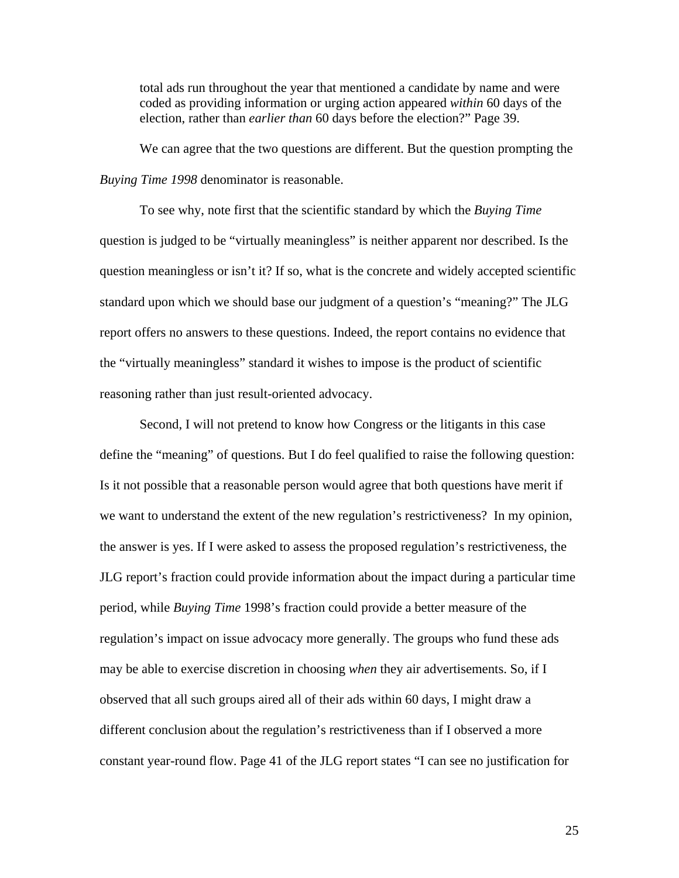total ads run throughout the year that mentioned a candidate by name and were coded as providing information or urging action appeared *within* 60 days of the election, rather than *earlier than* 60 days before the election?" Page 39.

We can agree that the two questions are different. But the question prompting the *Buying Time 1998* denominator is reasonable.

To see why, note first that the scientific standard by which the *Buying Time* question is judged to be "virtually meaningless" is neither apparent nor described. Is the question meaningless or isn't it? If so, what is the concrete and widely accepted scientific standard upon which we should base our judgment of a question's "meaning?" The JLG report offers no answers to these questions. Indeed, the report contains no evidence that the "virtually meaningless" standard it wishes to impose is the product of scientific reasoning rather than just result-oriented advocacy.

Second, I will not pretend to know how Congress or the litigants in this case define the "meaning" of questions. But I do feel qualified to raise the following question: Is it not possible that a reasonable person would agree that both questions have merit if we want to understand the extent of the new regulation's restrictiveness? In my opinion, the answer is yes. If I were asked to assess the proposed regulation's restrictiveness, the JLG report's fraction could provide information about the impact during a particular time period, while *Buying Time* 1998's fraction could provide a better measure of the regulation's impact on issue advocacy more generally. The groups who fund these ads may be able to exercise discretion in choosing *when* they air advertisements. So, if I observed that all such groups aired all of their ads within 60 days, I might draw a different conclusion about the regulation's restrictiveness than if I observed a more constant year-round flow. Page 41 of the JLG report states "I can see no justification for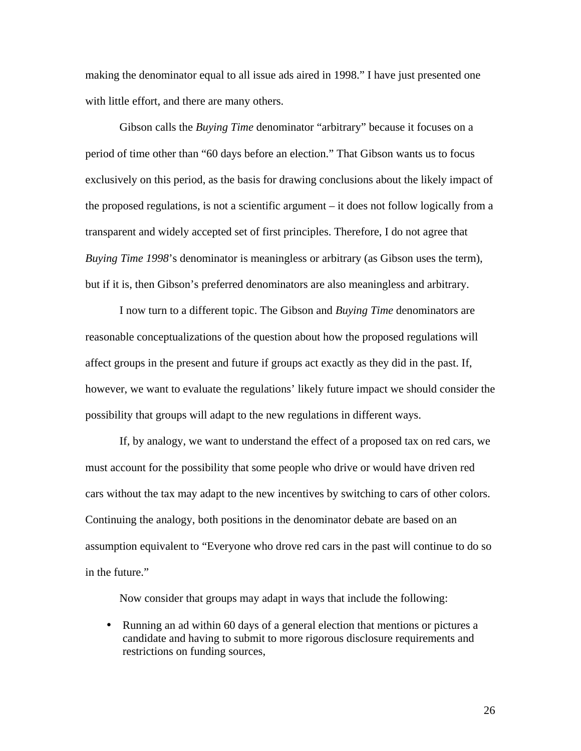making the denominator equal to all issue ads aired in 1998." I have just presented one with little effort, and there are many others.

Gibson calls the *Buying Time* denominator "arbitrary" because it focuses on a period of time other than "60 days before an election." That Gibson wants us to focus exclusively on this period, as the basis for drawing conclusions about the likely impact of the proposed regulations, is not a scientific argument – it does not follow logically from a transparent and widely accepted set of first principles. Therefore, I do not agree that *Buying Time 1998*'s denominator is meaningless or arbitrary (as Gibson uses the term), but if it is, then Gibson's preferred denominators are also meaningless and arbitrary.

I now turn to a different topic. The Gibson and *Buying Time* denominators are reasonable conceptualizations of the question about how the proposed regulations will affect groups in the present and future if groups act exactly as they did in the past. If, however, we want to evaluate the regulations' likely future impact we should consider the possibility that groups will adapt to the new regulations in different ways.

If, by analogy, we want to understand the effect of a proposed tax on red cars, we must account for the possibility that some people who drive or would have driven red cars without the tax may adapt to the new incentives by switching to cars of other colors. Continuing the analogy, both positions in the denominator debate are based on an assumption equivalent to "Everyone who drove red cars in the past will continue to do so in the future."

Now consider that groups may adapt in ways that include the following:

- Running an ad within 60 days of a general election that mentions or pictures a candidate and having to submit to more rigorous disclosure requirements and restrictions on funding sources,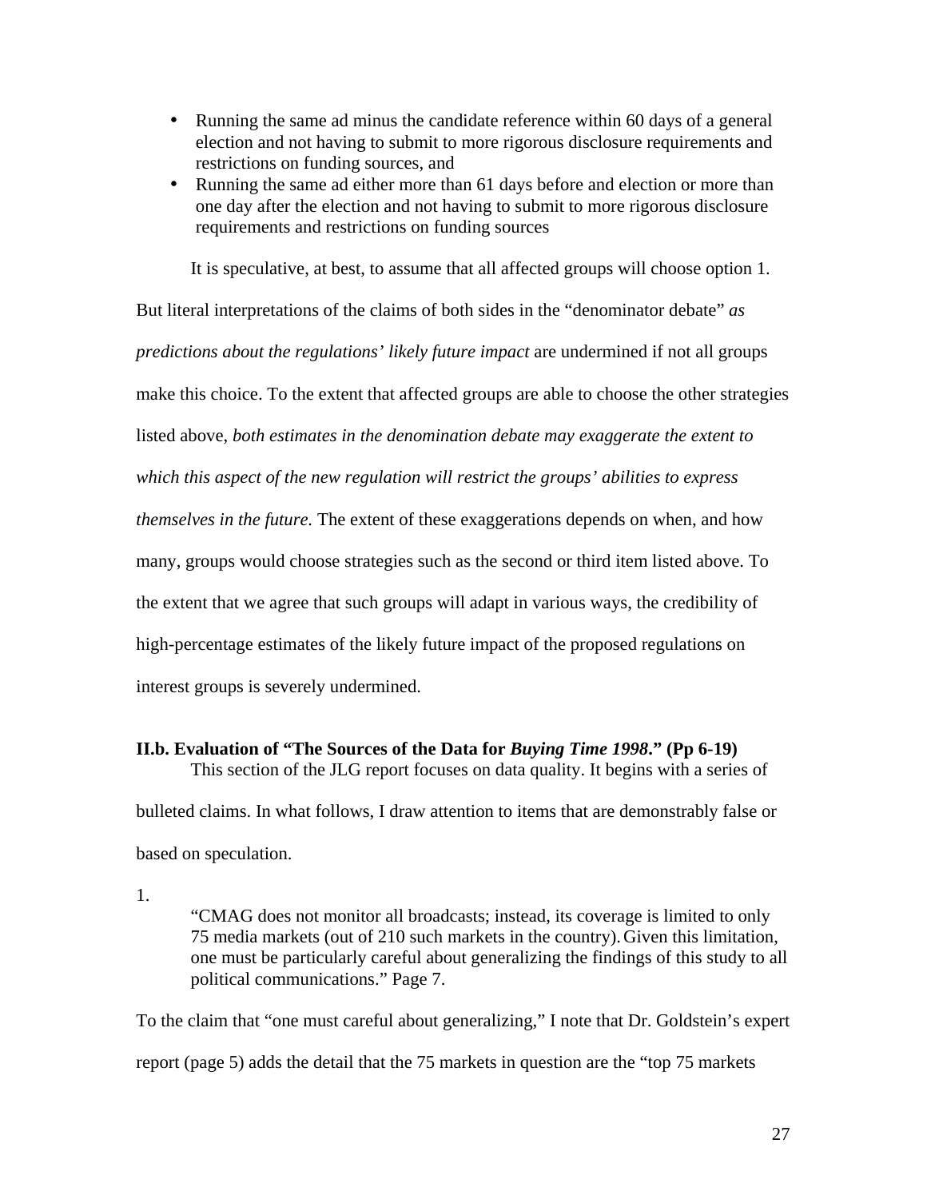- Running the same ad minus the candidate reference within 60 days of a general election and not having to submit to more rigorous disclosure requirements and restrictions on funding sources, and
- Running the same ad either more than 61 days before and election or more than one day after the election and not having to submit to more rigorous disclosure requirements and restrictions on funding sources

It is speculative, at best, to assume that all affected groups will choose option 1. But literal interpretations of the claims of both sides in the "denominator debate" *as predictions about the regulations' likely future impact* are undermined if not all groups make this choice. To the extent that affected groups are able to choose the other strategies listed above, *both estimates in the denomination debate may exaggerate the extent to which this aspect of the new regulation will restrict the groups' abilities to express themselves in the future.* The extent of these exaggerations depends on when, and how many, groups would choose strategies such as the second or third item listed above. To the extent that we agree that such groups will adapt in various ways, the credibility of high-percentage estimates of the likely future impact of the proposed regulations on interest groups is severely undermined.

### II.b. Evaluation of "The Sources of the Data for *Buying Time 1998*." (Pp 6-19)

This section of the JLG report focuses on data quality. It begins with a series of bulleted claims. In what follows, I draw attention to items that are demonstrably false or based on speculation.

1.

> "CMAG does not monitor all broadcasts; instead, its coverage is limited to only 75 media markets (out of 210 such markets in the country). Given this limitation, one must be particularly careful about generalizing the findings of this study to all political communications." Page 7.

To the claim that "one must careful about generalizing," I note that Dr. Goldstein's expert report (page 5) adds the detail that the 75 markets in question are the "top 75 markets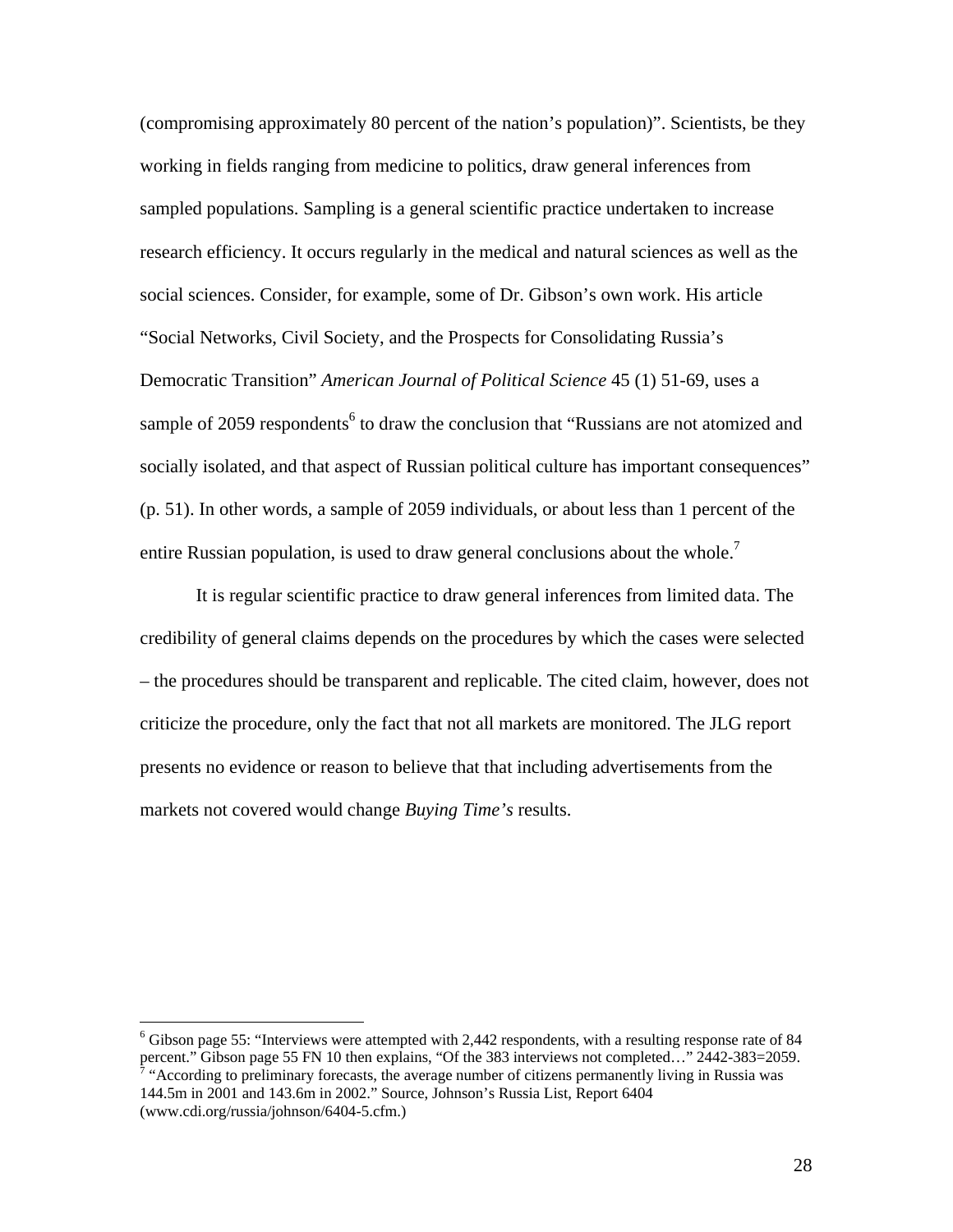(compromising approximately 80 percent of the nation's population)". Scientists, be they working in fields ranging from medicine to politics, draw general inferences from sampled populations. Sampling is a general scientific practice undertaken to increase research efficiency. It occurs regularly in the medical and natural sciences as well as the social sciences. Consider, for example, some of Dr. Gibson's own work. His article "Social Networks, Civil Society, and the Prospects for Consolidating Russia's Democratic Transition" *American Journal of Political Science* 45 (1) 51-69, uses a sample of 2059 respondents[6] to draw the conclusion that "Russians are not atomized and socially isolated, and that aspect of Russian political culture has important consequences" (p. 51). In other words, a sample of 2059 individuals, or about less than 1 percent of the entire Russian population, is used to draw general conclusions about the whole.[7]

It is regular scientific practice to draw general inferences from limited data. The credibility of general claims depends on the procedures by which the cases were selected – the procedures should be transparent and replicable. The cited claim, however, does not criticize the procedure, only the fact that not all markets are monitored. The JLG report presents no evidence or reason to believe that that including advertisements from the markets not covered would change *Buying Time's* results.

---

[6] Gibson page 55: "Interviews were attempted with 2,442 respondents, with a resulting response rate of 84 percent." Gibson page 55 FN 10 then explains, "Of the 383 interviews not completed…" 2442-383=2059.

[7] "According to preliminary forecasts, the average number of citizens permanently living in Russia was 144.5m in 2001 and 143.6m in 2002." Source, Johnson's Russia List, Report 6404 (www.cdi.org/russia/johnson/6404-5.cfm.)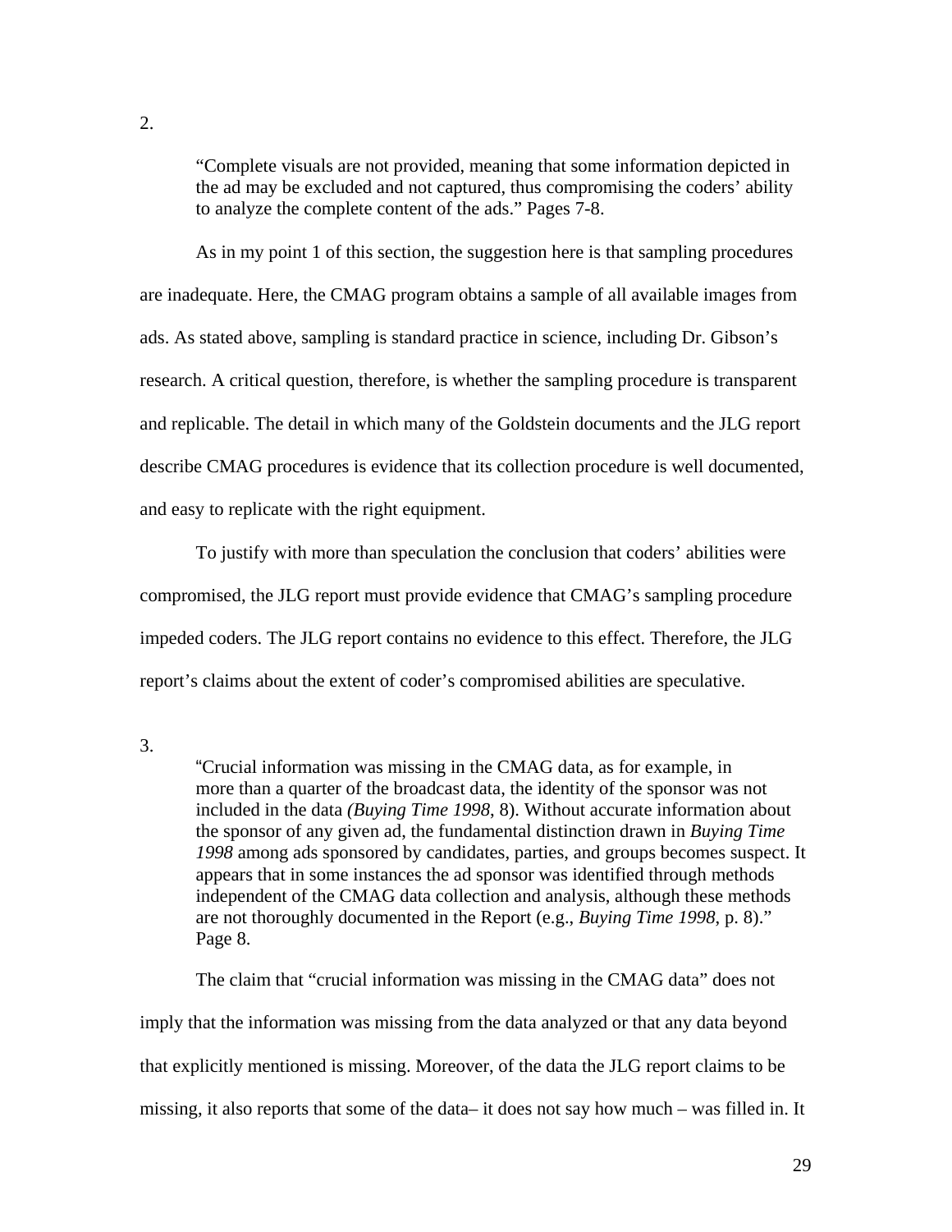2.

> "Complete visuals are not provided, meaning that some information depicted in the ad may be excluded and not captured, thus compromising the coders' ability to analyze the complete content of the ads." Pages 7-8.

As in my point 1 of this section, the suggestion here is that sampling procedures are inadequate. Here, the CMAG program obtains a sample of all available images from ads. As stated above, sampling is standard practice in science, including Dr. Gibson's research. A critical question, therefore, is whether the sampling procedure is transparent and replicable. The detail in which many of the Goldstein documents and the JLG report describe CMAG procedures is evidence that its collection procedure is well documented, and easy to replicate with the right equipment.

To justify with more than speculation the conclusion that coders' abilities were compromised, the JLG report must provide evidence that CMAG's sampling procedure impeded coders. The JLG report contains no evidence to this effect. Therefore, the JLG report's claims about the extent of coder's compromised abilities are speculative.

3.

> "Crucial information was missing in the CMAG data, as for example, in more than a quarter of the broadcast data, the identity of the sponsor was not included in the data *(Buying Time 1998*, 8). Without accurate information about the sponsor of any given ad, the fundamental distinction drawn in *Buying Time 1998* among ads sponsored by candidates, parties, and groups becomes suspect. It appears that in some instances the ad sponsor was identified through methods independent of the CMAG data collection and analysis, although these methods are not thoroughly documented in the Report (e.g., *Buying Time 1998*, p. 8)." Page 8.

The claim that "crucial information was missing in the CMAG data" does not imply that the information was missing from the data analyzed or that any data beyond that explicitly mentioned is missing. Moreover, of the data the JLG report claims to be missing, it also reports that some of the data– it does not say how much – was filled in. It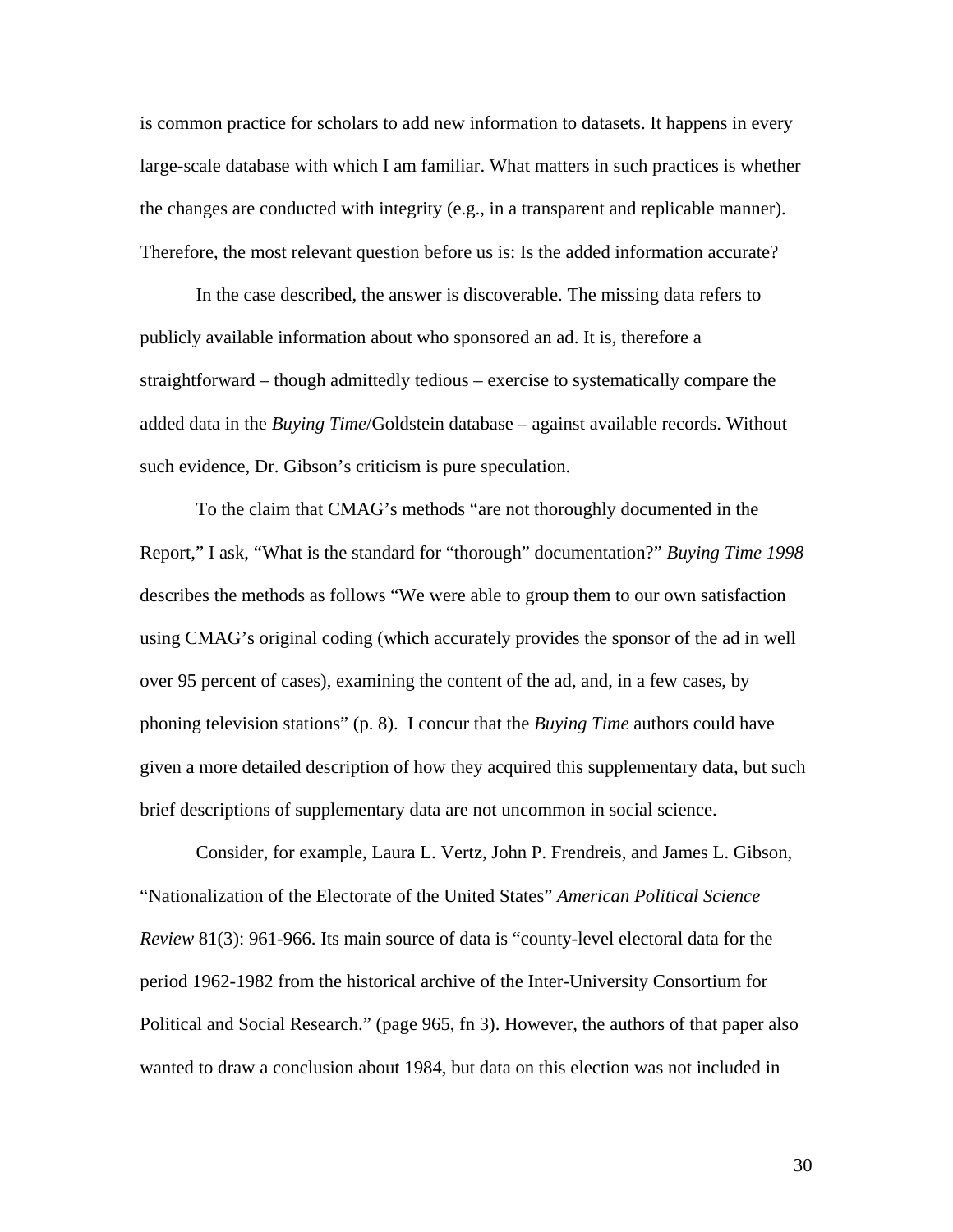is common practice for scholars to add new information to datasets. It happens in every large-scale database with which I am familiar. What matters in such practices is whether the changes are conducted with integrity (e.g., in a transparent and replicable manner). Therefore, the most relevant question before us is: Is the added information accurate?

In the case described, the answer is discoverable. The missing data refers to publicly available information about who sponsored an ad. It is, therefore a straightforward – though admittedly tedious – exercise to systematically compare the added data in the *Buying Time*/Goldstein database – against available records. Without such evidence, Dr. Gibson's criticism is pure speculation.

To the claim that CMAG's methods "are not thoroughly documented in the Report," I ask, "What is the standard for "thorough" documentation?" *Buying Time 1998* describes the methods as follows "We were able to group them to our own satisfaction using CMAG's original coding (which accurately provides the sponsor of the ad in well over 95 percent of cases), examining the content of the ad, and, in a few cases, by phoning television stations" (p. 8). I concur that the *Buying Time* authors could have given a more detailed description of how they acquired this supplementary data, but such brief descriptions of supplementary data are not uncommon in social science.

Consider, for example, Laura L. Vertz, John P. Frendreis, and James L. Gibson, "Nationalization of the Electorate of the United States" *American Political Science Review* 81(3): 961-966. Its main source of data is "county-level electoral data for the period 1962-1982 from the historical archive of the Inter-University Consortium for Political and Social Research." (page 965, fn 3). However, the authors of that paper also wanted to draw a conclusion about 1984, but data on this election was not included in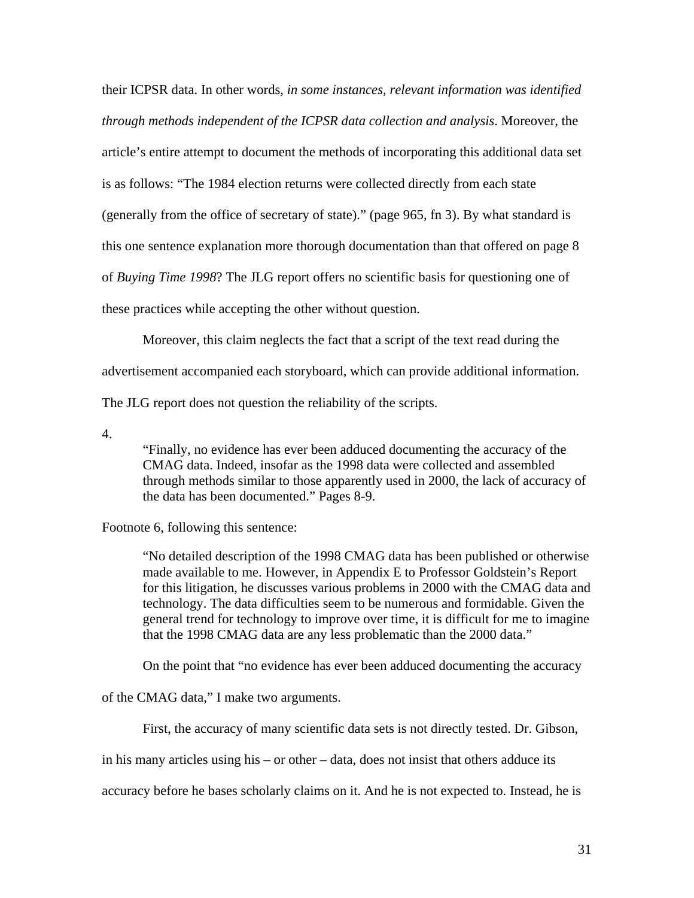their ICPSR data. In other words, *in some instances, relevant information was identified through methods independent of the ICPSR data collection and analysis*. Moreover, the article's entire attempt to document the methods of incorporating this additional data set is as follows: "The 1984 election returns were collected directly from each state (generally from the office of secretary of state)." (page 965, fn 3). By what standard is this one sentence explanation more thorough documentation than that offered on page 8 of *Buying Time 1998*? The JLG report offers no scientific basis for questioning one of these practices while accepting the other without question.

Moreover, this claim neglects the fact that a script of the text read during the advertisement accompanied each storyboard, which can provide additional information. The JLG report does not question the reliability of the scripts.

4.

> "Finally, no evidence has ever been adduced documenting the accuracy of the CMAG data. Indeed, insofar as the 1998 data were collected and assembled through methods similar to those apparently used in 2000, the lack of accuracy of the data has been documented." Pages 8-9.

Footnote 6, following this sentence:

> "No detailed description of the 1998 CMAG data has been published or otherwise made available to me. However, in Appendix E to Professor Goldstein's Report for this litigation, he discusses various problems in 2000 with the CMAG data and technology. The data difficulties seem to be numerous and formidable. Given the general trend for technology to improve over time, it is difficult for me to imagine that the 1998 CMAG data are any less problematic than the 2000 data."

On the point that "no evidence has ever been adduced documenting the accuracy of the CMAG data," I make two arguments.

First, the accuracy of many scientific data sets is not directly tested. Dr. Gibson, in his many articles using his – or other – data, does not insist that others adduce its accuracy before he bases scholarly claims on it. And he is not expected to. Instead, he is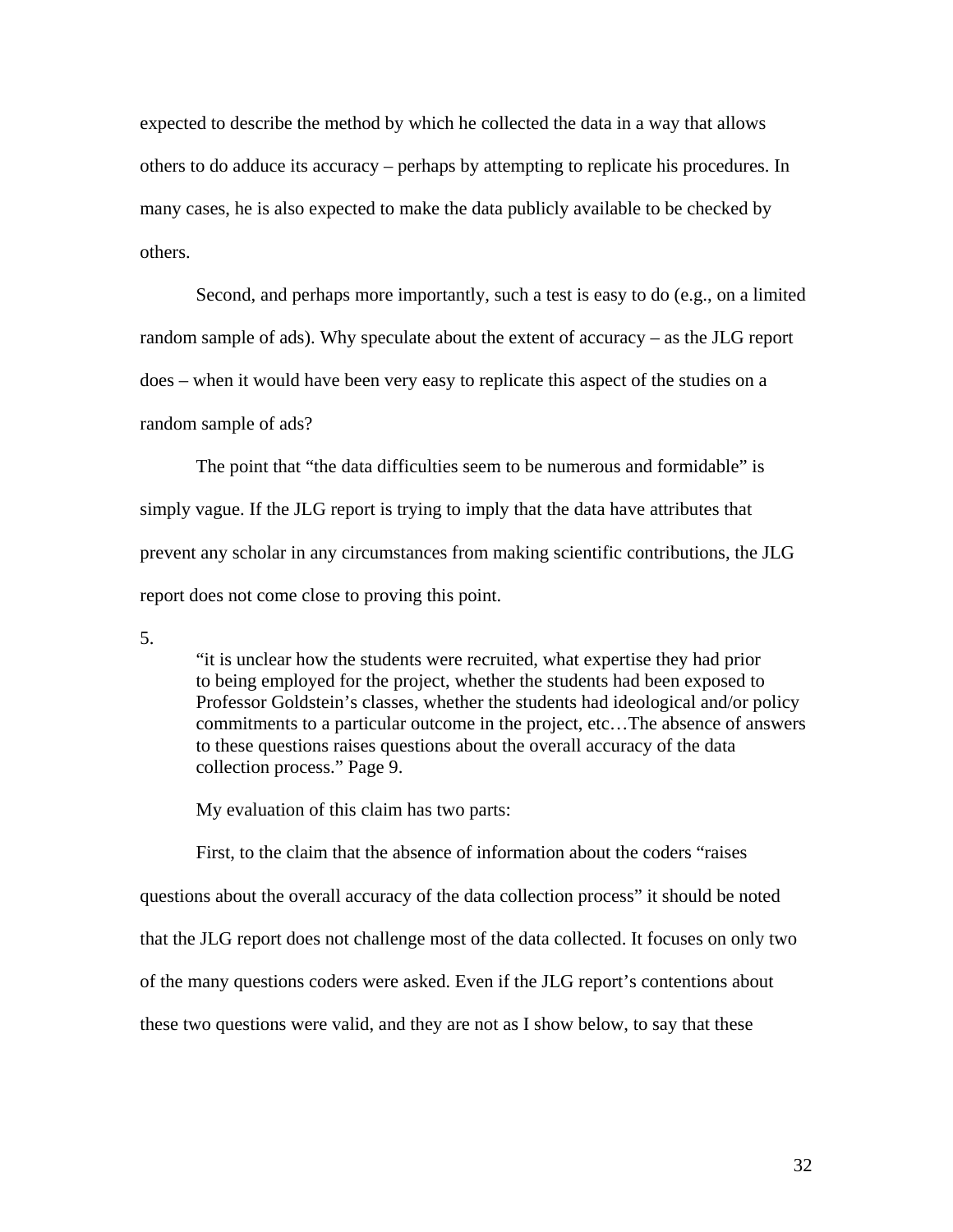expected to describe the method by which he collected the data in a way that allows others to do adduce its accuracy – perhaps by attempting to replicate his procedures. In many cases, he is also expected to make the data publicly available to be checked by others.

Second, and perhaps more importantly, such a test is easy to do (e.g., on a limited random sample of ads). Why speculate about the extent of accuracy – as the JLG report does – when it would have been very easy to replicate this aspect of the studies on a random sample of ads?

The point that "the data difficulties seem to be numerous and formidable" is simply vague. If the JLG report is trying to imply that the data have attributes that prevent any scholar in any circumstances from making scientific contributions, the JLG report does not come close to proving this point.

5.

> "it is unclear how the students were recruited, what expertise they had prior to being employed for the project, whether the students had been exposed to Professor Goldstein's classes, whether the students had ideological and/or policy commitments to a particular outcome in the project, etc…The absence of answers to these questions raises questions about the overall accuracy of the data collection process." Page 9.

My evaluation of this claim has two parts:

First, to the claim that the absence of information about the coders "raises questions about the overall accuracy of the data collection process" it should be noted that the JLG report does not challenge most of the data collected. It focuses on only two of the many questions coders were asked. Even if the JLG report's contentions about these two questions were valid, and they are not as I show below, to say that these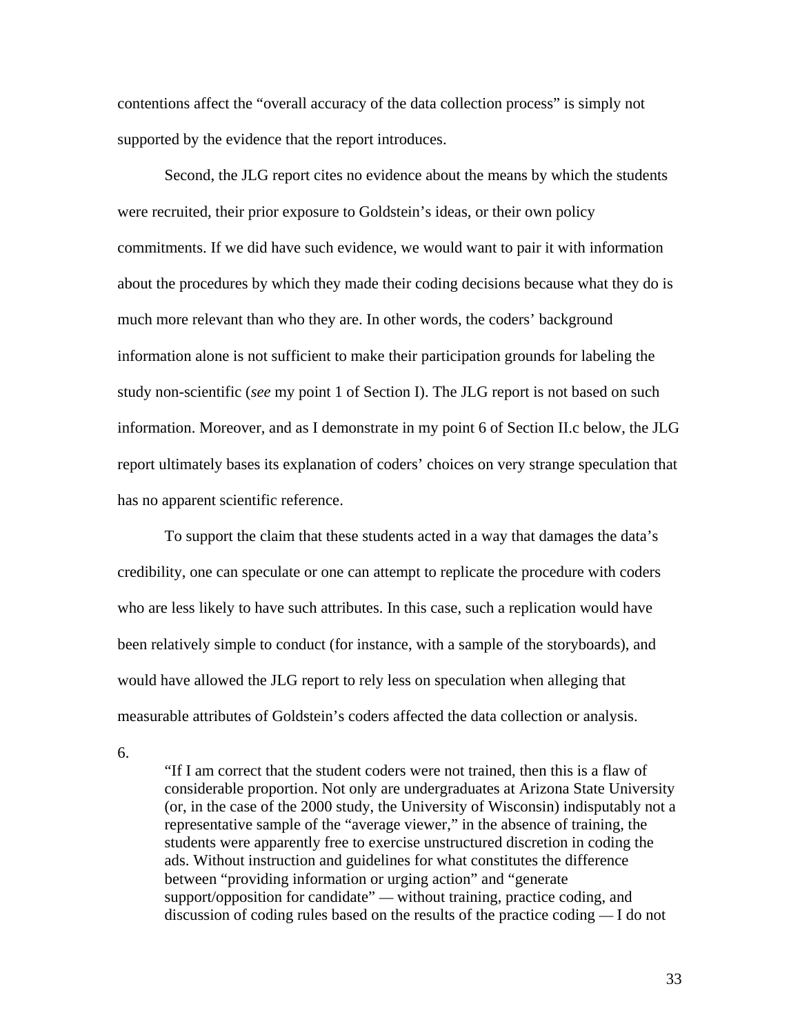contentions affect the "overall accuracy of the data collection process" is simply not supported by the evidence that the report introduces.

Second, the JLG report cites no evidence about the means by which the students were recruited, their prior exposure to Goldstein's ideas, or their own policy commitments. If we did have such evidence, we would want to pair it with information about the procedures by which they made their coding decisions because what they do is much more relevant than who they are. In other words, the coders' background information alone is not sufficient to make their participation grounds for labeling the study non-scientific (*see* my point 1 of Section I). The JLG report is not based on such information. Moreover, and as I demonstrate in my point 6 of Section II.c below, the JLG report ultimately bases its explanation of coders' choices on very strange speculation that has no apparent scientific reference.

To support the claim that these students acted in a way that damages the data's credibility, one can speculate or one can attempt to replicate the procedure with coders who are less likely to have such attributes. In this case, such a replication would have been relatively simple to conduct (for instance, with a sample of the storyboards), and would have allowed the JLG report to rely less on speculation when alleging that measurable attributes of Goldstein's coders affected the data collection or analysis.

6.

> "If I am correct that the student coders were not trained, then this is a flaw of considerable proportion. Not only are undergraduates at Arizona State University (or, in the case of the 2000 study, the University of Wisconsin) indisputably not a representative sample of the "average viewer," in the absence of training, the students were apparently free to exercise unstructured discretion in coding the ads. Without instruction and guidelines for what constitutes the difference between "providing information or urging action" and "generate support/opposition for candidate" — without training, practice coding, and discussion of coding rules based on the results of the practice coding — I do not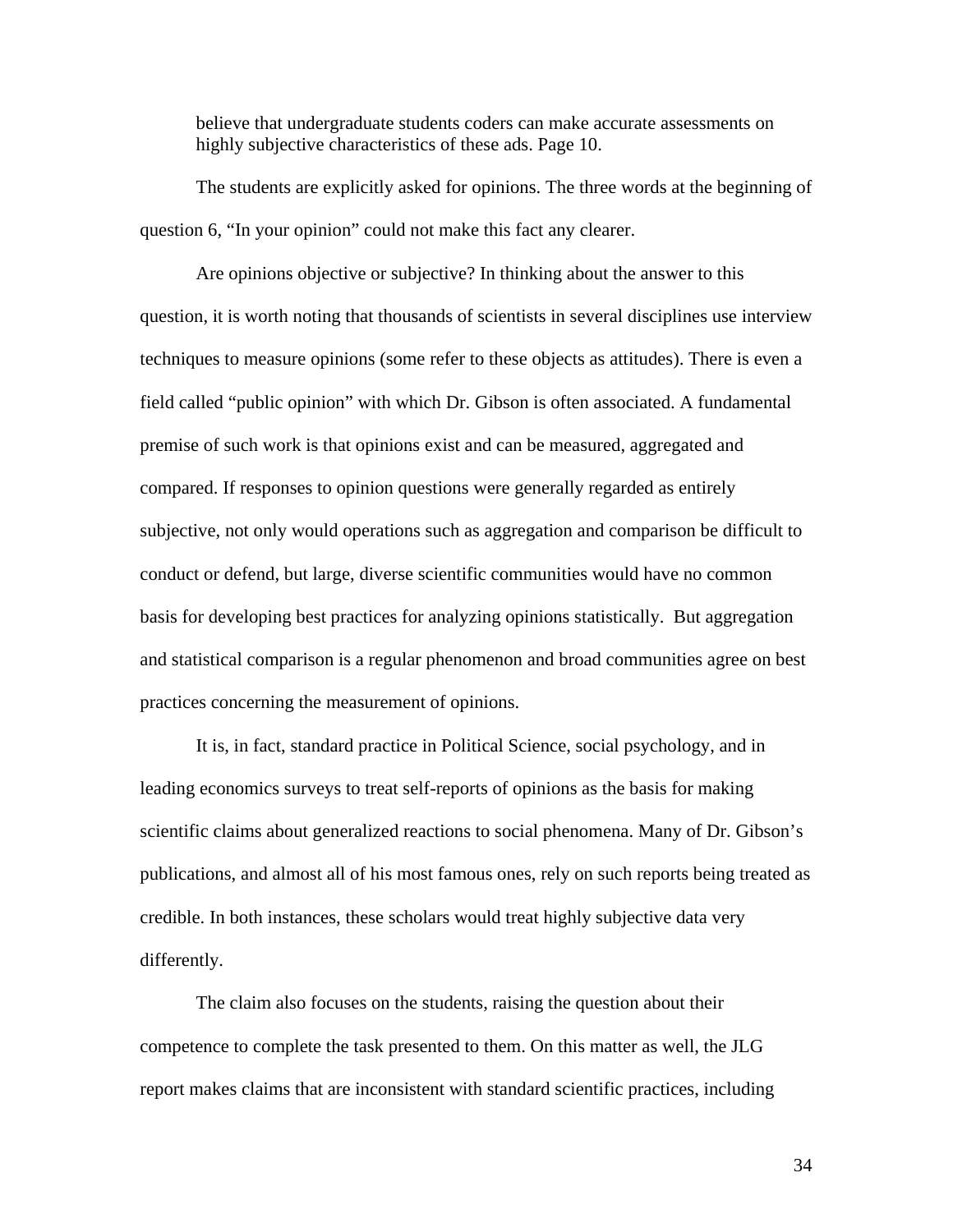> believe that undergraduate students coders can make accurate assessments on highly subjective characteristics of these ads. Page 10.

The students are explicitly asked for opinions. The three words at the beginning of question 6, "In your opinion" could not make this fact any clearer.

Are opinions objective or subjective? In thinking about the answer to this question, it is worth noting that thousands of scientists in several disciplines use interview techniques to measure opinions (some refer to these objects as attitudes). There is even a field called "public opinion" with which Dr. Gibson is often associated. A fundamental premise of such work is that opinions exist and can be measured, aggregated and compared. If responses to opinion questions were generally regarded as entirely subjective, not only would operations such as aggregation and comparison be difficult to conduct or defend, but large, diverse scientific communities would have no common basis for developing best practices for analyzing opinions statistically. But aggregation and statistical comparison is a regular phenomenon and broad communities agree on best practices concerning the measurement of opinions.

It is, in fact, standard practice in Political Science, social psychology, and in leading economics surveys to treat self-reports of opinions as the basis for making scientific claims about generalized reactions to social phenomena. Many of Dr. Gibson's publications, and almost all of his most famous ones, rely on such reports being treated as credible. In both instances, these scholars would treat highly subjective data very differently.

The claim also focuses on the students, raising the question about their competence to complete the task presented to them. On this matter as well, the JLG report makes claims that are inconsistent with standard scientific practices, including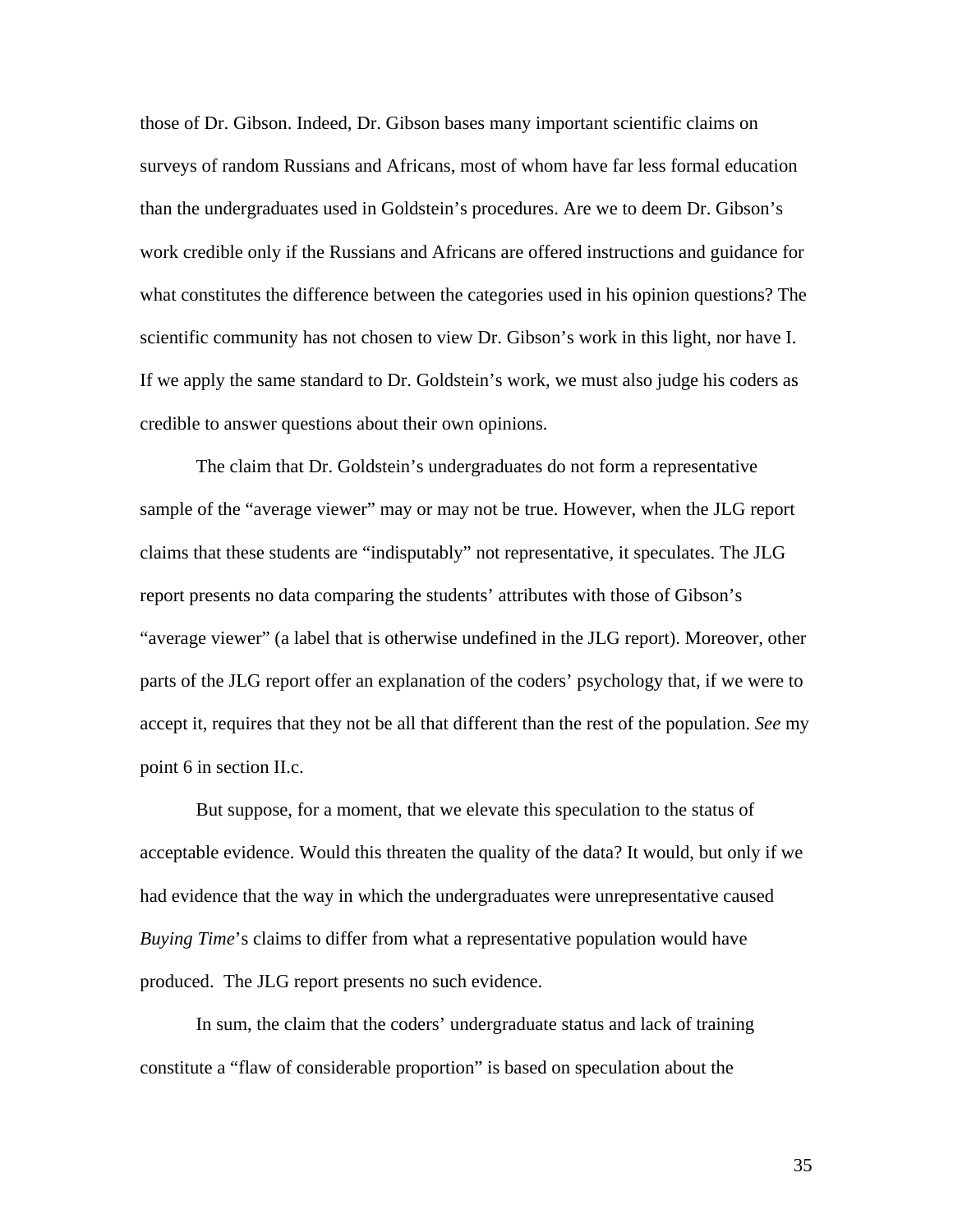those of Dr. Gibson. Indeed, Dr. Gibson bases many important scientific claims on surveys of random Russians and Africans, most of whom have far less formal education than the undergraduates used in Goldstein's procedures. Are we to deem Dr. Gibson's work credible only if the Russians and Africans are offered instructions and guidance for what constitutes the difference between the categories used in his opinion questions? The scientific community has not chosen to view Dr. Gibson's work in this light, nor have I. If we apply the same standard to Dr. Goldstein's work, we must also judge his coders as credible to answer questions about their own opinions.

The claim that Dr. Goldstein's undergraduates do not form a representative sample of the "average viewer" may or may not be true. However, when the JLG report claims that these students are "indisputably" not representative, it speculates. The JLG report presents no data comparing the students' attributes with those of Gibson's "average viewer" (a label that is otherwise undefined in the JLG report). Moreover, other parts of the JLG report offer an explanation of the coders' psychology that, if we were to accept it, requires that they not be all that different than the rest of the population. *See* my point 6 in section II.c.

But suppose, for a moment, that we elevate this speculation to the status of acceptable evidence. Would this threaten the quality of the data? It would, but only if we had evidence that the way in which the undergraduates were unrepresentative caused *Buying Time*'s claims to differ from what a representative population would have produced. The JLG report presents no such evidence.

In sum, the claim that the coders' undergraduate status and lack of training constitute a "flaw of considerable proportion" is based on speculation about the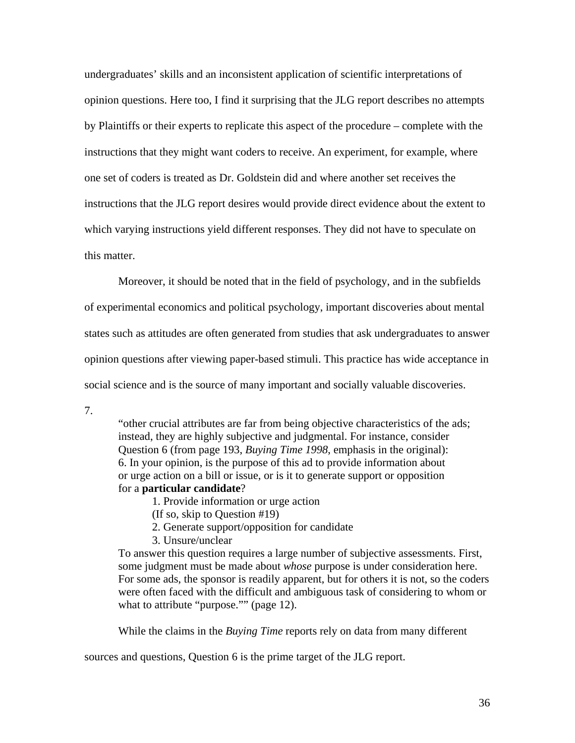undergraduates' skills and an inconsistent application of scientific interpretations of opinion questions. Here too, I find it surprising that the JLG report describes no attempts by Plaintiffs or their experts to replicate this aspect of the procedure – complete with the instructions that they might want coders to receive. An experiment, for example, where one set of coders is treated as Dr. Goldstein did and where another set receives the instructions that the JLG report desires would provide direct evidence about the extent to which varying instructions yield different responses. They did not have to speculate on this matter.

Moreover, it should be noted that in the field of psychology, and in the subfields of experimental economics and political psychology, important discoveries about mental states such as attitudes are often generated from studies that ask undergraduates to answer opinion questions after viewing paper-based stimuli. This practice has wide acceptance in social science and is the source of many important and socially valuable discoveries.

7.

> "other crucial attributes are far from being objective characteristics of the ads; instead, they are highly subjective and judgmental. For instance, consider Question 6 (from page 193, *Buying Time 1998*, emphasis in the original):
> 6. In your opinion, is the purpose of this ad to provide information about or urge action on a bill or issue, or is it to generate support or opposition for a **particular candidate**?
>
> 1. Provide information or urge action
> (If so, skip to Question #19)
> 2. Generate support/opposition for candidate
> 3. Unsure/unclear
>
> To answer this question requires a large number of subjective assessments. First, some judgment must be made about *whose* purpose is under consideration here. For some ads, the sponsor is readily apparent, but for others it is not, so the coders were often faced with the difficult and ambiguous task of considering to whom or what to attribute "purpose."" (page 12).

While the claims in the *Buying Time* reports rely on data from many different sources and questions, Question 6 is the prime target of the JLG report.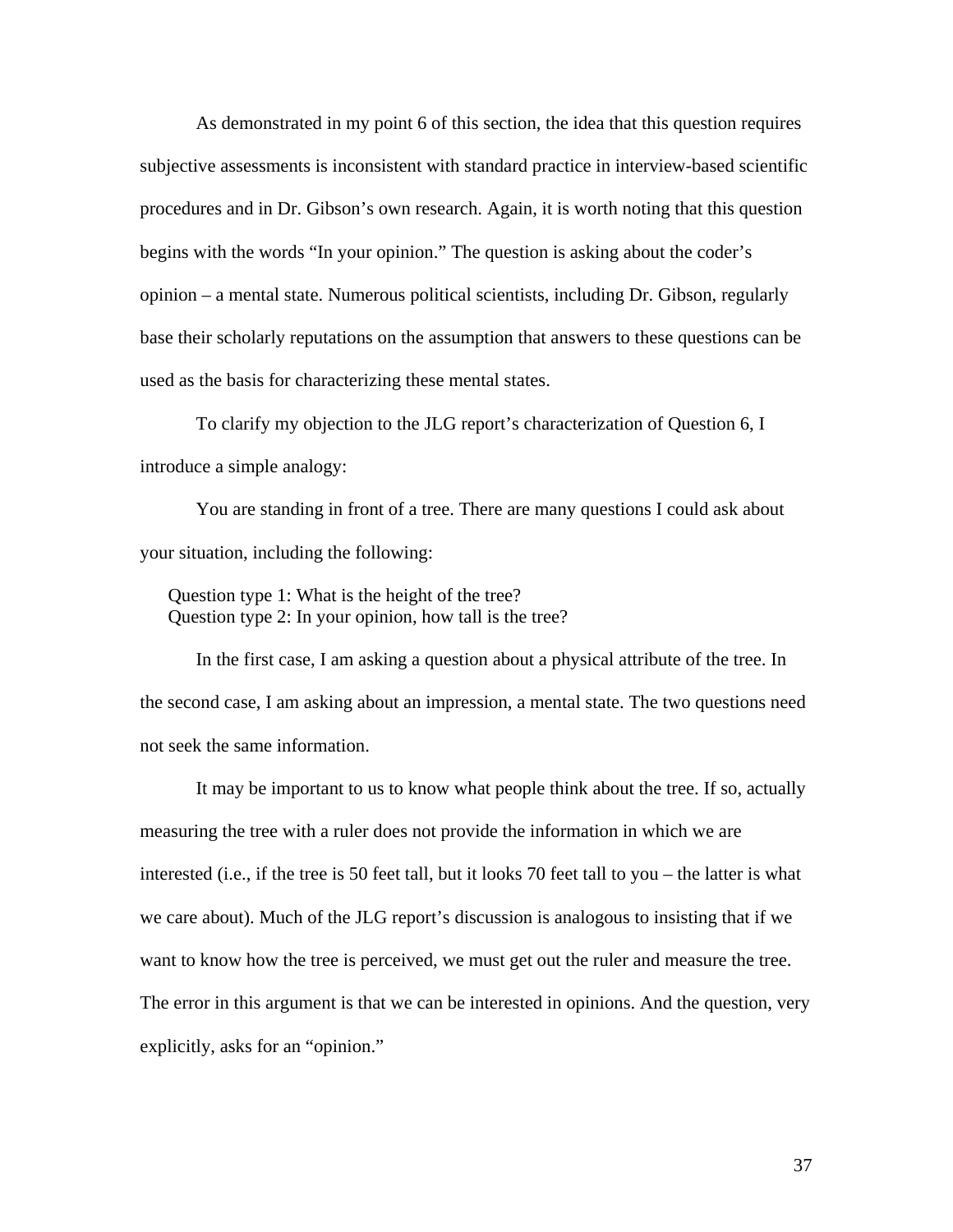As demonstrated in my point 6 of this section, the idea that this question requires subjective assessments is inconsistent with standard practice in interview-based scientific procedures and in Dr. Gibson's own research. Again, it is worth noting that this question begins with the words "In your opinion." The question is asking about the coder's opinion – a mental state. Numerous political scientists, including Dr. Gibson, regularly base their scholarly reputations on the assumption that answers to these questions can be used as the basis for characterizing these mental states.

To clarify my objection to the JLG report's characterization of Question 6, I introduce a simple analogy:

You are standing in front of a tree. There are many questions I could ask about your situation, including the following:

Question type 1: What is the height of the tree?
Question type 2: In your opinion, how tall is the tree?

In the first case, I am asking a question about a physical attribute of the tree. In the second case, I am asking about an impression, a mental state. The two questions need not seek the same information.

It may be important to us to know what people think about the tree. If so, actually measuring the tree with a ruler does not provide the information in which we are interested (i.e., if the tree is 50 feet tall, but it looks 70 feet tall to you – the latter is what we care about). Much of the JLG report's discussion is analogous to insisting that if we want to know how the tree is perceived, we must get out the ruler and measure the tree. The error in this argument is that we can be interested in opinions. And the question, very explicitly, asks for an "opinion."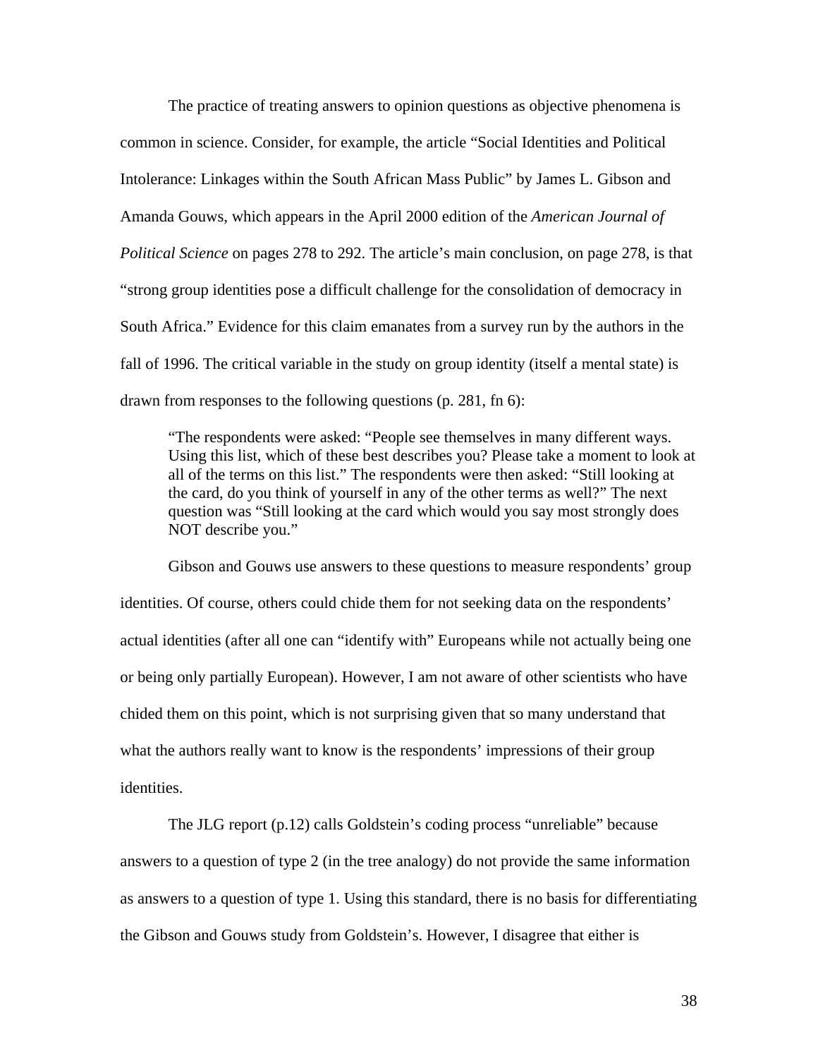The practice of treating answers to opinion questions as objective phenomena is common in science. Consider, for example, the article "Social Identities and Political Intolerance: Linkages within the South African Mass Public" by James L. Gibson and Amanda Gouws, which appears in the April 2000 edition of the *American Journal of Political Science* on pages 278 to 292. The article's main conclusion, on page 278, is that "strong group identities pose a difficult challenge for the consolidation of democracy in South Africa." Evidence for this claim emanates from a survey run by the authors in the fall of 1996. The critical variable in the study on group identity (itself a mental state) is drawn from responses to the following questions (p. 281, fn 6):

> "The respondents were asked: "People see themselves in many different ways. Using this list, which of these best describes you? Please take a moment to look at all of the terms on this list." The respondents were then asked: "Still looking at the card, do you think of yourself in any of the other terms as well?" The next question was "Still looking at the card which would you say most strongly does NOT describe you."

Gibson and Gouws use answers to these questions to measure respondents' group identities. Of course, others could chide them for not seeking data on the respondents' actual identities (after all one can "identify with" Europeans while not actually being one or being only partially European). However, I am not aware of other scientists who have chided them on this point, which is not surprising given that so many understand that what the authors really want to know is the respondents' impressions of their group identities.

The JLG report (p.12) calls Goldstein's coding process "unreliable" because answers to a question of type 2 (in the tree analogy) do not provide the same information as answers to a question of type 1. Using this standard, there is no basis for differentiating the Gibson and Gouws study from Goldstein's. However, I disagree that either is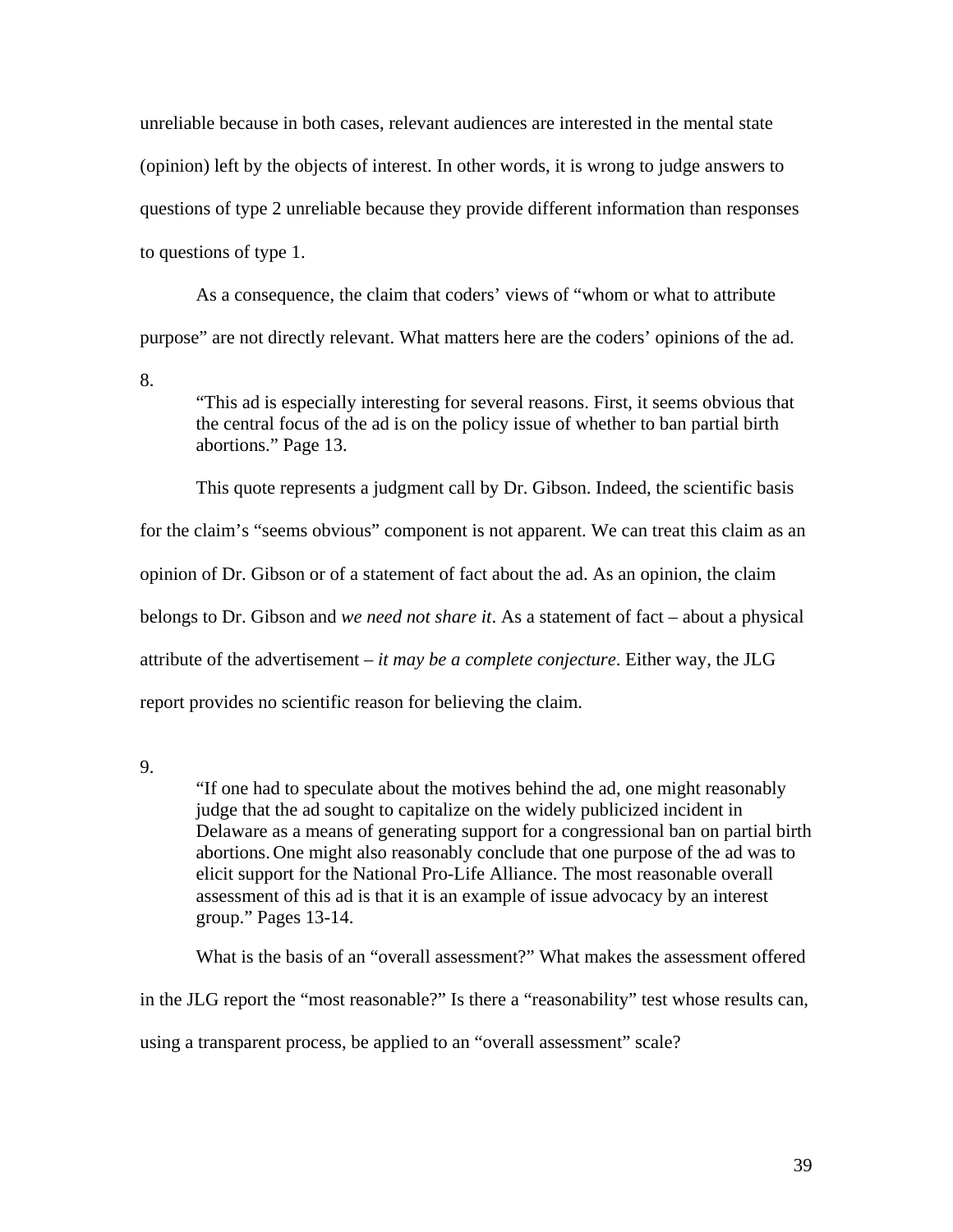unreliable because in both cases, relevant audiences are interested in the mental state (opinion) left by the objects of interest. In other words, it is wrong to judge answers to questions of type 2 unreliable because they provide different information than responses to questions of type 1.

As a consequence, the claim that coders' views of "whom or what to attribute purpose" are not directly relevant. What matters here are the coders' opinions of the ad.

8.

> "This ad is especially interesting for several reasons. First, it seems obvious that the central focus of the ad is on the policy issue of whether to ban partial birth abortions." Page 13.

This quote represents a judgment call by Dr. Gibson. Indeed, the scientific basis for the claim's "seems obvious" component is not apparent. We can treat this claim as an opinion of Dr. Gibson or of a statement of fact about the ad. As an opinion, the claim belongs to Dr. Gibson and *we need not share it*. As a statement of fact – about a physical attribute of the advertisement – *it may be a complete conjecture*. Either way, the JLG report provides no scientific reason for believing the claim.

9.

> "If one had to speculate about the motives behind the ad, one might reasonably judge that the ad sought to capitalize on the widely publicized incident in Delaware as a means of generating support for a congressional ban on partial birth abortions. One might also reasonably conclude that one purpose of the ad was to elicit support for the National Pro-Life Alliance. The most reasonable overall assessment of this ad is that it is an example of issue advocacy by an interest group." Pages 13-14.

What is the basis of an "overall assessment?" What makes the assessment offered in the JLG report the "most reasonable?" Is there a "reasonability" test whose results can, using a transparent process, be applied to an "overall assessment" scale?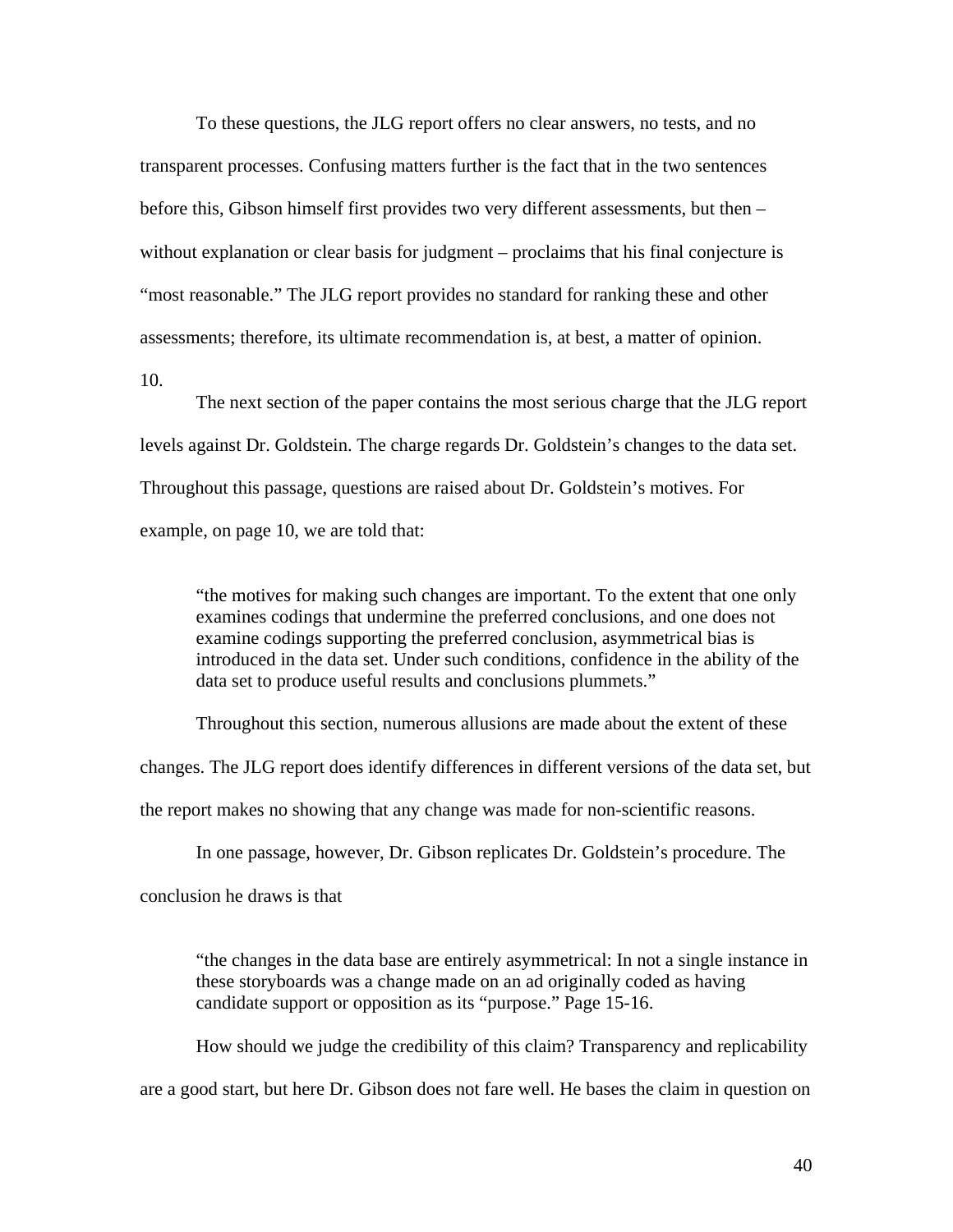To these questions, the JLG report offers no clear answers, no tests, and no transparent processes. Confusing matters further is the fact that in the two sentences before this, Gibson himself first provides two very different assessments, but then – without explanation or clear basis for judgment – proclaims that his final conjecture is "most reasonable." The JLG report provides no standard for ranking these and other assessments; therefore, its ultimate recommendation is, at best, a matter of opinion.

10.

The next section of the paper contains the most serious charge that the JLG report levels against Dr. Goldstein. The charge regards Dr. Goldstein's changes to the data set. Throughout this passage, questions are raised about Dr. Goldstein's motives. For example, on page 10, we are told that:

> "the motives for making such changes are important. To the extent that one only examines codings that undermine the preferred conclusions, and one does not examine codings supporting the preferred conclusion, asymmetrical bias is introduced in the data set. Under such conditions, confidence in the ability of the data set to produce useful results and conclusions plummets."

Throughout this section, numerous allusions are made about the extent of these changes. The JLG report does identify differences in different versions of the data set, but the report makes no showing that any change was made for non-scientific reasons.

In one passage, however, Dr. Gibson replicates Dr. Goldstein's procedure. The conclusion he draws is that

> "the changes in the data base are entirely asymmetrical: In not a single instance in these storyboards was a change made on an ad originally coded as having candidate support or opposition as its "purpose." Page 15-16.

How should we judge the credibility of this claim? Transparency and replicability are a good start, but here Dr. Gibson does not fare well. He bases the claim in question on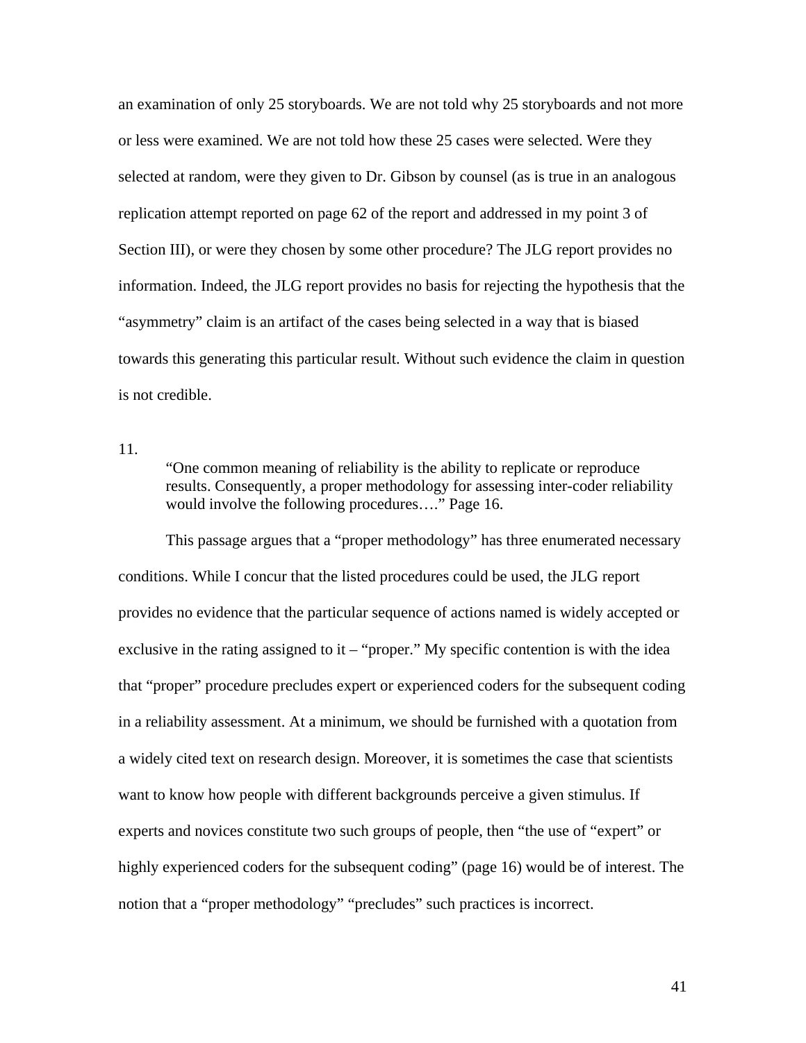an examination of only 25 storyboards. We are not told why 25 storyboards and not more or less were examined. We are not told how these 25 cases were selected. Were they selected at random, were they given to Dr. Gibson by counsel (as is true in an analogous replication attempt reported on page 62 of the report and addressed in my point 3 of Section III), or were they chosen by some other procedure? The JLG report provides no information. Indeed, the JLG report provides no basis for rejecting the hypothesis that the "asymmetry" claim is an artifact of the cases being selected in a way that is biased towards this generating this particular result. Without such evidence the claim in question is not credible.

11.

> "One common meaning of reliability is the ability to replicate or reproduce results. Consequently, a proper methodology for assessing inter-coder reliability would involve the following procedures…." Page 16.

This passage argues that a "proper methodology" has three enumerated necessary conditions. While I concur that the listed procedures could be used, the JLG report provides no evidence that the particular sequence of actions named is widely accepted or exclusive in the rating assigned to it – "proper." My specific contention is with the idea that "proper" procedure precludes expert or experienced coders for the subsequent coding in a reliability assessment. At a minimum, we should be furnished with a quotation from a widely cited text on research design. Moreover, it is sometimes the case that scientists want to know how people with different backgrounds perceive a given stimulus. If experts and novices constitute two such groups of people, then "the use of "expert" or highly experienced coders for the subsequent coding" (page 16) would be of interest. The notion that a "proper methodology" "precludes" such practices is incorrect.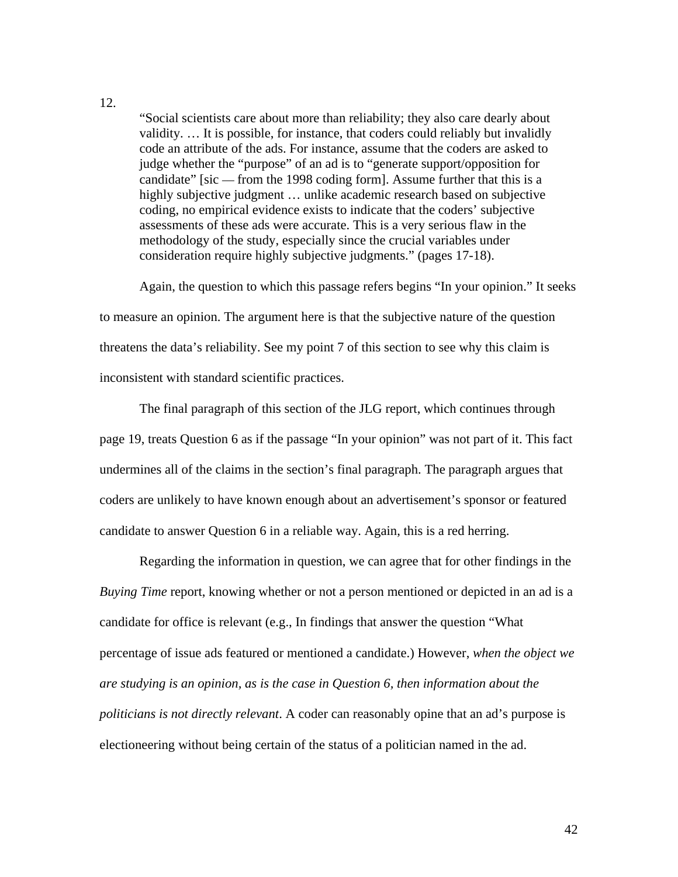12.

> "Social scientists care about more than reliability; they also care dearly about validity. … It is possible, for instance, that coders could reliably but invalidly code an attribute of the ads. For instance, assume that the coders are asked to judge whether the "purpose" of an ad is to "generate support/opposition for candidate" [sic — from the 1998 coding form]. Assume further that this is a highly subjective judgment … unlike academic research based on subjective coding, no empirical evidence exists to indicate that the coders' subjective assessments of these ads were accurate. This is a very serious flaw in the methodology of the study, especially since the crucial variables under consideration require highly subjective judgments." (pages 17-18).

Again, the question to which this passage refers begins "In your opinion." It seeks to measure an opinion. The argument here is that the subjective nature of the question threatens the data's reliability. See my point 7 of this section to see why this claim is inconsistent with standard scientific practices.

The final paragraph of this section of the JLG report, which continues through page 19, treats Question 6 as if the passage "In your opinion" was not part of it. This fact undermines all of the claims in the section's final paragraph. The paragraph argues that coders are unlikely to have known enough about an advertisement's sponsor or featured candidate to answer Question 6 in a reliable way. Again, this is a red herring.

Regarding the information in question, we can agree that for other findings in the *Buying Time* report, knowing whether or not a person mentioned or depicted in an ad is a candidate for office is relevant (e.g., In findings that answer the question "What percentage of issue ads featured or mentioned a candidate.) However, *when the object we are studying is an opinion, as is the case in Question 6, then information about the politicians is not directly relevant*. A coder can reasonably opine that an ad's purpose is electioneering without being certain of the status of a politician named in the ad.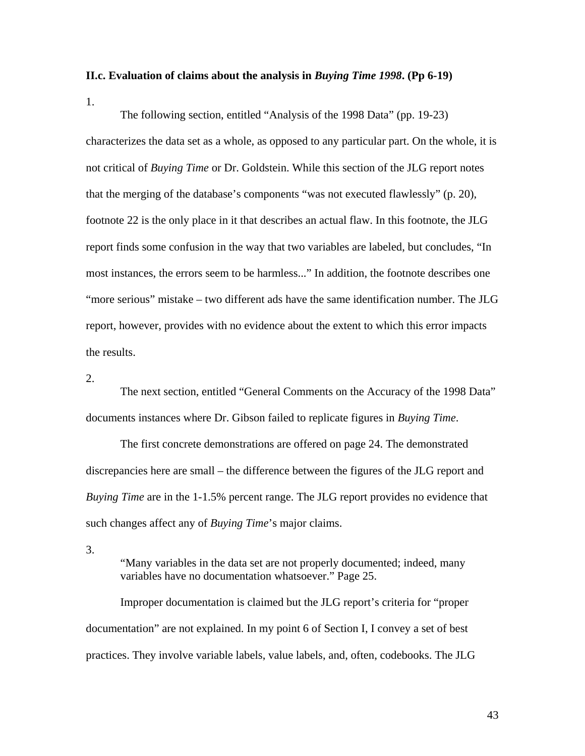**II.c. Evaluation of claims about the analysis in *Buying Time 1998*. (Pp 6-19)**

1.

The following section, entitled "Analysis of the 1998 Data" (pp. 19-23) characterizes the data set as a whole, as opposed to any particular part. On the whole, it is not critical of *Buying Time* or Dr. Goldstein. While this section of the JLG report notes that the merging of the database's components "was not executed flawlessly" (p. 20), footnote 22 is the only place in it that describes an actual flaw. In this footnote, the JLG report finds some confusion in the way that two variables are labeled, but concludes, "In most instances, the errors seem to be harmless..." In addition, the footnote describes one "more serious" mistake – two different ads have the same identification number. The JLG report, however, provides with no evidence about the extent to which this error impacts the results.

2.

The next section, entitled "General Comments on the Accuracy of the 1998 Data" documents instances where Dr. Gibson failed to replicate figures in *Buying Time*.

The first concrete demonstrations are offered on page 24. The demonstrated discrepancies here are small – the difference between the figures of the JLG report and *Buying Time* are in the 1-1.5% percent range. The JLG report provides no evidence that such changes affect any of *Buying Time*'s major claims.

3.

> "Many variables in the data set are not properly documented; indeed, many variables have no documentation whatsoever." Page 25.

Improper documentation is claimed but the JLG report's criteria for "proper documentation" are not explained. In my point 6 of Section I, I convey a set of best practices. They involve variable labels, value labels, and, often, codebooks. The JLG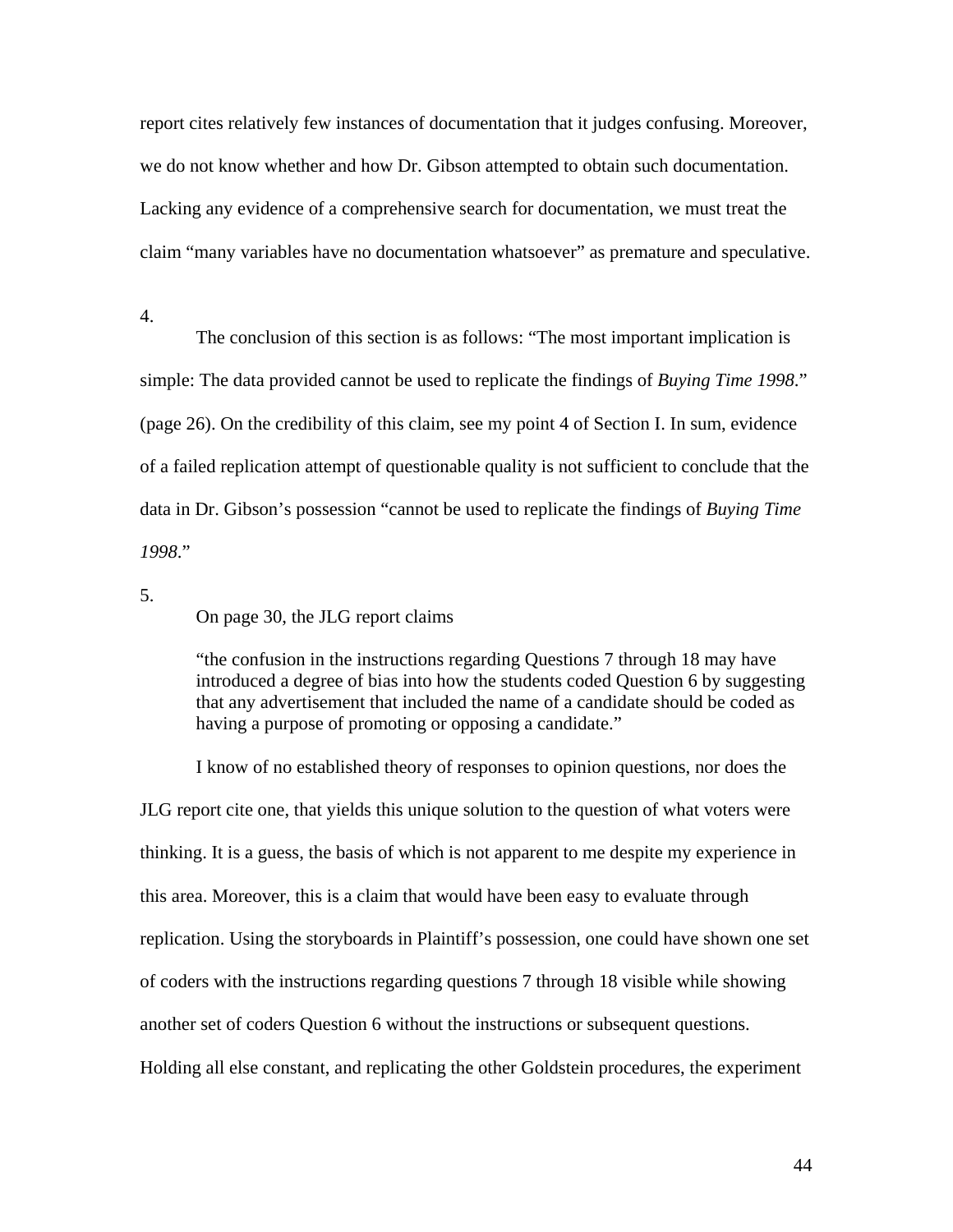report cites relatively few instances of documentation that it judges confusing. Moreover, we do not know whether and how Dr. Gibson attempted to obtain such documentation. Lacking any evidence of a comprehensive search for documentation, we must treat the claim "many variables have no documentation whatsoever" as premature and speculative.

4.

The conclusion of this section is as follows: "The most important implication is simple: The data provided cannot be used to replicate the findings of *Buying Time 1998*." (page 26). On the credibility of this claim, see my point 4 of Section I. In sum, evidence of a failed replication attempt of questionable quality is not sufficient to conclude that the data in Dr. Gibson's possession "cannot be used to replicate the findings of *Buying Time 1998*."

5.

On page 30, the JLG report claims

> "the confusion in the instructions regarding Questions 7 through 18 may have introduced a degree of bias into how the students coded Question 6 by suggesting that any advertisement that included the name of a candidate should be coded as having a purpose of promoting or opposing a candidate."

I know of no established theory of responses to opinion questions, nor does the JLG report cite one, that yields this unique solution to the question of what voters were thinking. It is a guess, the basis of which is not apparent to me despite my experience in this area. Moreover, this is a claim that would have been easy to evaluate through replication. Using the storyboards in Plaintiff's possession, one could have shown one set of coders with the instructions regarding questions 7 through 18 visible while showing another set of coders Question 6 without the instructions or subsequent questions. Holding all else constant, and replicating the other Goldstein procedures, the experiment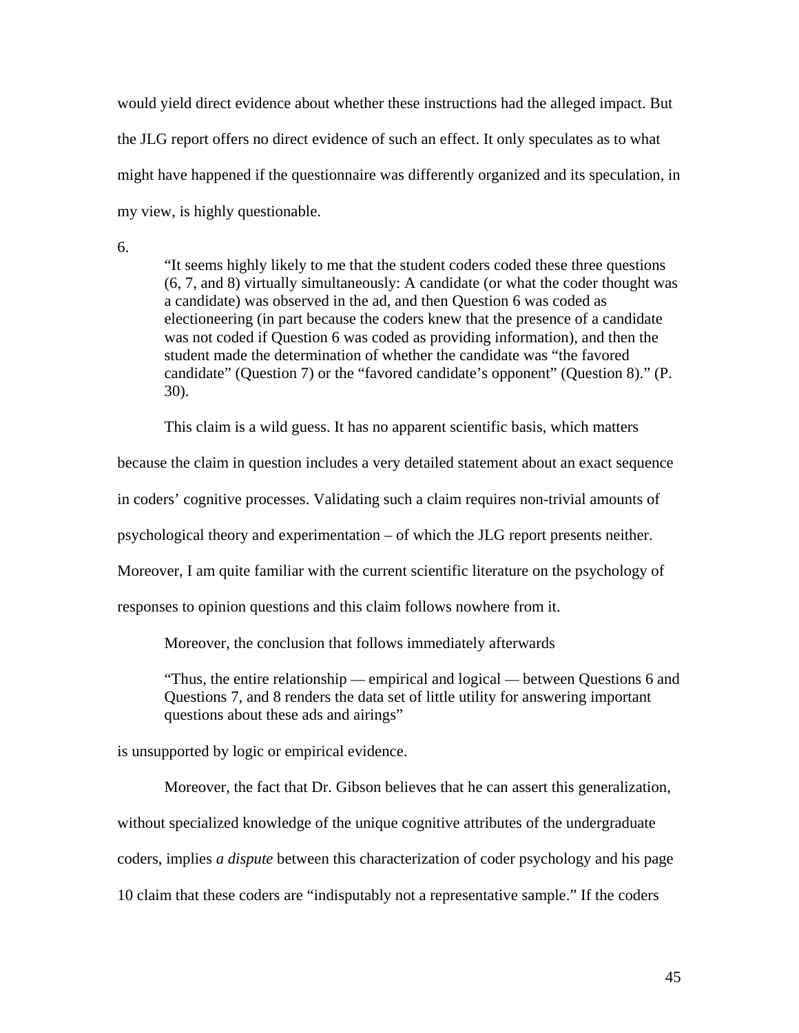would yield direct evidence about whether these instructions had the alleged impact. But the JLG report offers no direct evidence of such an effect. It only speculates as to what might have happened if the questionnaire was differently organized and its speculation, in my view, is highly questionable.

6.

> "It seems highly likely to me that the student coders coded these three questions (6, 7, and 8) virtually simultaneously: A candidate (or what the coder thought was a candidate) was observed in the ad, and then Question 6 was coded as electioneering (in part because the coders knew that the presence of a candidate was not coded if Question 6 was coded as providing information), and then the student made the determination of whether the candidate was "the favored candidate" (Question 7) or the "favored candidate's opponent" (Question 8)." (P. 30).

This claim is a wild guess. It has no apparent scientific basis, which matters because the claim in question includes a very detailed statement about an exact sequence in coders' cognitive processes. Validating such a claim requires non-trivial amounts of psychological theory and experimentation – of which the JLG report presents neither. Moreover, I am quite familiar with the current scientific literature on the psychology of responses to opinion questions and this claim follows nowhere from it.

Moreover, the conclusion that follows immediately afterwards

> "Thus, the entire relationship — empirical and logical — between Questions 6 and Questions 7, and 8 renders the data set of little utility for answering important questions about these ads and airings"

is unsupported by logic or empirical evidence.

Moreover, the fact that Dr. Gibson believes that he can assert this generalization, without specialized knowledge of the unique cognitive attributes of the undergraduate coders, implies *a dispute* between this characterization of coder psychology and his page 10 claim that these coders are "indisputably not a representative sample." If the coders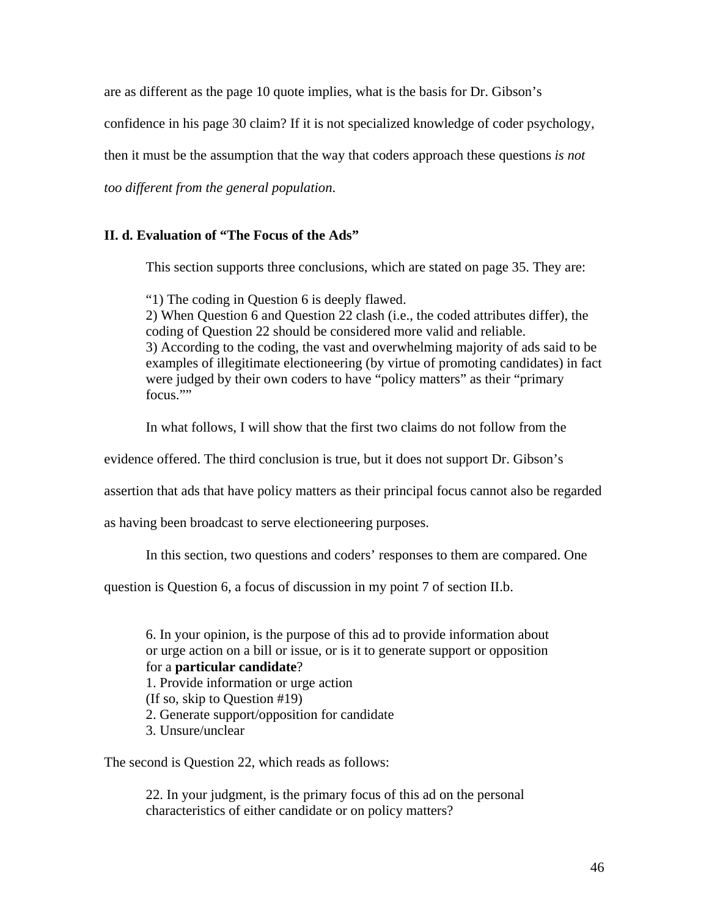are as different as the page 10 quote implies, what is the basis for Dr. Gibson's confidence in his page 30 claim? If it is not specialized knowledge of coder psychology, then it must be the assumption that the way that coders approach these questions *is not too different from the general population*.

### II. d. Evaluation of "The Focus of the Ads"

This section supports three conclusions, which are stated on page 35. They are:

> "1) The coding in Question 6 is deeply flawed.
> 2) When Question 6 and Question 22 clash (i.e., the coded attributes differ), the coding of Question 22 should be considered more valid and reliable.
> 3) According to the coding, the vast and overwhelming majority of ads said to be examples of illegitimate electioneering (by virtue of promoting candidates) in fact were judged by their own coders to have "policy matters" as their "primary focus.""

In what follows, I will show that the first two claims do not follow from the evidence offered. The third conclusion is true, but it does not support Dr. Gibson's assertion that ads that have policy matters as their principal focus cannot also be regarded as having been broadcast to serve electioneering purposes.

In this section, two questions and coders' responses to them are compared. One question is Question 6, a focus of discussion in my point 7 of section II.b.

> 6. In your opinion, is the purpose of this ad to provide information about or urge action on a bill or issue, or is it to generate support or opposition for a **particular candidate**?
> 1. Provide information or urge action
> (If so, skip to Question #19)
> 2. Generate support/opposition for candidate
> 3. Unsure/unclear

The second is Question 22, which reads as follows:

> 22. In your judgment, is the primary focus of this ad on the personal characteristics of either candidate or on policy matters?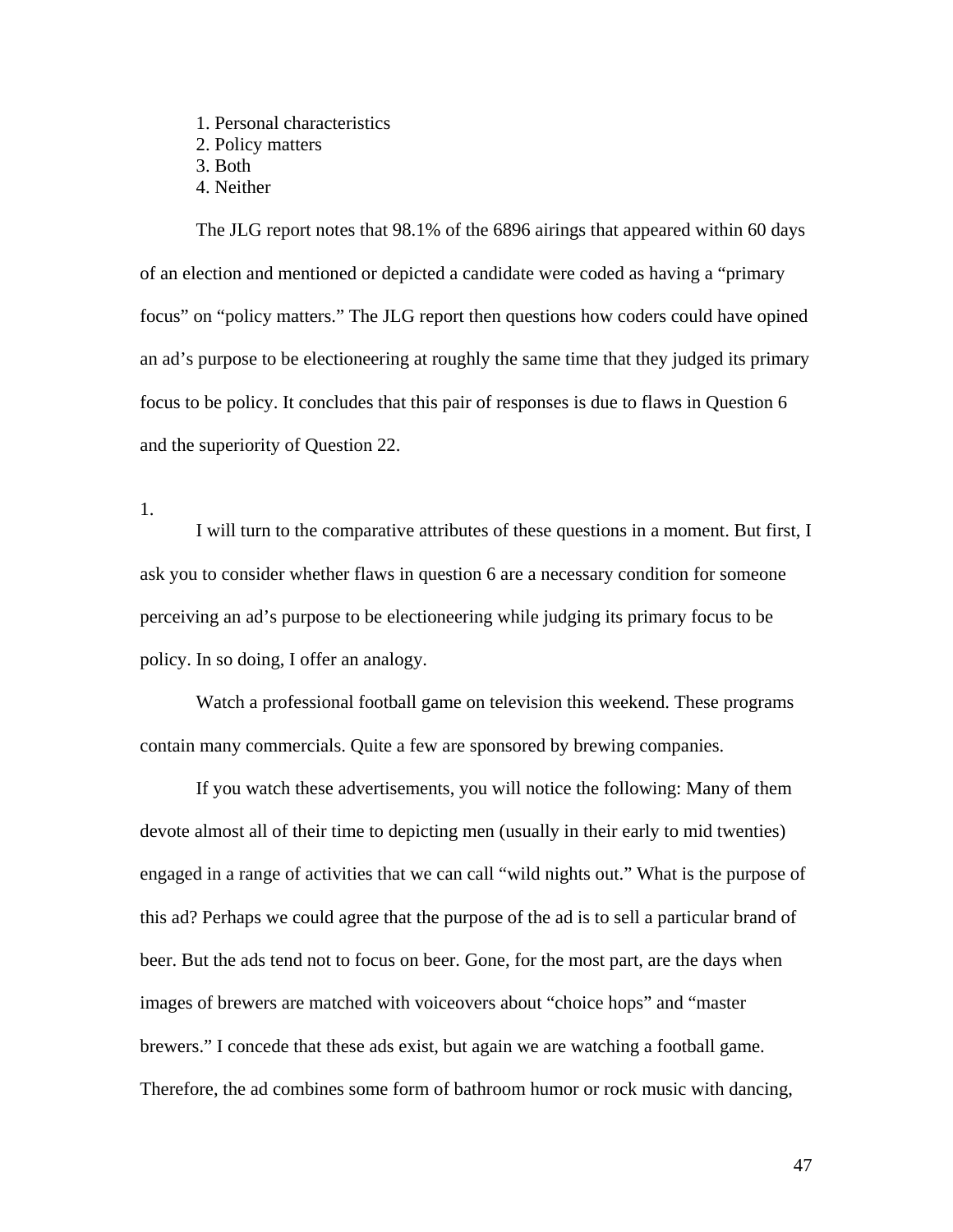1. Personal characteristics
2. Policy matters
3. Both
4. Neither

The JLG report notes that 98.1% of the 6896 airings that appeared within 60 days of an election and mentioned or depicted a candidate were coded as having a "primary focus" on "policy matters." The JLG report then questions how coders could have opined an ad's purpose to be electioneering at roughly the same time that they judged its primary focus to be policy. It concludes that this pair of responses is due to flaws in Question 6 and the superiority of Question 22.

1.

I will turn to the comparative attributes of these questions in a moment. But first, I ask you to consider whether flaws in question 6 are a necessary condition for someone perceiving an ad's purpose to be electioneering while judging its primary focus to be policy. In so doing, I offer an analogy.

Watch a professional football game on television this weekend. These programs contain many commercials. Quite a few are sponsored by brewing companies.

If you watch these advertisements, you will notice the following: Many of them devote almost all of their time to depicting men (usually in their early to mid twenties) engaged in a range of activities that we can call "wild nights out." What is the purpose of this ad? Perhaps we could agree that the purpose of the ad is to sell a particular brand of beer. But the ads tend not to focus on beer. Gone, for the most part, are the days when images of brewers are matched with voiceovers about "choice hops" and "master brewers." I concede that these ads exist, but again we are watching a football game. Therefore, the ad combines some form of bathroom humor or rock music with dancing,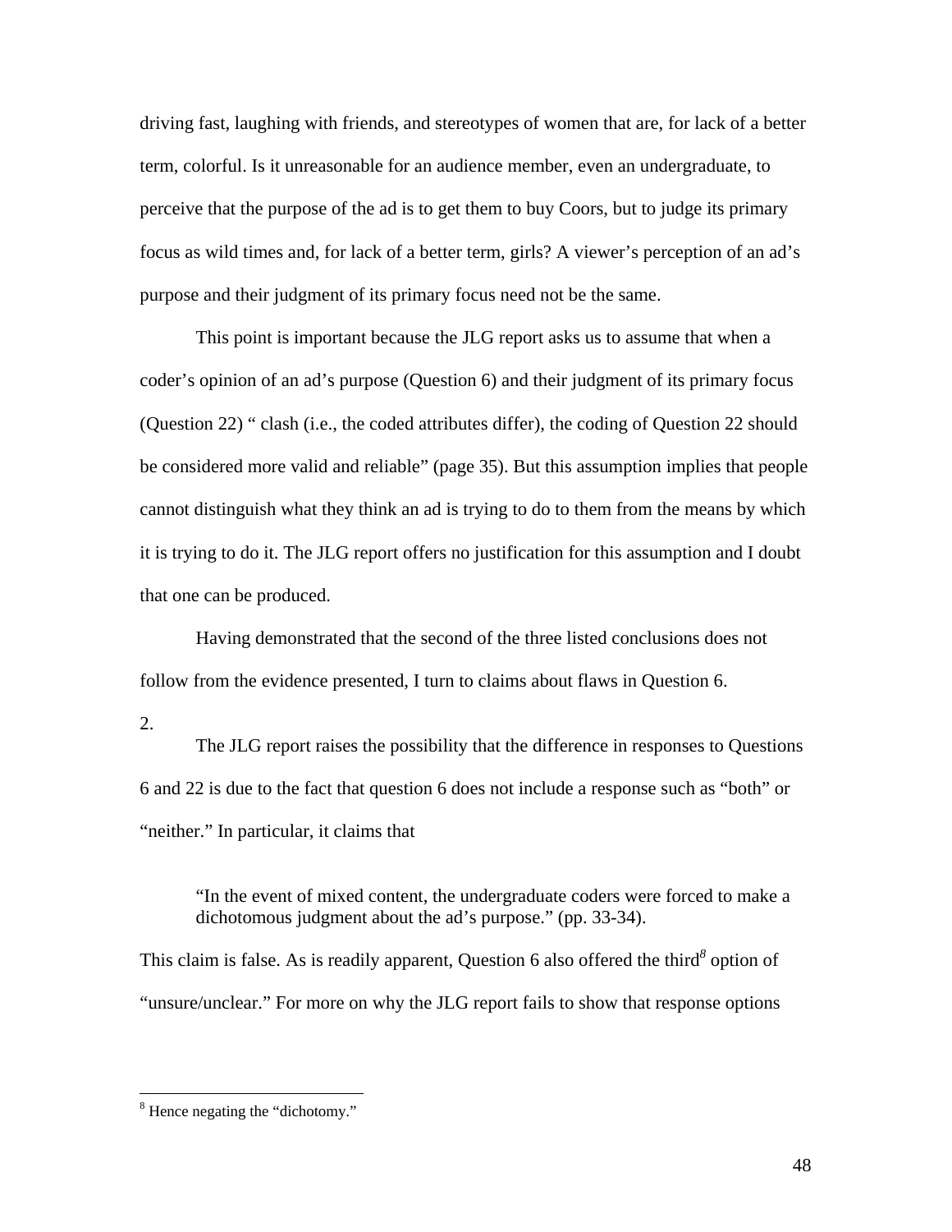driving fast, laughing with friends, and stereotypes of women that are, for lack of a better term, colorful. Is it unreasonable for an audience member, even an undergraduate, to perceive that the purpose of the ad is to get them to buy Coors, but to judge its primary focus as wild times and, for lack of a better term, girls? A viewer's perception of an ad's purpose and their judgment of its primary focus need not be the same.

This point is important because the JLG report asks us to assume that when a coder's opinion of an ad's purpose (Question 6) and their judgment of its primary focus (Question 22) " clash (i.e., the coded attributes differ), the coding of Question 22 should be considered more valid and reliable" (page 35). But this assumption implies that people cannot distinguish what they think an ad is trying to do to them from the means by which it is trying to do it. The JLG report offers no justification for this assumption and I doubt that one can be produced.

Having demonstrated that the second of the three listed conclusions does not follow from the evidence presented, I turn to claims about flaws in Question 6.

2.

The JLG report raises the possibility that the difference in responses to Questions 6 and 22 is due to the fact that question 6 does not include a response such as "both" or "neither." In particular, it claims that

> "In the event of mixed content, the undergraduate coders were forced to make a dichotomous judgment about the ad's purpose." (pp. 33-34).

This claim is false. As is readily apparent, Question 6 also offered the third[8] option of "unsure/unclear." For more on why the JLG report fails to show that response options

---

[8] Hence negating the "dichotomy."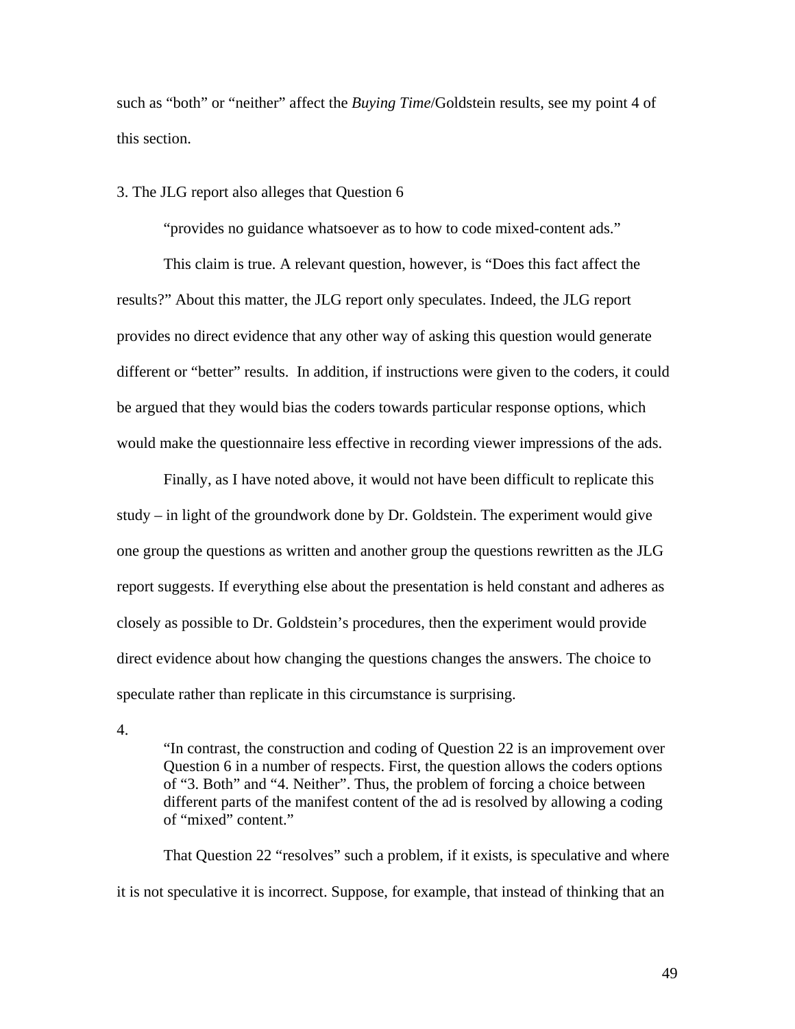such as "both" or "neither" affect the *Buying Time*/Goldstein results, see my point 4 of this section.

3. The JLG report also alleges that Question 6

"provides no guidance whatsoever as to how to code mixed-content ads."

This claim is true. A relevant question, however, is "Does this fact affect the results?" About this matter, the JLG report only speculates. Indeed, the JLG report provides no direct evidence that any other way of asking this question would generate different or "better" results. In addition, if instructions were given to the coders, it could be argued that they would bias the coders towards particular response options, which would make the questionnaire less effective in recording viewer impressions of the ads.

Finally, as I have noted above, it would not have been difficult to replicate this study – in light of the groundwork done by Dr. Goldstein. The experiment would give one group the questions as written and another group the questions rewritten as the JLG report suggests. If everything else about the presentation is held constant and adheres as closely as possible to Dr. Goldstein's procedures, then the experiment would provide direct evidence about how changing the questions changes the answers. The choice to speculate rather than replicate in this circumstance is surprising.

4.

> "In contrast, the construction and coding of Question 22 is an improvement over Question 6 in a number of respects. First, the question allows the coders options of "3. Both" and "4. Neither". Thus, the problem of forcing a choice between different parts of the manifest content of the ad is resolved by allowing a coding of "mixed" content."

That Question 22 "resolves" such a problem, if it exists, is speculative and where it is not speculative it is incorrect. Suppose, for example, that instead of thinking that an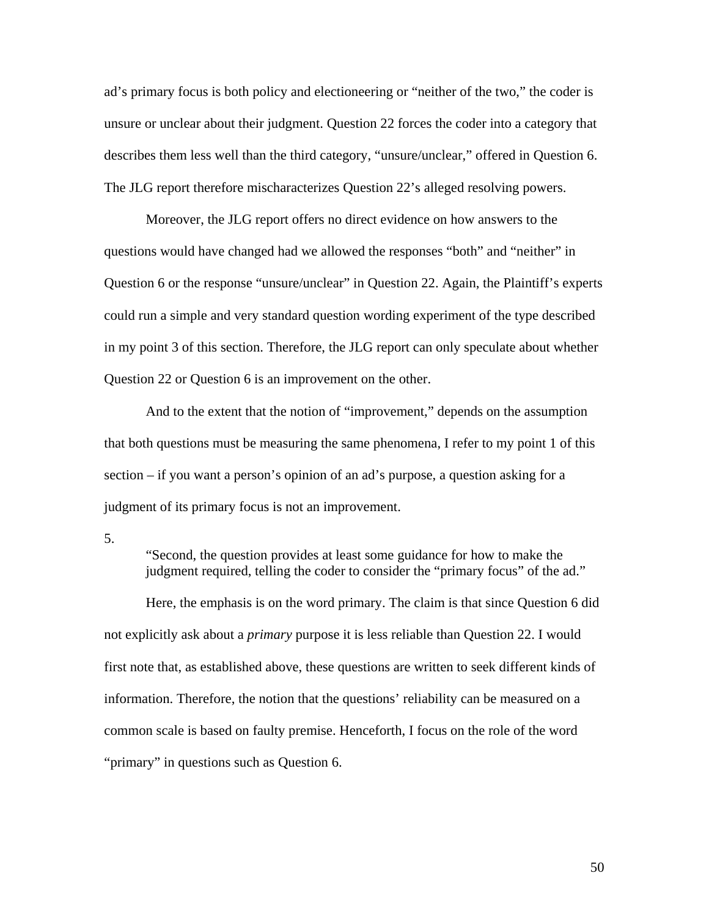ad's primary focus is both policy and electioneering or "neither of the two," the coder is unsure or unclear about their judgment. Question 22 forces the coder into a category that describes them less well than the third category, "unsure/unclear," offered in Question 6. The JLG report therefore mischaracterizes Question 22's alleged resolving powers.

Moreover, the JLG report offers no direct evidence on how answers to the questions would have changed had we allowed the responses "both" and "neither" in Question 6 or the response "unsure/unclear" in Question 22. Again, the Plaintiff's experts could run a simple and very standard question wording experiment of the type described in my point 3 of this section. Therefore, the JLG report can only speculate about whether Question 22 or Question 6 is an improvement on the other.

And to the extent that the notion of "improvement," depends on the assumption that both questions must be measuring the same phenomena, I refer to my point 1 of this section – if you want a person's opinion of an ad's purpose, a question asking for a judgment of its primary focus is not an improvement.

5.

> "Second, the question provides at least some guidance for how to make the judgment required, telling the coder to consider the "primary focus" of the ad."

Here, the emphasis is on the word primary. The claim is that since Question 6 did not explicitly ask about a *primary* purpose it is less reliable than Question 22. I would first note that, as established above, these questions are written to seek different kinds of information. Therefore, the notion that the questions' reliability can be measured on a common scale is based on faulty premise. Henceforth, I focus on the role of the word "primary" in questions such as Question 6.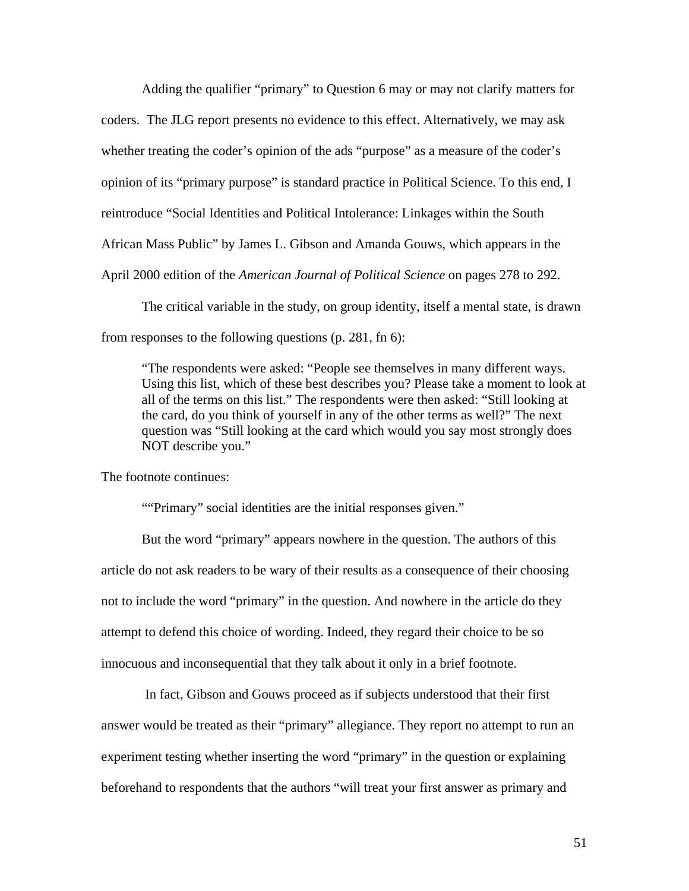Adding the qualifier “primary” to Question 6 may or may not clarify matters for coders. The JLG report presents no evidence to this effect. Alternatively, we may ask whether treating the coder’s opinion of the ads “purpose” as a measure of the coder’s opinion of its “primary purpose” is standard practice in Political Science. To this end, I reintroduce “Social Identities and Political Intolerance: Linkages within the South African Mass Public” by James L. Gibson and Amanda Gouws, which appears in the April 2000 edition of the *American Journal of Political Science* on pages 278 to 292.

The critical variable in the study, on group identity, itself a mental state, is drawn from responses to the following questions (p. 281, fn 6):

> “The respondents were asked: “People see themselves in many different ways. Using this list, which of these best describes you? Please take a moment to look at all of the terms on this list.” The respondents were then asked: “Still looking at the card, do you think of yourself in any of the other terms as well?” The next question was “Still looking at the card which would you say most strongly does NOT describe you.”

The footnote continues:

> ““Primary” social identities are the initial responses given.”

But the word “primary” appears nowhere in the question. The authors of this article do not ask readers to be wary of their results as a consequence of their choosing not to include the word “primary” in the question. And nowhere in the article do they attempt to defend this choice of wording. Indeed, they regard their choice to be so innocuous and inconsequential that they talk about it only in a brief footnote.

In fact, Gibson and Gouws proceed as if subjects understood that their first answer would be treated as their “primary” allegiance. They report no attempt to run an experiment testing whether inserting the word “primary” in the question or explaining beforehand to respondents that the authors “will treat your first answer as primary and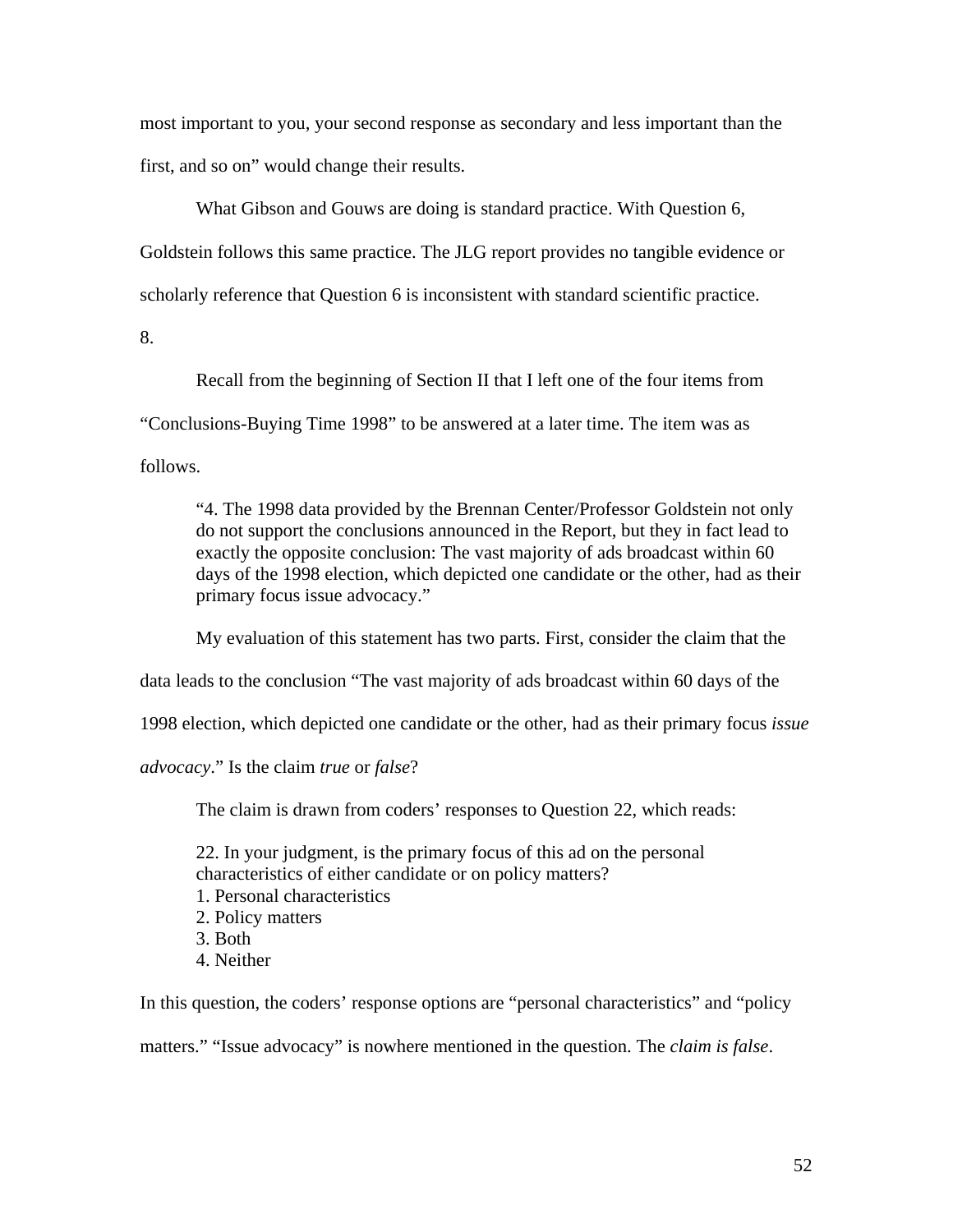most important to you, your second response as secondary and less important than the first, and so on" would change their results.

What Gibson and Gouws are doing is standard practice. With Question 6, Goldstein follows this same practice. The JLG report provides no tangible evidence or scholarly reference that Question 6 is inconsistent with standard scientific practice.

8.

Recall from the beginning of Section II that I left one of the four items from "Conclusions-Buying Time 1998" to be answered at a later time. The item was as follows.

> "4. The 1998 data provided by the Brennan Center/Professor Goldstein not only do not support the conclusions announced in the Report, but they in fact lead to exactly the opposite conclusion: The vast majority of ads broadcast within 60 days of the 1998 election, which depicted one candidate or the other, had as their primary focus issue advocacy."

My evaluation of this statement has two parts. First, consider the claim that the data leads to the conclusion "The vast majority of ads broadcast within 60 days of the 1998 election, which depicted one candidate or the other, had as their primary focus *issue advocacy*." Is the claim *true* or *false*?

The claim is drawn from coders' responses to Question 22, which reads:

> 22. In your judgment, is the primary focus of this ad on the personal characteristics of either candidate or on policy matters?
> 1. Personal characteristics
> 2. Policy matters
> 3. Both
> 4. Neither

In this question, the coders' response options are "personal characteristics" and "policy matters." "Issue advocacy" is nowhere mentioned in the question. The *claim is false*.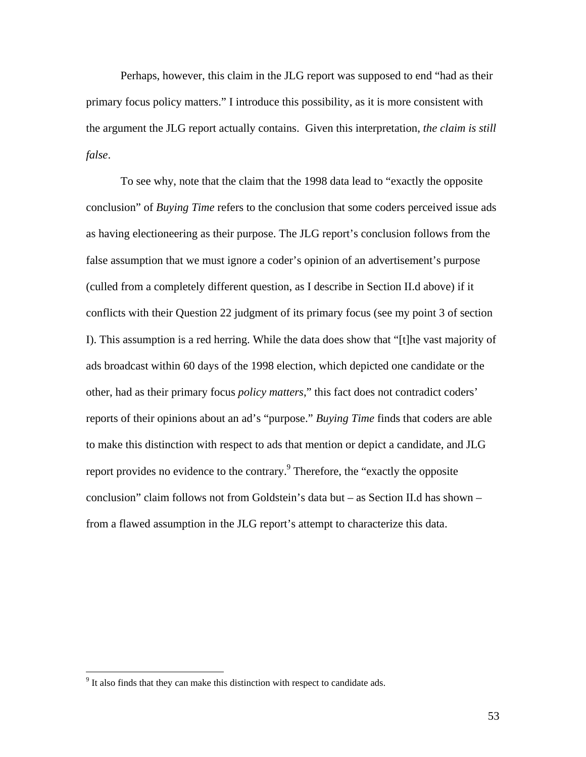Perhaps, however, this claim in the JLG report was supposed to end "had as their primary focus policy matters." I introduce this possibility, as it is more consistent with the argument the JLG report actually contains. Given this interpretation, *the claim is still false*.

To see why, note that the claim that the 1998 data lead to "exactly the opposite conclusion" of *Buying Time* refers to the conclusion that some coders perceived issue ads as having electioneering as their purpose. The JLG report's conclusion follows from the false assumption that we must ignore a coder's opinion of an advertisement's purpose (culled from a completely different question, as I describe in Section II.d above) if it conflicts with their Question 22 judgment of its primary focus (see my point 3 of section I). This assumption is a red herring. While the data does show that "[t]he vast majority of ads broadcast within 60 days of the 1998 election, which depicted one candidate or the other, had as their primary focus *policy matters*," this fact does not contradict coders' reports of their opinions about an ad's "purpose." *Buying Time* finds that coders are able to make this distinction with respect to ads that mention or depict a candidate, and JLG report provides no evidence to the contrary.[9] Therefore, the "exactly the opposite conclusion" claim follows not from Goldstein's data but – as Section II.d has shown – from a flawed assumption in the JLG report's attempt to characterize this data.

[9] It also finds that they can make this distinction with respect to candidate ads.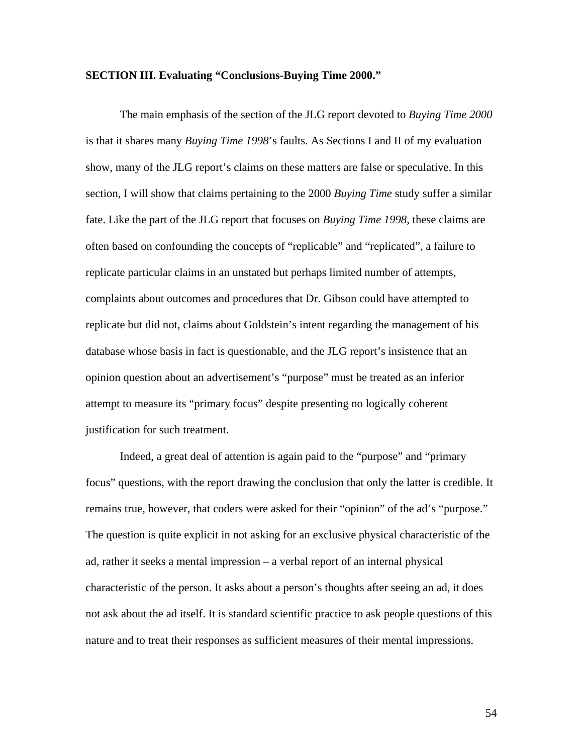**SECTION III. Evaluating "Conclusions-Buying Time 2000."**

The main emphasis of the section of the JLG report devoted to *Buying Time 2000* is that it shares many *Buying Time 1998*'s faults. As Sections I and II of my evaluation show, many of the JLG report's claims on these matters are false or speculative. In this section, I will show that claims pertaining to the 2000 *Buying Time* study suffer a similar fate. Like the part of the JLG report that focuses on *Buying Time 1998*, these claims are often based on confounding the concepts of "replicable" and "replicated", a failure to replicate particular claims in an unstated but perhaps limited number of attempts, complaints about outcomes and procedures that Dr. Gibson could have attempted to replicate but did not, claims about Goldstein's intent regarding the management of his database whose basis in fact is questionable, and the JLG report's insistence that an opinion question about an advertisement's "purpose" must be treated as an inferior attempt to measure its "primary focus" despite presenting no logically coherent justification for such treatment.

Indeed, a great deal of attention is again paid to the "purpose" and "primary focus" questions, with the report drawing the conclusion that only the latter is credible. It remains true, however, that coders were asked for their "opinion" of the ad's "purpose." The question is quite explicit in not asking for an exclusive physical characteristic of the ad, rather it seeks a mental impression – a verbal report of an internal physical characteristic of the person. It asks about a person's thoughts after seeing an ad, it does not ask about the ad itself. It is standard scientific practice to ask people questions of this nature and to treat their responses as sufficient measures of their mental impressions.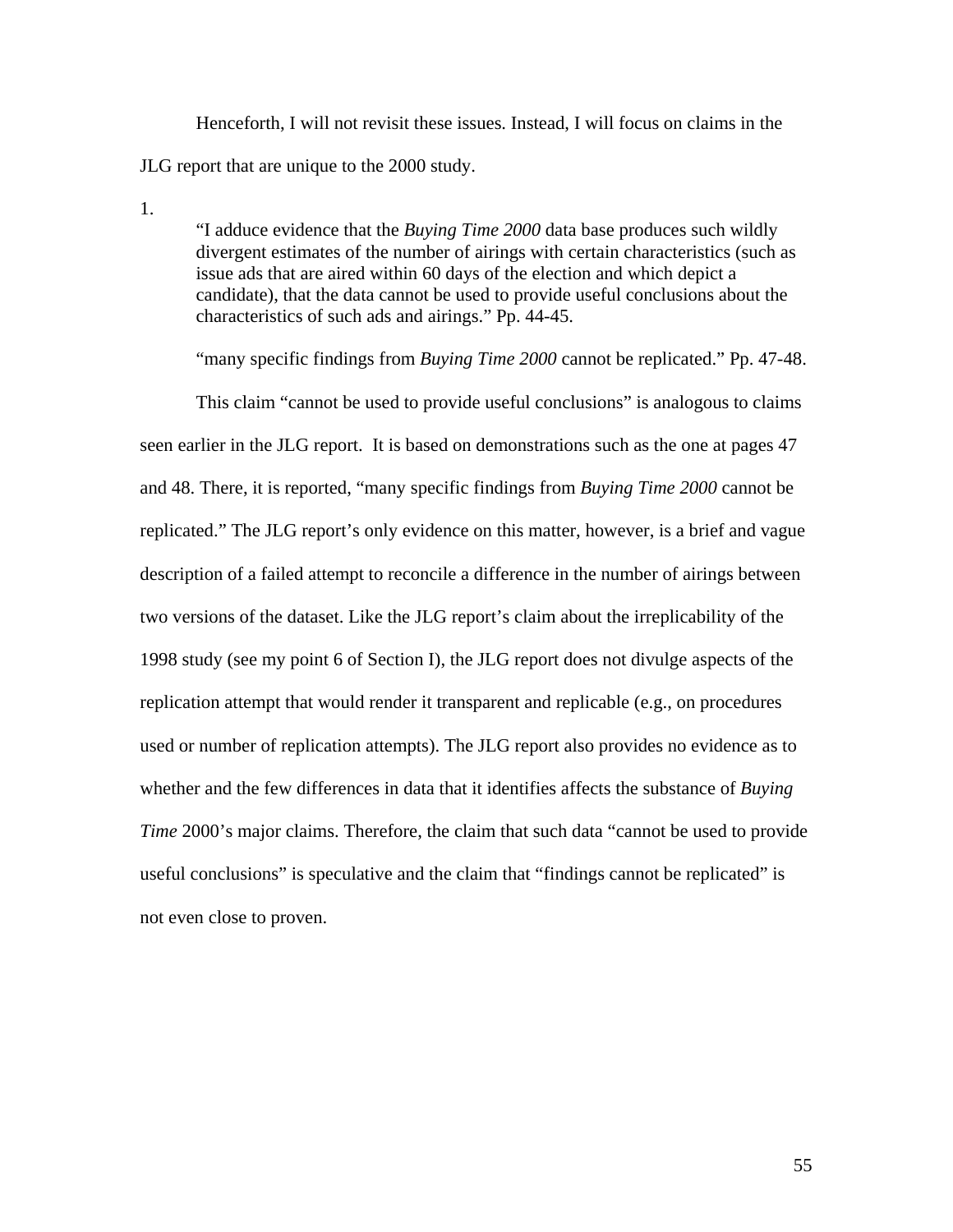Henceforth, I will not revisit these issues. Instead, I will focus on claims in the JLG report that are unique to the 2000 study.

1.

> "I adduce evidence that the *Buying Time 2000* data base produces such wildly divergent estimates of the number of airings with certain characteristics (such as issue ads that are aired within 60 days of the election and which depict a candidate), that the data cannot be used to provide useful conclusions about the characteristics of such ads and airings." Pp. 44-45.
>
> "many specific findings from *Buying Time 2000* cannot be replicated." Pp. 47-48.

This claim "cannot be used to provide useful conclusions" is analogous to claims seen earlier in the JLG report. It is based on demonstrations such as the one at pages 47 and 48. There, it is reported, "many specific findings from *Buying Time 2000* cannot be replicated." The JLG report's only evidence on this matter, however, is a brief and vague description of a failed attempt to reconcile a difference in the number of airings between two versions of the dataset. Like the JLG report's claim about the irreplicability of the 1998 study (see my point 6 of Section I), the JLG report does not divulge aspects of the replication attempt that would render it transparent and replicable (e.g., on procedures used or number of replication attempts). The JLG report also provides no evidence as to whether and the few differences in data that it identifies affects the substance of *Buying Time* 2000's major claims. Therefore, the claim that such data "cannot be used to provide useful conclusions" is speculative and the claim that "findings cannot be replicated" is not even close to proven.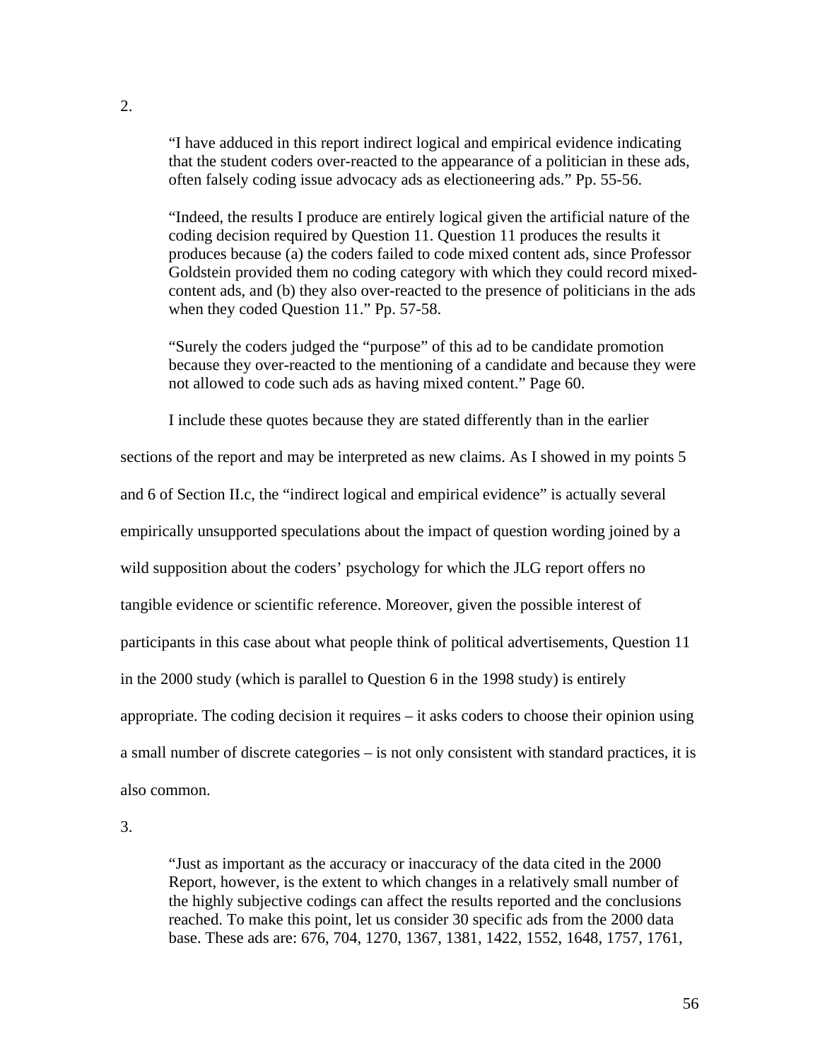2.

> "I have adduced in this report indirect logical and empirical evidence indicating that the student coders over-reacted to the appearance of a politician in these ads, often falsely coding issue advocacy ads as electioneering ads." Pp. 55-56.
>
> "Indeed, the results I produce are entirely logical given the artificial nature of the coding decision required by Question 11. Question 11 produces the results it produces because (a) the coders failed to code mixed content ads, since Professor Goldstein provided them no coding category with which they could record mixed-content ads, and (b) they also over-reacted to the presence of politicians in the ads when they coded Question 11." Pp. 57-58.
>
> "Surely the coders judged the "purpose" of this ad to be candidate promotion because they over-reacted to the mentioning of a candidate and because they were not allowed to code such ads as having mixed content." Page 60.

I include these quotes because they are stated differently than in the earlier sections of the report and may be interpreted as new claims. As I showed in my points 5 and 6 of Section II.c, the "indirect logical and empirical evidence" is actually several empirically unsupported speculations about the impact of question wording joined by a wild supposition about the coders' psychology for which the JLG report offers no tangible evidence or scientific reference. Moreover, given the possible interest of participants in this case about what people think of political advertisements, Question 11 in the 2000 study (which is parallel to Question 6 in the 1998 study) is entirely appropriate. The coding decision it requires – it asks coders to choose their opinion using a small number of discrete categories – is not only consistent with standard practices, it is also common.

3.

> "Just as important as the accuracy or inaccuracy of the data cited in the 2000 Report, however, is the extent to which changes in a relatively small number of the highly subjective codings can affect the results reported and the conclusions reached. To make this point, let us consider 30 specific ads from the 2000 data base. These ads are: 676, 704, 1270, 1367, 1381, 1422, 1552, 1648, 1757, 1761,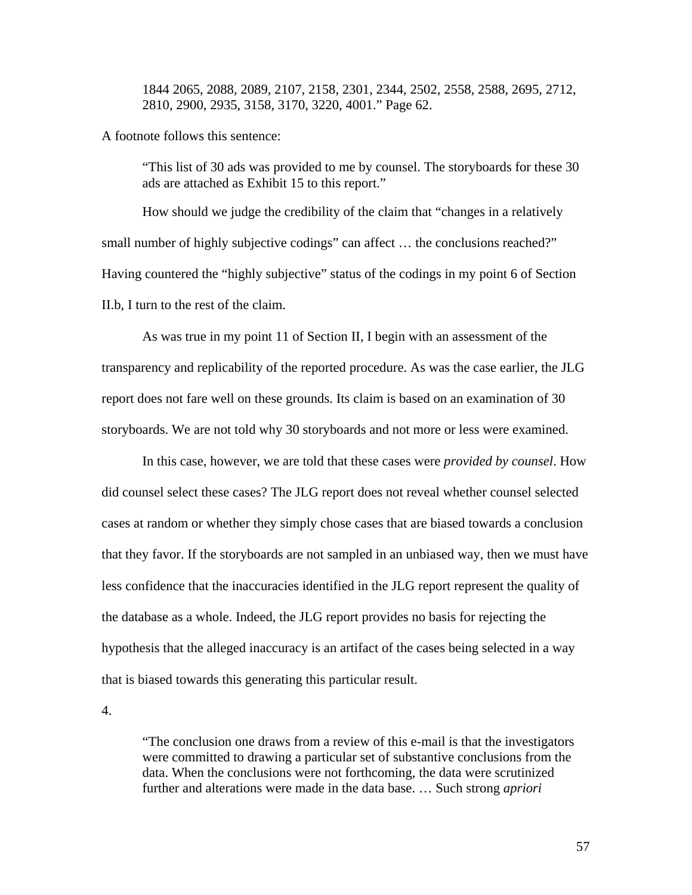> 1844 2065, 2088, 2089, 2107, 2158, 2301, 2344, 2502, 2558, 2588, 2695, 2712, 2810, 2900, 2935, 3158, 3170, 3220, 4001." Page 62.

A footnote follows this sentence:

> "This list of 30 ads was provided to me by counsel. The storyboards for these 30 ads are attached as Exhibit 15 to this report."

How should we judge the credibility of the claim that "changes in a relatively small number of highly subjective codings" can affect … the conclusions reached?" Having countered the "highly subjective" status of the codings in my point 6 of Section II.b, I turn to the rest of the claim.

As was true in my point 11 of Section II, I begin with an assessment of the transparency and replicability of the reported procedure. As was the case earlier, the JLG report does not fare well on these grounds. Its claim is based on an examination of 30 storyboards. We are not told why 30 storyboards and not more or less were examined.

In this case, however, we are told that these cases were *provided by counsel*. How did counsel select these cases? The JLG report does not reveal whether counsel selected cases at random or whether they simply chose cases that are biased towards a conclusion that they favor. If the storyboards are not sampled in an unbiased way, then we must have less confidence that the inaccuracies identified in the JLG report represent the quality of the database as a whole. Indeed, the JLG report provides no basis for rejecting the hypothesis that the alleged inaccuracy is an artifact of the cases being selected in a way that is biased towards this generating this particular result.

4.

> "The conclusion one draws from a review of this e-mail is that the investigators were committed to drawing a particular set of substantive conclusions from the data. When the conclusions were not forthcoming, the data were scrutinized further and alterations were made in the data base. … Such strong *apriori*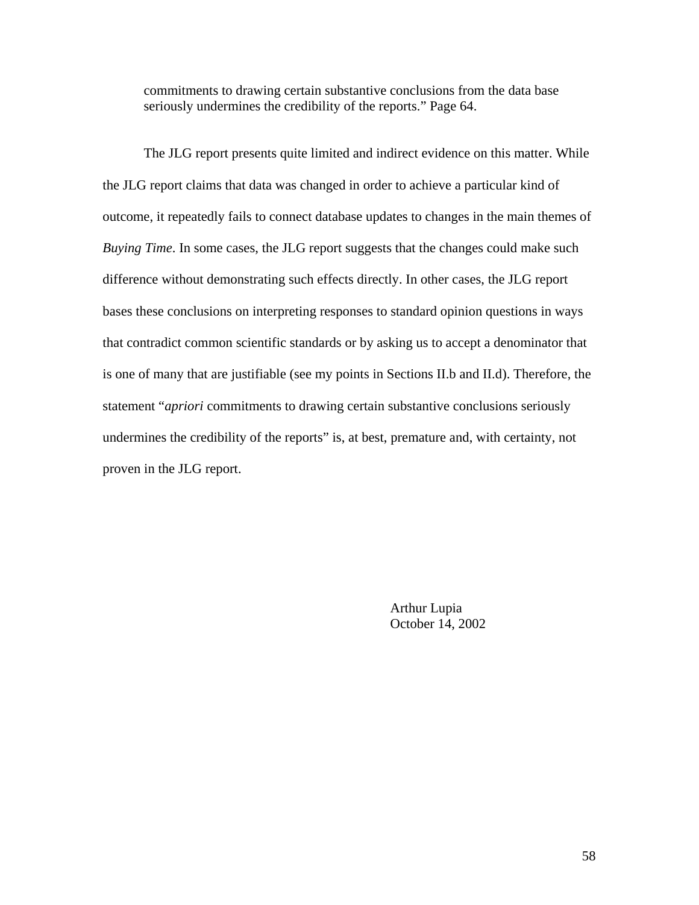> commitments to drawing certain substantive conclusions from the data base seriously undermines the credibility of the reports." Page 64.

The JLG report presents quite limited and indirect evidence on this matter. While the JLG report claims that data was changed in order to achieve a particular kind of outcome, it repeatedly fails to connect database updates to changes in the main themes of *Buying Time*. In some cases, the JLG report suggests that the changes could make such difference without demonstrating such effects directly. In other cases, the JLG report bases these conclusions on interpreting responses to standard opinion questions in ways that contradict common scientific standards or by asking us to accept a denominator that is one of many that are justifiable (see my points in Sections II.b and II.d). Therefore, the statement "*apriori* commitments to drawing certain substantive conclusions seriously undermines the credibility of the reports" is, at best, premature and, with certainty, not proven in the JLG report.

Arthur Lupia
October 14, 2002